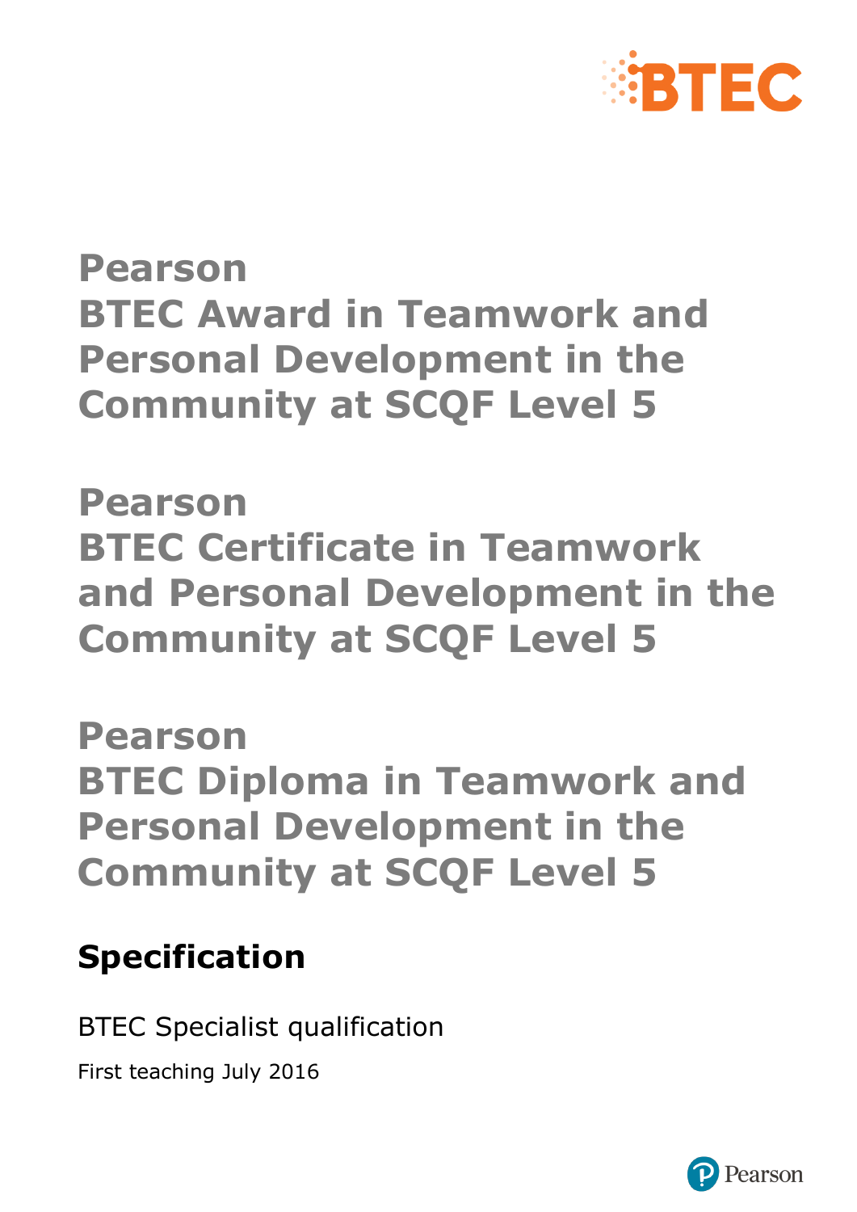# Pearson BTEC Award in Teamwork and Personal Development in the Community at SCQF Level 5

# Pearson BTEC Certificate in Teamwork and Personal Development in the Community at SCQF Level 5

# Pearson BTEC Diploma in Teamwork and Personal Development in the Community at SCQF Level 5

## Specification

BTEC Specialist qualification

First teaching July 2016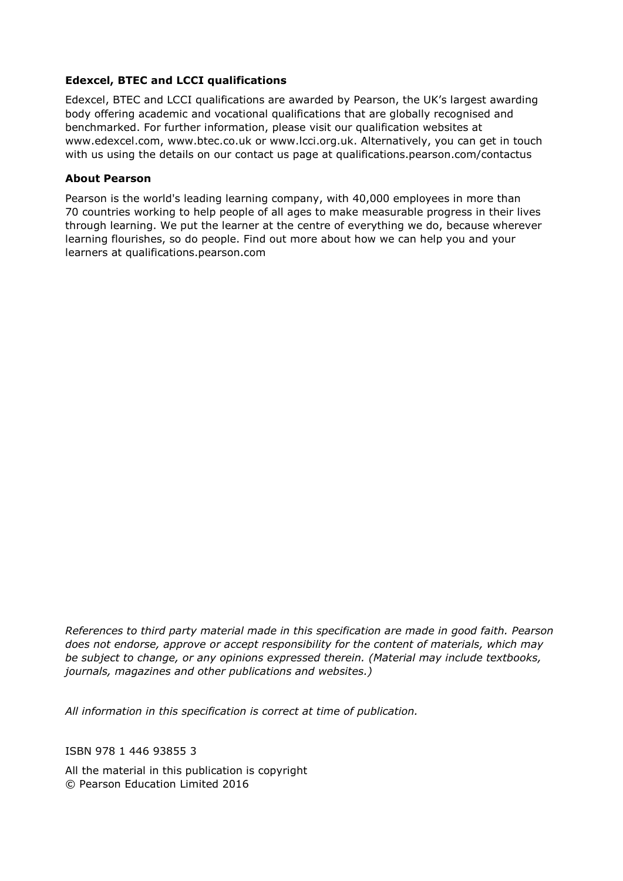**Edexcel, BTEC and LCCI qualifications**

Edexcel, BTEC and LCCI qualifications are awarded by Pearson, the UK's largest awarding body offering academic and vocational qualifications that are globally recognised and benchmarked. For further information, please visit our qualification websites at www.edexcel.com, www.btec.co.uk or www.lcci.org.uk. Alternatively, you can get in touch with us using the details on our contact us page at qualifications.pearson.com/contactus

**About Pearson**

Pearson is the world's leading learning company, with 40,000 employees in more than 70 countries working to help people of all ages to make measurable progress in their lives through learning. We put the learner at the centre of everything we do, because wherever learning flourishes, so do people. Find out more about how we can help you and your learners at qualifications.pearson.com

*References to third party material made in this specification are made in good faith. Pearson does not endorse, approve or accept responsibility for the content of materials, which may be subject to change, or any opinions expressed therein. (Material may include textbooks, journals, magazines and other publications and websites.)*

*All information in this specification is correct at time of publication.*

ISBN 978 1 446 93855 3

All the material in this publication is copyright
© Pearson Education Limited 2016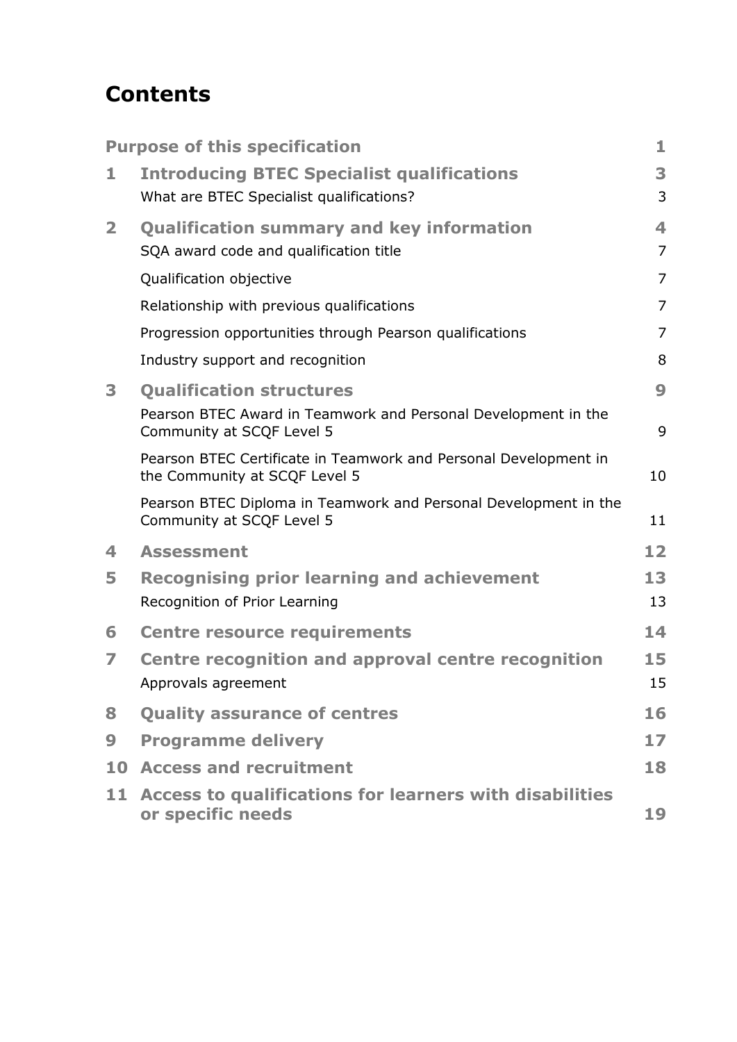# Contents

| | | |
|---|---|---|
| **Purpose of this specification** | | **1** |
| **1** | **Introducing BTEC Specialist qualifications** | **3** |
| | What are BTEC Specialist qualifications? | 3 |
| **2** | **Qualification summary and key information** | **4** |
| | SQA award code and qualification title | 7 |
| | Qualification objective | 7 |
| | Relationship with previous qualifications | 7 |
| | Progression opportunities through Pearson qualifications | 7 |
| | Industry support and recognition | 8 |
| **3** | **Qualification structures** | **9** |
| | Pearson BTEC Award in Teamwork and Personal Development in the Community at SCQF Level 5 | 9 |
| | Pearson BTEC Certificate in Teamwork and Personal Development in the Community at SCQF Level 5 | 10 |
| | Pearson BTEC Diploma in Teamwork and Personal Development in the Community at SCQF Level 5 | 11 |
| **4** | **Assessment** | **12** |
| **5** | **Recognising prior learning and achievement** | **13** |
| | Recognition of Prior Learning | 13 |
| **6** | **Centre resource requirements** | **14** |
| **7** | **Centre recognition and approval centre recognition** | **15** |
| | Approvals agreement | 15 |
| **8** | **Quality assurance of centres** | **16** |
| **9** | **Programme delivery** | **17** |
| **10** | **Access and recruitment** | **18** |
| **11** | **Access to qualifications for learners with disabilities or specific needs** | **19** |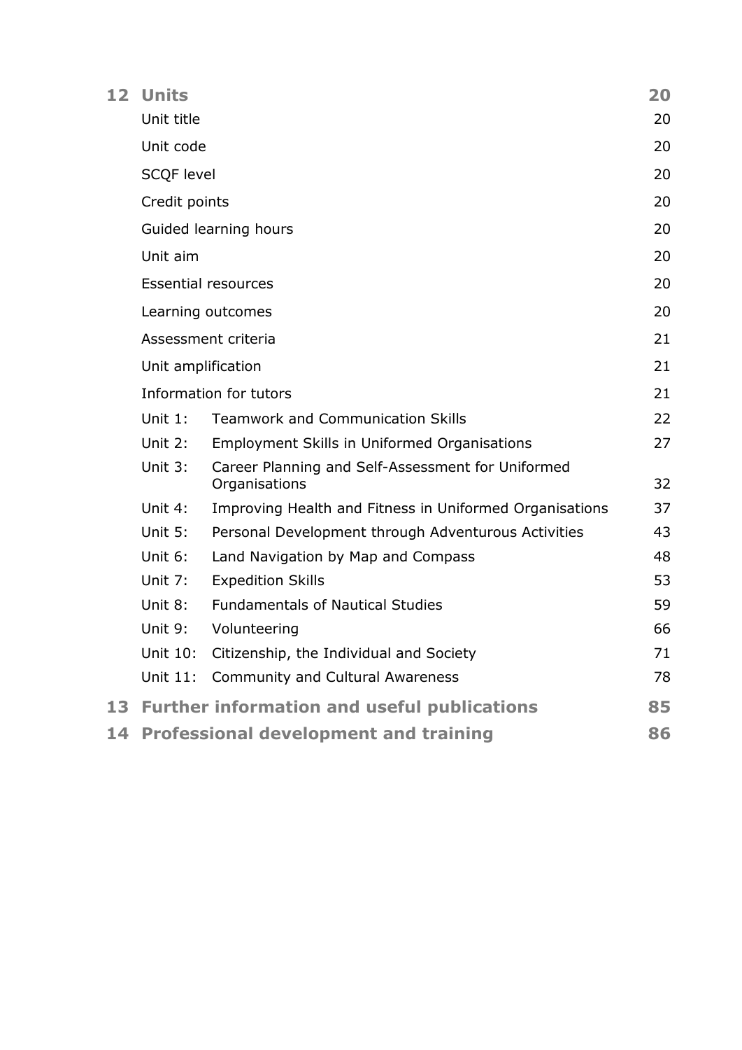| | | |
|---|---|---|
| **12** | **Units** | **20** |
| | Unit title | 20 |
| | Unit code | 20 |
| | SCQF level | 20 |
| | Credit points | 20 |
| | Guided learning hours | 20 |
| | Unit aim | 20 |
| | Essential resources | 20 |
| | Learning outcomes | 20 |
| | Assessment criteria | 21 |
| | Unit amplification | 21 |
| | Information for tutors | 21 |
| | Unit 1: Teamwork and Communication Skills | 22 |
| | Unit 2: Employment Skills in Uniformed Organisations | 27 |
| | Unit 3: Career Planning and Self-Assessment for Uniformed Organisations | 32 |
| | Unit 4: Improving Health and Fitness in Uniformed Organisations | 37 |
| | Unit 5: Personal Development through Adventurous Activities | 43 |
| | Unit 6: Land Navigation by Map and Compass | 48 |
| | Unit 7: Expedition Skills | 53 |
| | Unit 8: Fundamentals of Nautical Studies | 59 |
| | Unit 9: Volunteering | 66 |
| | Unit 10: Citizenship, the Individual and Society | 71 |
| | Unit 11: Community and Cultural Awareness | 78 |
| **13** | **Further information and useful publications** | **85** |
| **14** | **Professional development and training** | **86** |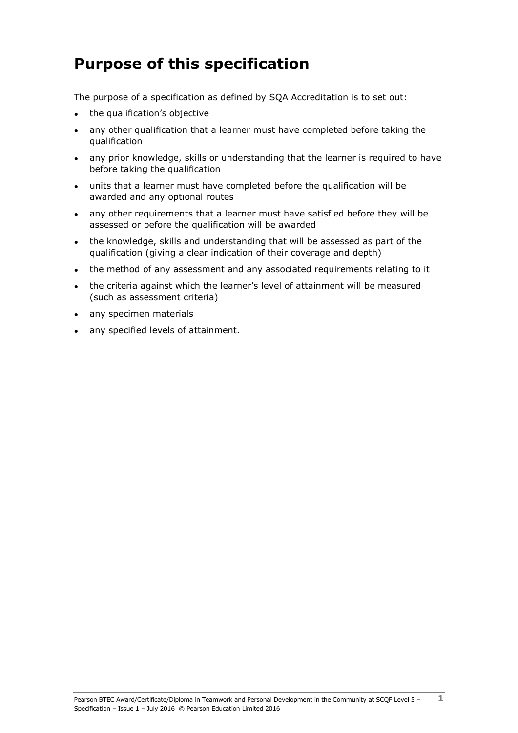# Purpose of this specification

The purpose of a specification as defined by SQA Accreditation is to set out:

- the qualification's objective
- any other qualification that a learner must have completed before taking the qualification
- any prior knowledge, skills or understanding that the learner is required to have before taking the qualification
- units that a learner must have completed before the qualification will be awarded and any optional routes
- any other requirements that a learner must have satisfied before they will be assessed or before the qualification will be awarded
- the knowledge, skills and understanding that will be assessed as part of the qualification (giving a clear indication of their coverage and depth)
- the method of any assessment and any associated requirements relating to it
- the criteria against which the learner's level of attainment will be measured (such as assessment criteria)
- any specimen materials
- any specified levels of attainment.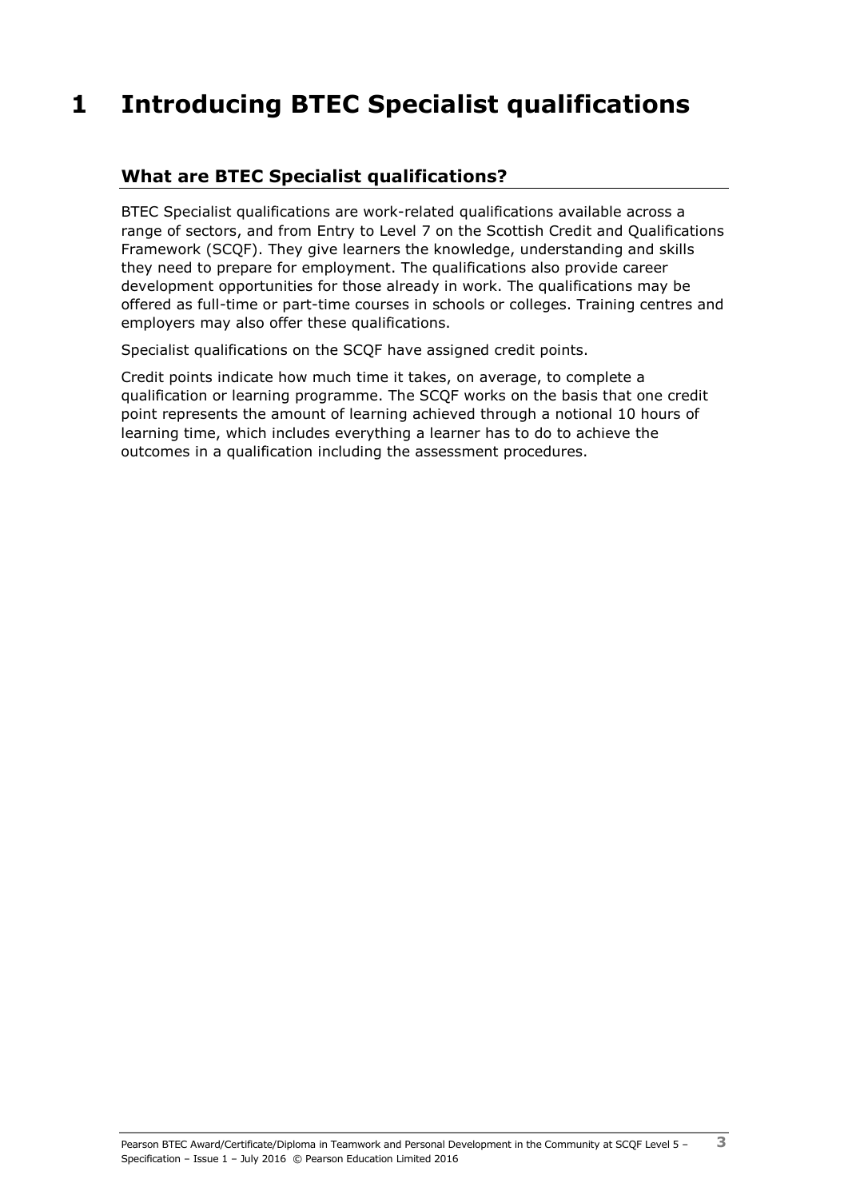# 1 Introducing BTEC Specialist qualifications

## What are BTEC Specialist qualifications?

BTEC Specialist qualifications are work-related qualifications available across a range of sectors, and from Entry to Level 7 on the Scottish Credit and Qualifications Framework (SCQF). They give learners the knowledge, understanding and skills they need to prepare for employment. The qualifications also provide career development opportunities for those already in work. The qualifications may be offered as full-time or part-time courses in schools or colleges. Training centres and employers may also offer these qualifications.

Specialist qualifications on the SCQF have assigned credit points.

Credit points indicate how much time it takes, on average, to complete a qualification or learning programme. The SCQF works on the basis that one credit point represents the amount of learning achieved through a notional 10 hours of learning time, which includes everything a learner has to do to achieve the outcomes in a qualification including the assessment procedures.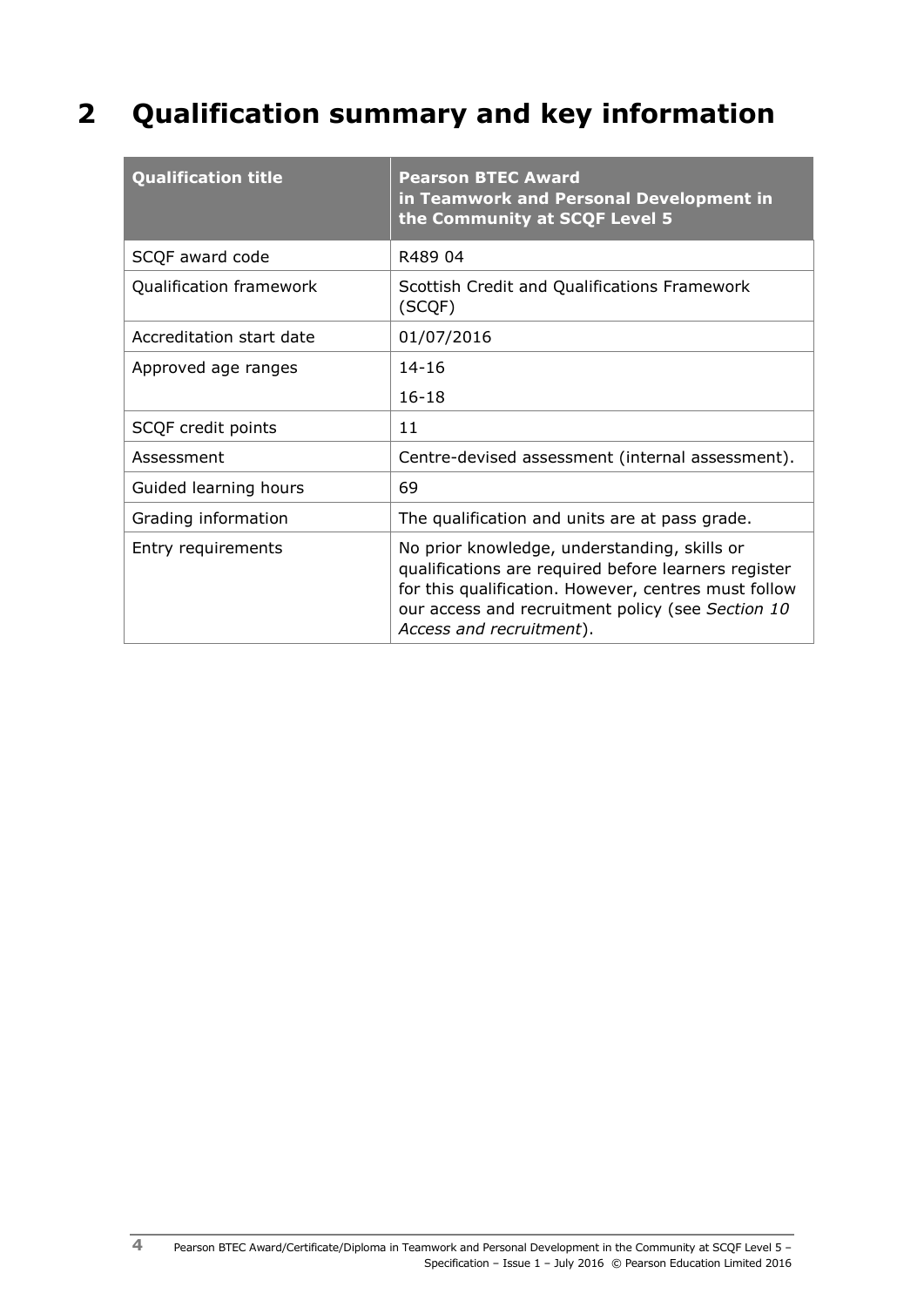# 2 Qualification summary and key information

| Qualification title | Pearson BTEC Award in Teamwork and Personal Development in the Community at SCQF Level 5 |
|---|---|
| SCQF award code | R489 04 |
| Qualification framework | Scottish Credit and Qualifications Framework (SCQF) |
| Accreditation start date | 01/07/2016 |
| Approved age ranges | 14-16<br>16-18 |
| SCQF credit points | 11 |
| Assessment | Centre-devised assessment (internal assessment). |
| Guided learning hours | 69 |
| Grading information | The qualification and units are at pass grade. |
| Entry requirements | No prior knowledge, understanding, skills or qualifications are required before learners register for this qualification. However, centres must follow our access and recruitment policy (see *Section 10 Access and recruitment*). |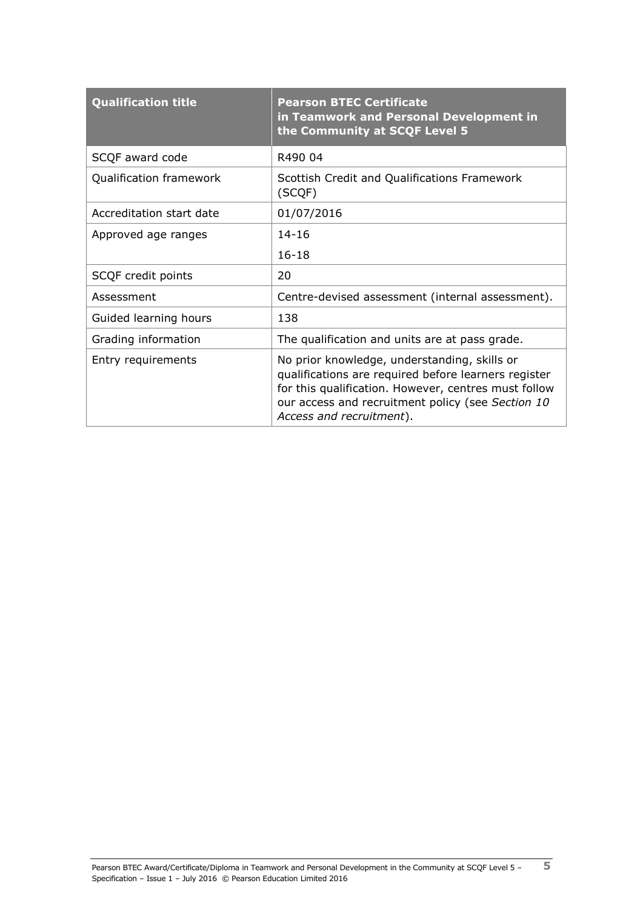| Qualification title | Pearson BTEC Certificate in Teamwork and Personal Development in the Community at SCQF Level 5 |
| --- | --- |
| SCQF award code | R490 04 |
| Qualification framework | Scottish Credit and Qualifications Framework (SCQF) |
| Accreditation start date | 01/07/2016 |
| Approved age ranges | 14-16<br>16-18 |
| SCQF credit points | 20 |
| Assessment | Centre-devised assessment (internal assessment). |
| Guided learning hours | 138 |
| Grading information | The qualification and units are at pass grade. |
| Entry requirements | No prior knowledge, understanding, skills or qualifications are required before learners register for this qualification. However, centres must follow our access and recruitment policy (see *Section 10 Access and recruitment*). |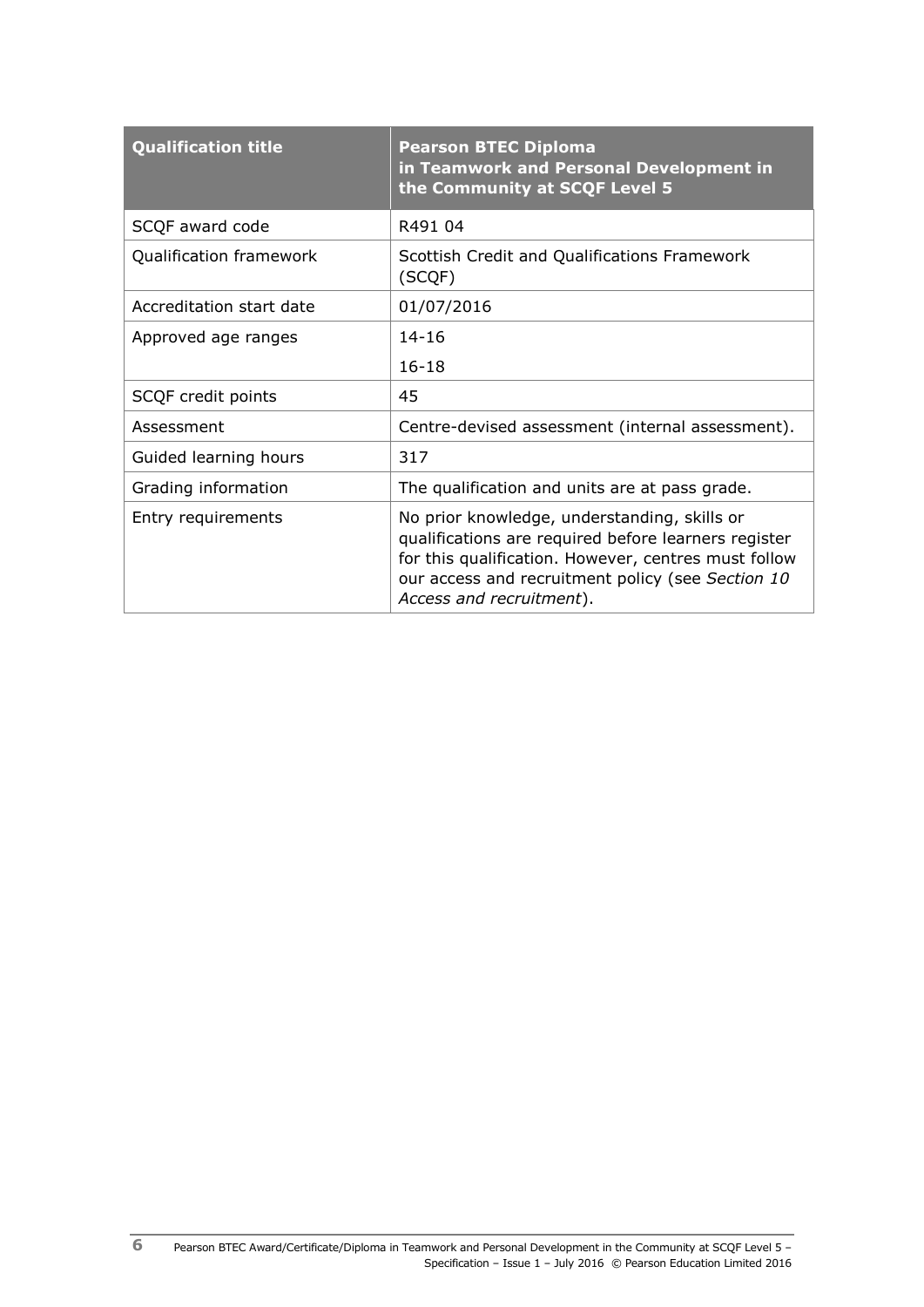| Qualification title | Pearson BTEC Diploma in Teamwork and Personal Development in the Community at SCQF Level 5 |
|---|---|
| SCQF award code | R491 04 |
| Qualification framework | Scottish Credit and Qualifications Framework (SCQF) |
| Accreditation start date | 01/07/2016 |
| Approved age ranges | 14-16<br>16-18 |
| SCQF credit points | 45 |
| Assessment | Centre-devised assessment (internal assessment). |
| Guided learning hours | 317 |
| Grading information | The qualification and units are at pass grade. |
| Entry requirements | No prior knowledge, understanding, skills or qualifications are required before learners register for this qualification. However, centres must follow our access and recruitment policy (see *Section 10 Access and recruitment*). |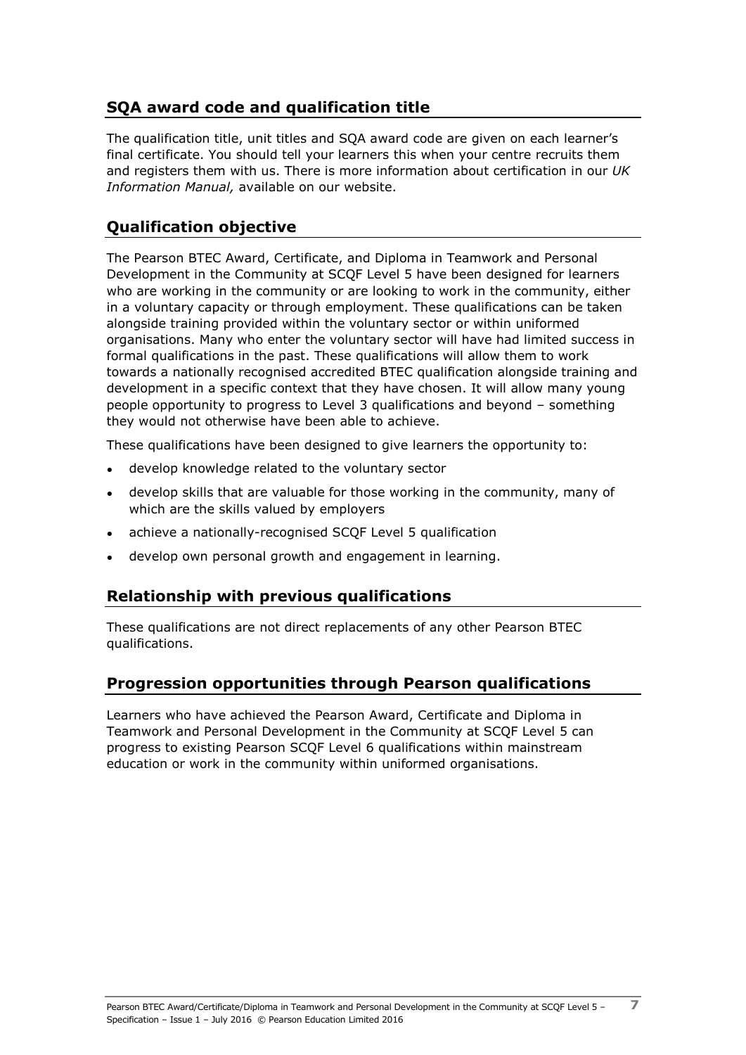## SQA award code and qualification title

The qualification title, unit titles and SQA award code are given on each learner's final certificate. You should tell your learners this when your centre recruits them and registers them with us. There is more information about certification in our *UK Information Manual,* available on our website.

## Qualification objective

The Pearson BTEC Award, Certificate, and Diploma in Teamwork and Personal Development in the Community at SCQF Level 5 have been designed for learners who are working in the community or are looking to work in the community, either in a voluntary capacity or through employment. These qualifications can be taken alongside training provided within the voluntary sector or within uniformed organisations. Many who enter the voluntary sector will have had limited success in formal qualifications in the past. These qualifications will allow them to work towards a nationally recognised accredited BTEC qualification alongside training and development in a specific context that they have chosen. It will allow many young people opportunity to progress to Level 3 qualifications and beyond – something they would not otherwise have been able to achieve.

These qualifications have been designed to give learners the opportunity to:

- develop knowledge related to the voluntary sector
- develop skills that are valuable for those working in the community, many of which are the skills valued by employers
- achieve a nationally-recognised SCQF Level 5 qualification
- develop own personal growth and engagement in learning.

## Relationship with previous qualifications

These qualifications are not direct replacements of any other Pearson BTEC qualifications.

## Progression opportunities through Pearson qualifications

Learners who have achieved the Pearson Award, Certificate and Diploma in Teamwork and Personal Development in the Community at SCQF Level 5 can progress to existing Pearson SCQF Level 6 qualifications within mainstream education or work in the community within uniformed organisations.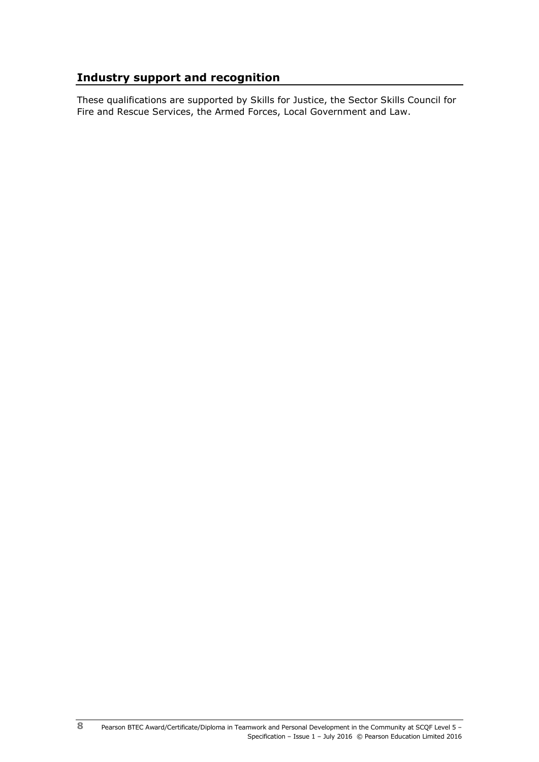## Industry support and recognition

These qualifications are supported by Skills for Justice, the Sector Skills Council for Fire and Rescue Services, the Armed Forces, Local Government and Law.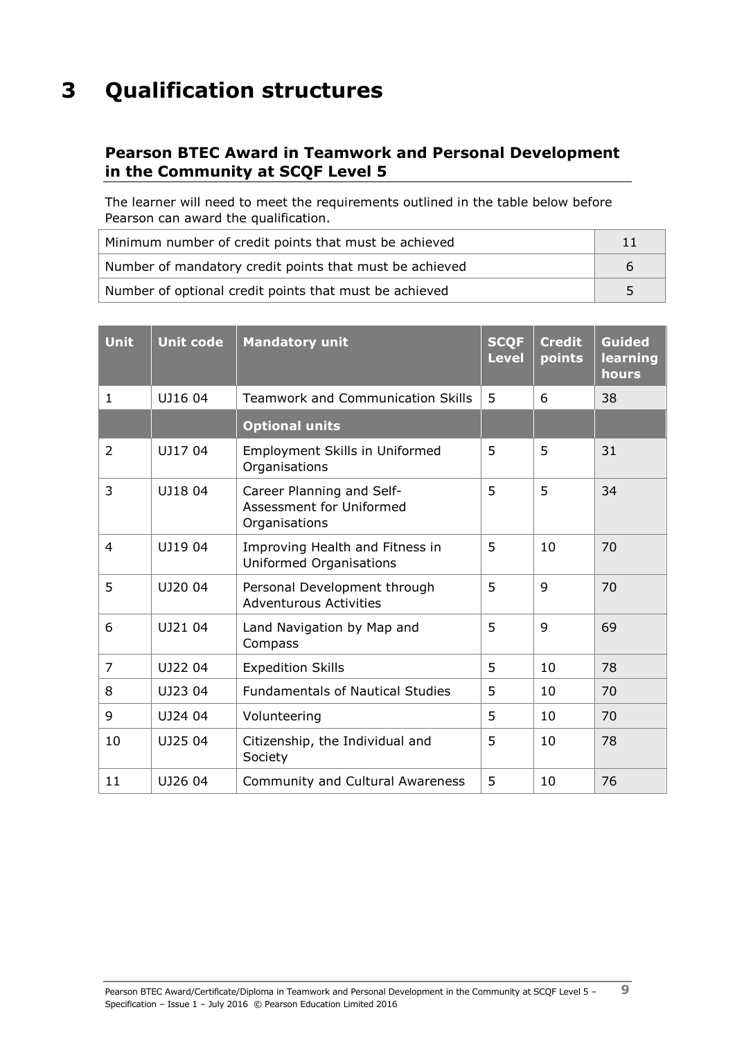# 3 Qualification structures

## Pearson BTEC Award in Teamwork and Personal Development in the Community at SCQF Level 5

The learner will need to meet the requirements outlined in the table below before Pearson can award the qualification.

| | |
|---|---|
| Minimum number of credit points that must be achieved | 11 |
| Number of mandatory credit points that must be achieved | 6 |
| Number of optional credit points that must be achieved | 5 |

| Unit | Unit code | Mandatory unit | SCQF Level | Credit points | Guided learning hours |
|---|---|---|---|---|---|
| 1 | UJ16 04 | Teamwork and Communication Skills | 5 | 6 | 38 |
| | | **Optional units** | | | |
| 2 | UJ17 04 | Employment Skills in Uniformed Organisations | 5 | 5 | 31 |
| 3 | UJ18 04 | Career Planning and Self-Assessment for Uniformed Organisations | 5 | 5 | 34 |
| 4 | UJ19 04 | Improving Health and Fitness in Uniformed Organisations | 5 | 10 | 70 |
| 5 | UJ20 04 | Personal Development through Adventurous Activities | 5 | 9 | 70 |
| 6 | UJ21 04 | Land Navigation by Map and Compass | 5 | 9 | 69 |
| 7 | UJ22 04 | Expedition Skills | 5 | 10 | 78 |
| 8 | UJ23 04 | Fundamentals of Nautical Studies | 5 | 10 | 70 |
| 9 | UJ24 04 | Volunteering | 5 | 10 | 70 |
| 10 | UJ25 04 | Citizenship, the Individual and Society | 5 | 10 | 78 |
| 11 | UJ26 04 | Community and Cultural Awareness | 5 | 10 | 76 |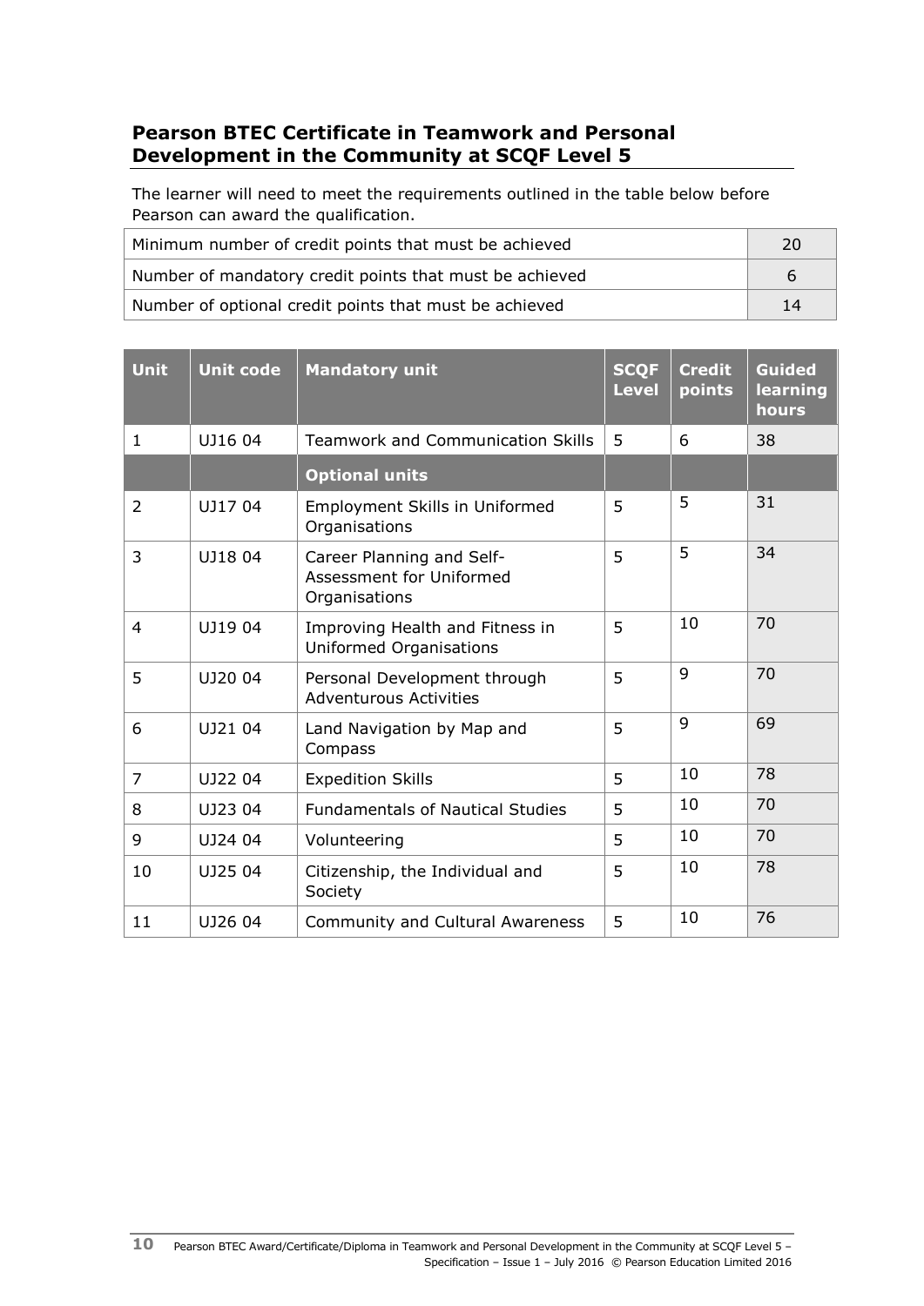## Pearson BTEC Certificate in Teamwork and Personal Development in the Community at SCQF Level 5

The learner will need to meet the requirements outlined in the table below before Pearson can award the qualification.

| | |
|---|---|
| Minimum number of credit points that must be achieved | 20 |
| Number of mandatory credit points that must be achieved | 6 |
| Number of optional credit points that must be achieved | 14 |

| Unit | Unit code | Mandatory unit | SCQF Level | Credit points | Guided learning hours |
|---|---|---|---|---|---|
| 1 | UJ16 04 | Teamwork and Communication Skills | 5 | 6 | 38 |
| | | **Optional units** | | | |
| 2 | UJ17 04 | Employment Skills in Uniformed Organisations | 5 | 5 | 31 |
| 3 | UJ18 04 | Career Planning and Self-Assessment for Uniformed Organisations | 5 | 5 | 34 |
| 4 | UJ19 04 | Improving Health and Fitness in Uniformed Organisations | 5 | 10 | 70 |
| 5 | UJ20 04 | Personal Development through Adventurous Activities | 5 | 9 | 70 |
| 6 | UJ21 04 | Land Navigation by Map and Compass | 5 | 9 | 69 |
| 7 | UJ22 04 | Expedition Skills | 5 | 10 | 78 |
| 8 | UJ23 04 | Fundamentals of Nautical Studies | 5 | 10 | 70 |
| 9 | UJ24 04 | Volunteering | 5 | 10 | 70 |
| 10 | UJ25 04 | Citizenship, the Individual and Society | 5 | 10 | 78 |
| 11 | UJ26 04 | Community and Cultural Awareness | 5 | 10 | 76 |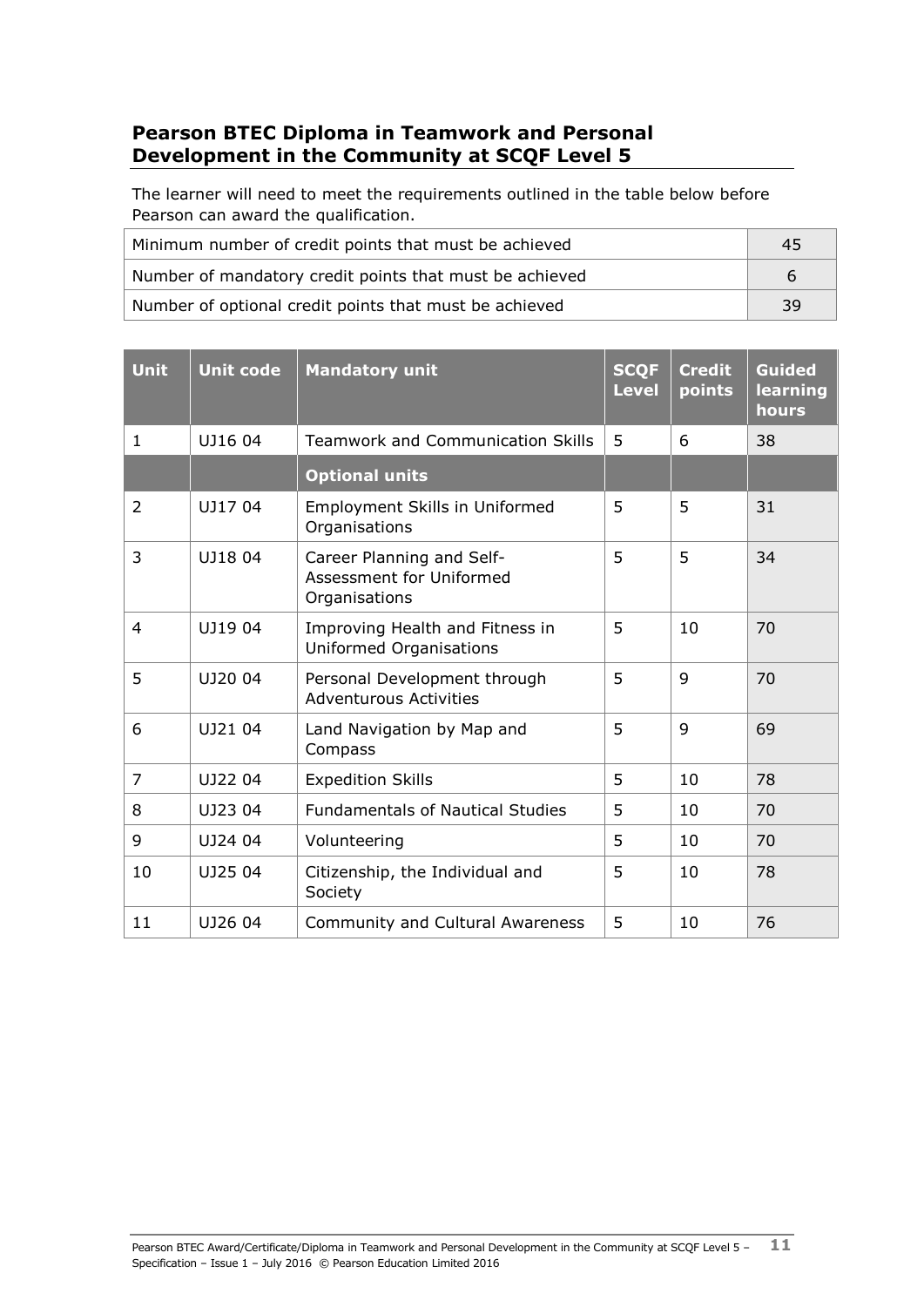## Pearson BTEC Diploma in Teamwork and Personal Development in the Community at SCQF Level 5

The learner will need to meet the requirements outlined in the table below before Pearson can award the qualification.

| | |
|---|---|
| Minimum number of credit points that must be achieved | 45 |
| Number of mandatory credit points that must be achieved | 6 |
| Number of optional credit points that must be achieved | 39 |

| Unit | Unit code | Mandatory unit | SCQF Level | Credit points | Guided learning hours |
|---|---|---|---|---|---|
| 1 | UJ16 04 | Teamwork and Communication Skills | 5 | 6 | 38 |
| | | **Optional units** | | | |
| 2 | UJ17 04 | Employment Skills in Uniformed Organisations | 5 | 5 | 31 |
| 3 | UJ18 04 | Career Planning and Self-Assessment for Uniformed Organisations | 5 | 5 | 34 |
| 4 | UJ19 04 | Improving Health and Fitness in Uniformed Organisations | 5 | 10 | 70 |
| 5 | UJ20 04 | Personal Development through Adventurous Activities | 5 | 9 | 70 |
| 6 | UJ21 04 | Land Navigation by Map and Compass | 5 | 9 | 69 |
| 7 | UJ22 04 | Expedition Skills | 5 | 10 | 78 |
| 8 | UJ23 04 | Fundamentals of Nautical Studies | 5 | 10 | 70 |
| 9 | UJ24 04 | Volunteering | 5 | 10 | 70 |
| 10 | UJ25 04 | Citizenship, the Individual and Society | 5 | 10 | 78 |
| 11 | UJ26 04 | Community and Cultural Awareness | 5 | 10 | 76 |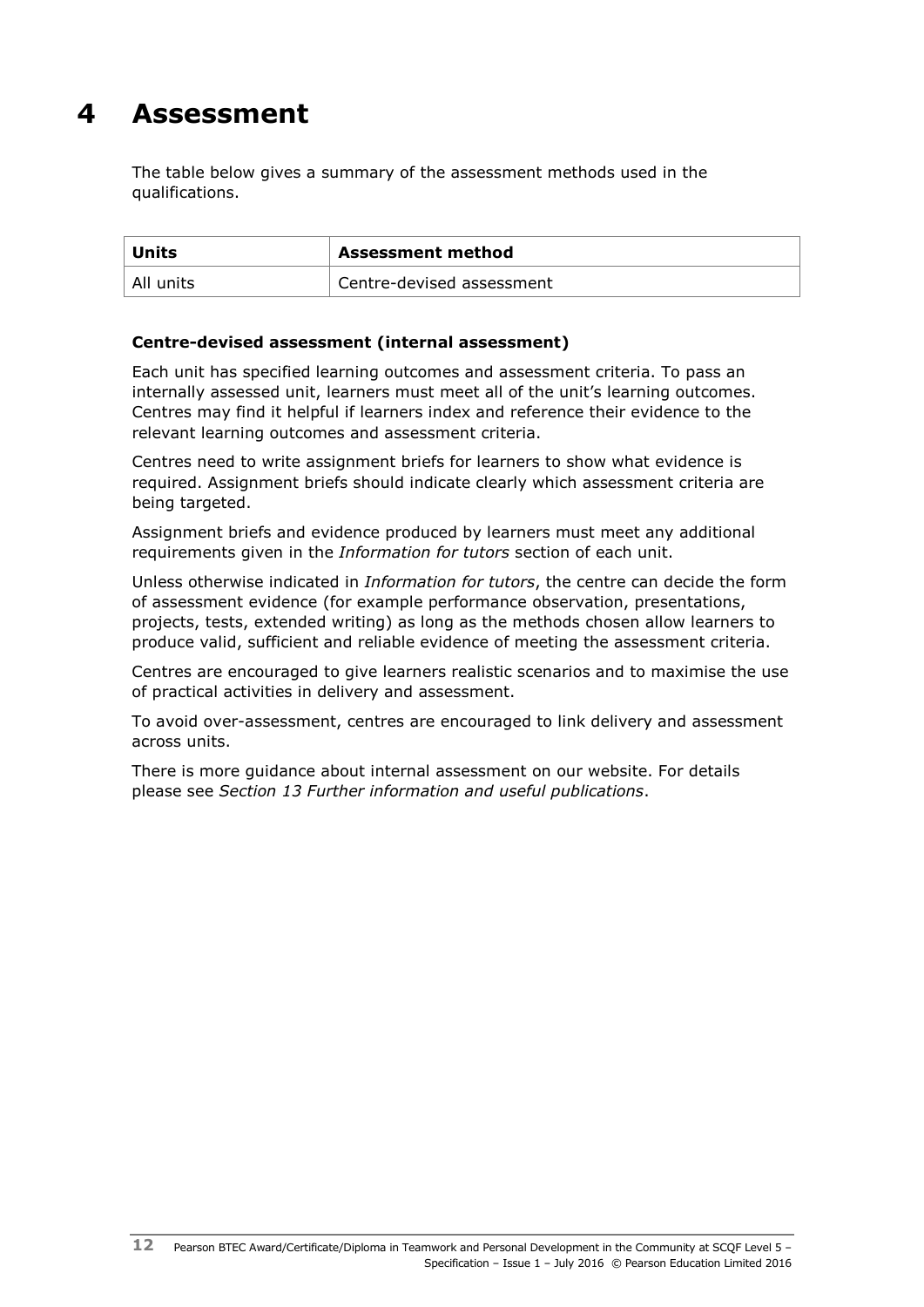# 4 Assessment

The table below gives a summary of the assessment methods used in the qualifications.

| Units | Assessment method |
| --- | --- |
| All units | Centre-devised assessment |

**Centre-devised assessment (internal assessment)**

Each unit has specified learning outcomes and assessment criteria. To pass an internally assessed unit, learners must meet all of the unit's learning outcomes. Centres may find it helpful if learners index and reference their evidence to the relevant learning outcomes and assessment criteria.

Centres need to write assignment briefs for learners to show what evidence is required. Assignment briefs should indicate clearly which assessment criteria are being targeted.

Assignment briefs and evidence produced by learners must meet any additional requirements given in the *Information for tutors* section of each unit.

Unless otherwise indicated in *Information for tutors*, the centre can decide the form of assessment evidence (for example performance observation, presentations, projects, tests, extended writing) as long as the methods chosen allow learners to produce valid, sufficient and reliable evidence of meeting the assessment criteria.

Centres are encouraged to give learners realistic scenarios and to maximise the use of practical activities in delivery and assessment.

To avoid over-assessment, centres are encouraged to link delivery and assessment across units.

There is more guidance about internal assessment on our website. For details please see *Section 13 Further information and useful publications*.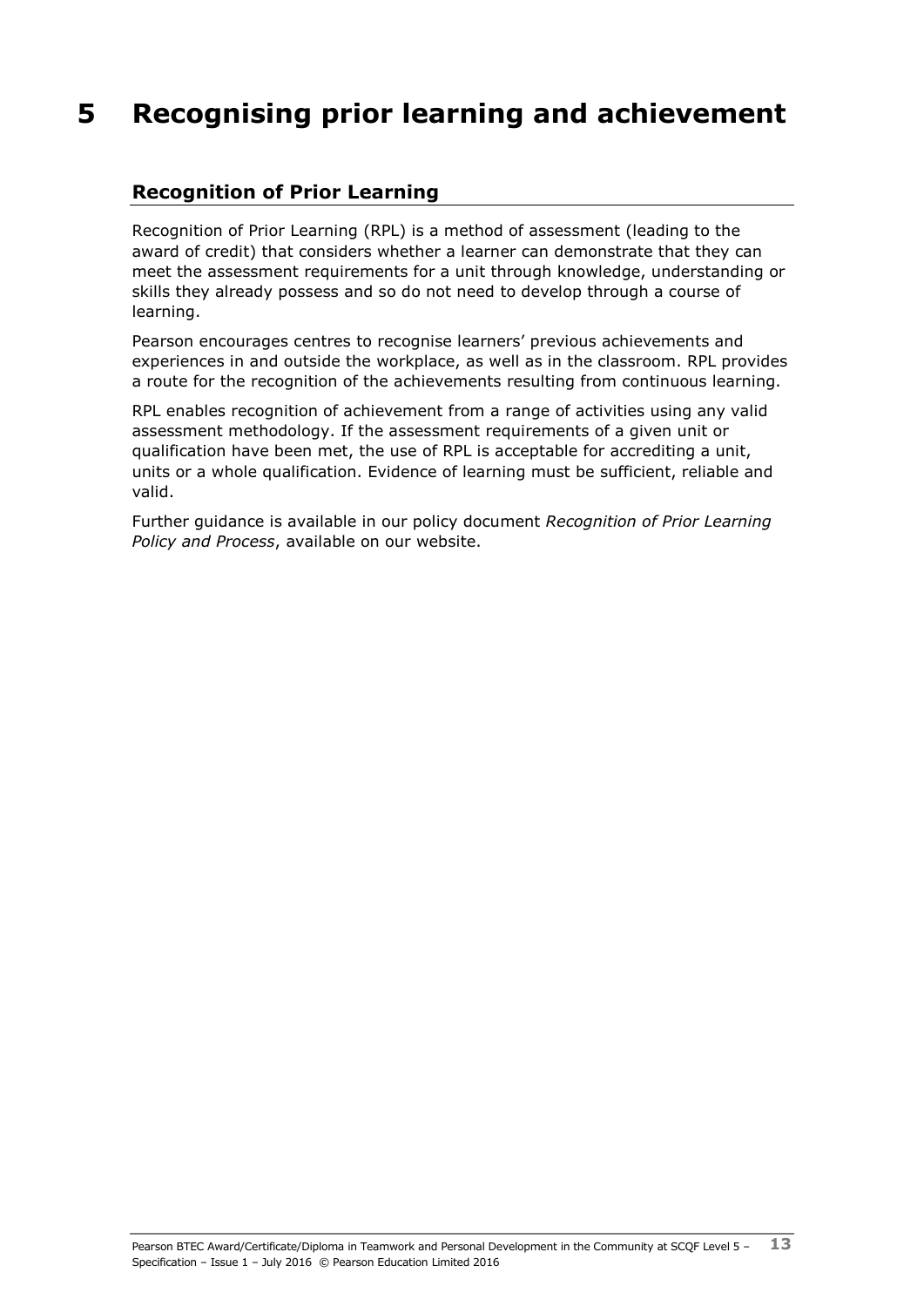# 5 Recognising prior learning and achievement

## Recognition of Prior Learning

Recognition of Prior Learning (RPL) is a method of assessment (leading to the award of credit) that considers whether a learner can demonstrate that they can meet the assessment requirements for a unit through knowledge, understanding or skills they already possess and so do not need to develop through a course of learning.

Pearson encourages centres to recognise learners' previous achievements and experiences in and outside the workplace, as well as in the classroom. RPL provides a route for the recognition of the achievements resulting from continuous learning.

RPL enables recognition of achievement from a range of activities using any valid assessment methodology. If the assessment requirements of a given unit or qualification have been met, the use of RPL is acceptable for accrediting a unit, units or a whole qualification. Evidence of learning must be sufficient, reliable and valid.

Further guidance is available in our policy document *Recognition of Prior Learning Policy and Process*, available on our website.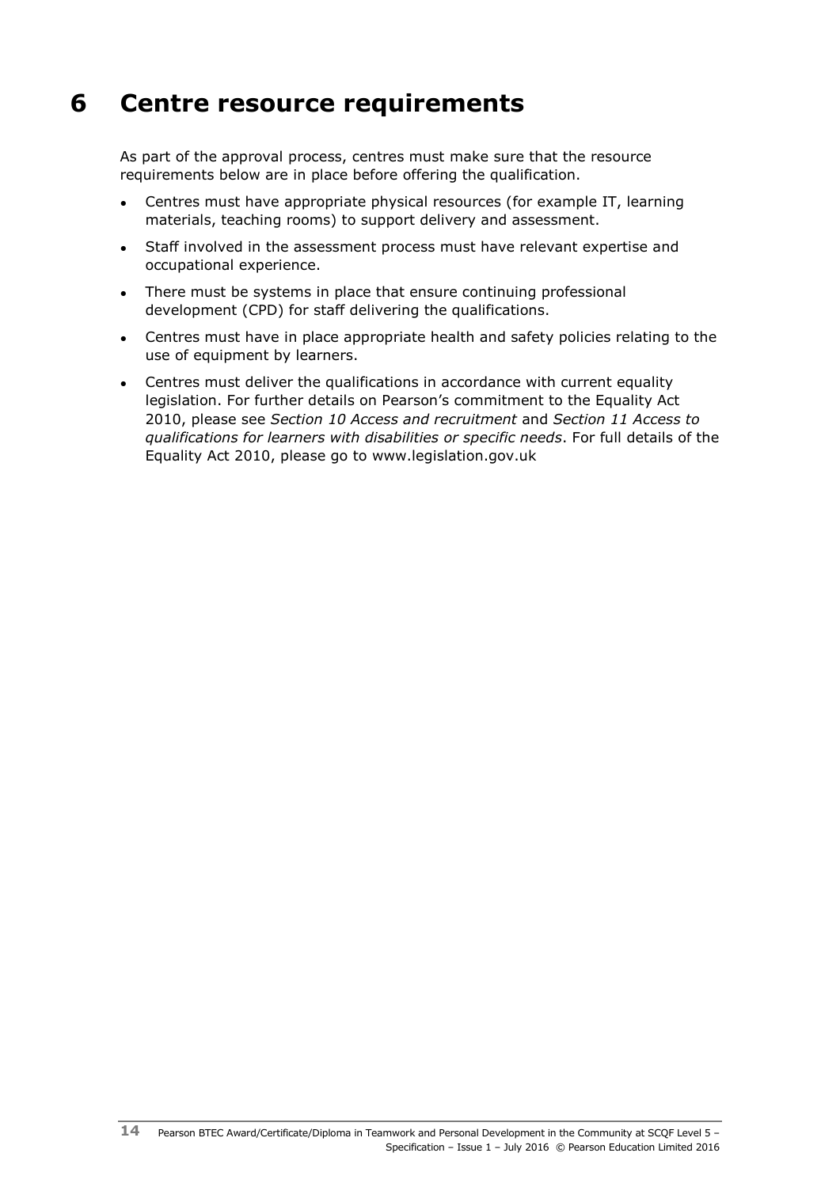# 6 Centre resource requirements

As part of the approval process, centres must make sure that the resource requirements below are in place before offering the qualification.

- Centres must have appropriate physical resources (for example IT, learning materials, teaching rooms) to support delivery and assessment.
- Staff involved in the assessment process must have relevant expertise and occupational experience.
- There must be systems in place that ensure continuing professional development (CPD) for staff delivering the qualifications.
- Centres must have in place appropriate health and safety policies relating to the use of equipment by learners.
- Centres must deliver the qualifications in accordance with current equality legislation. For further details on Pearson's commitment to the Equality Act 2010, please see *Section 10 Access and recruitment* and *Section 11 Access to qualifications for learners with disabilities or specific needs*. For full details of the Equality Act 2010, please go to www.legislation.gov.uk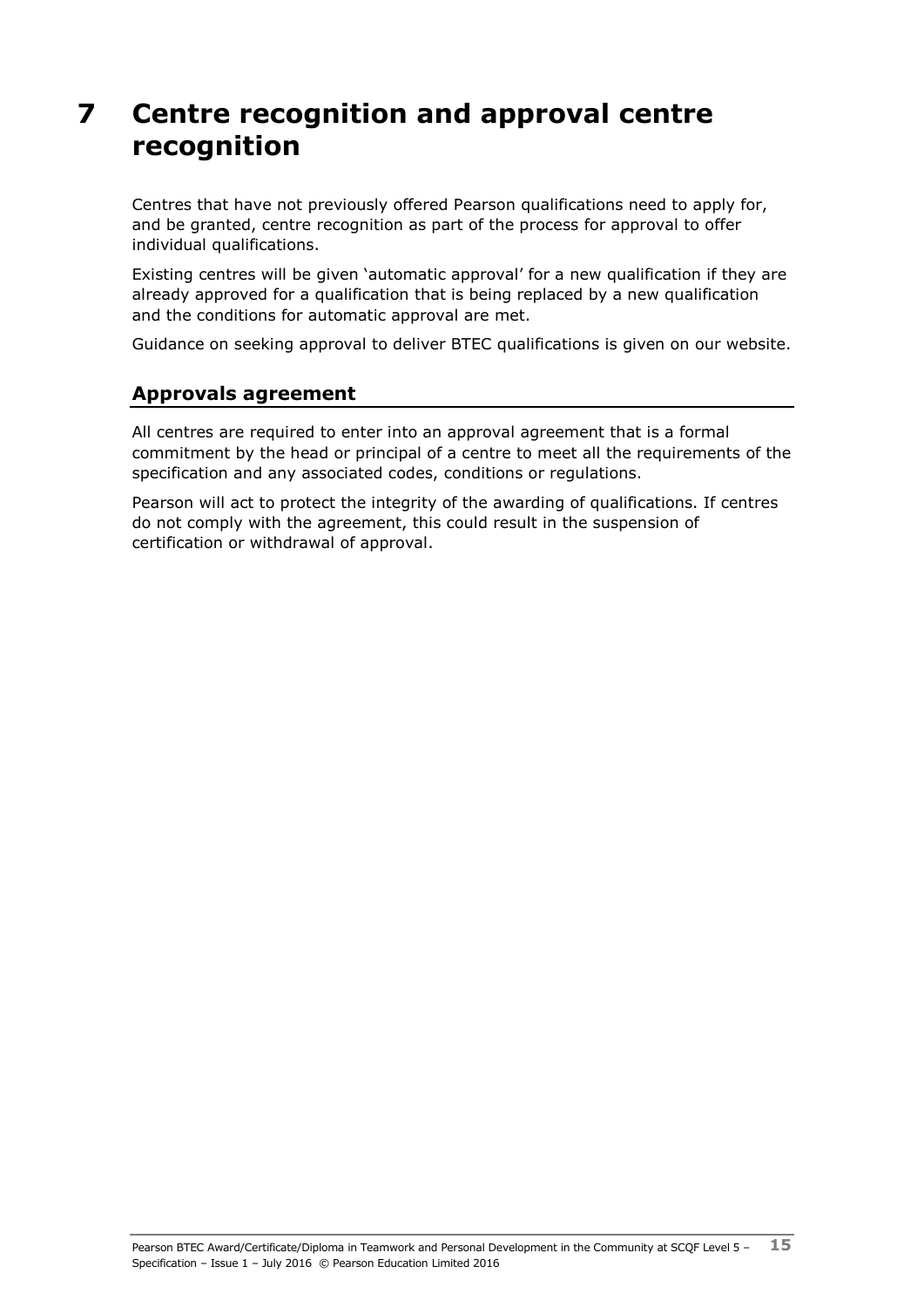# 7 Centre recognition and approval centre recognition

Centres that have not previously offered Pearson qualifications need to apply for, and be granted, centre recognition as part of the process for approval to offer individual qualifications.

Existing centres will be given 'automatic approval' for a new qualification if they are already approved for a qualification that is being replaced by a new qualification and the conditions for automatic approval are met.

Guidance on seeking approval to deliver BTEC qualifications is given on our website.

## Approvals agreement

All centres are required to enter into an approval agreement that is a formal commitment by the head or principal of a centre to meet all the requirements of the specification and any associated codes, conditions or regulations.

Pearson will act to protect the integrity of the awarding of qualifications. If centres do not comply with the agreement, this could result in the suspension of certification or withdrawal of approval.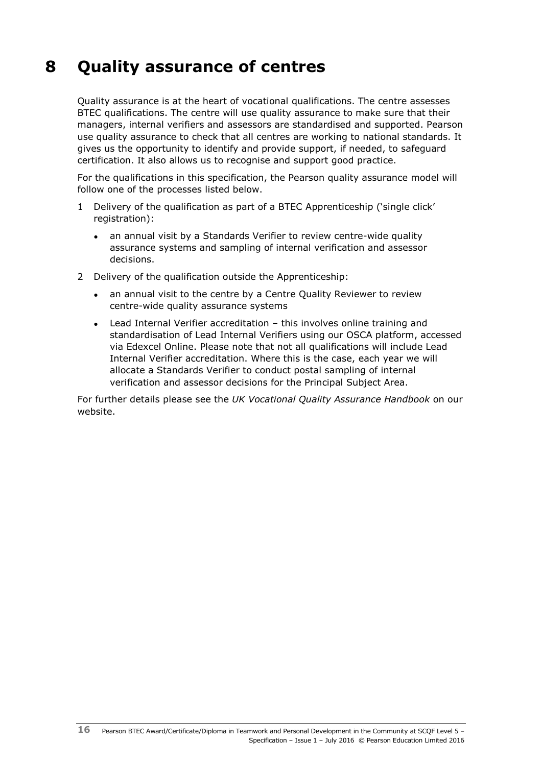# 8 Quality assurance of centres

Quality assurance is at the heart of vocational qualifications. The centre assesses BTEC qualifications. The centre will use quality assurance to make sure that their managers, internal verifiers and assessors are standardised and supported. Pearson use quality assurance to check that all centres are working to national standards. It gives us the opportunity to identify and provide support, if needed, to safeguard certification. It also allows us to recognise and support good practice.

For the qualifications in this specification, the Pearson quality assurance model will follow one of the processes listed below.

1. Delivery of the qualification as part of a BTEC Apprenticeship ('single click' registration):
   - an annual visit by a Standards Verifier to review centre-wide quality assurance systems and sampling of internal verification and assessor decisions.
2. Delivery of the qualification outside the Apprenticeship:
   - an annual visit to the centre by a Centre Quality Reviewer to review centre-wide quality assurance systems
   - Lead Internal Verifier accreditation – this involves online training and standardisation of Lead Internal Verifiers using our OSCA platform, accessed via Edexcel Online. Please note that not all qualifications will include Lead Internal Verifier accreditation. Where this is the case, each year we will allocate a Standards Verifier to conduct postal sampling of internal verification and assessor decisions for the Principal Subject Area.

For further details please see the *UK Vocational Quality Assurance Handbook* on our website.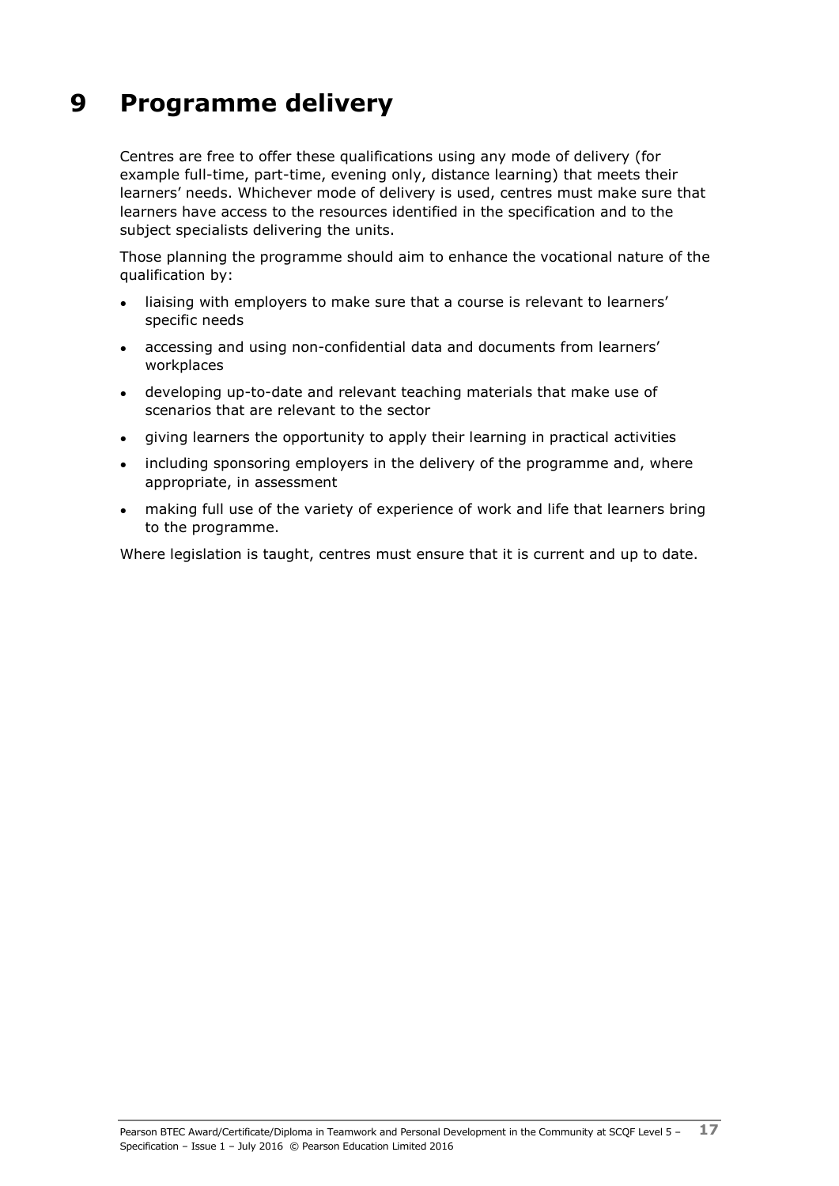# 9 Programme delivery

Centres are free to offer these qualifications using any mode of delivery (for example full-time, part-time, evening only, distance learning) that meets their learners' needs. Whichever mode of delivery is used, centres must make sure that learners have access to the resources identified in the specification and to the subject specialists delivering the units.

Those planning the programme should aim to enhance the vocational nature of the qualification by:

- liaising with employers to make sure that a course is relevant to learners' specific needs
- accessing and using non-confidential data and documents from learners' workplaces
- developing up-to-date and relevant teaching materials that make use of scenarios that are relevant to the sector
- giving learners the opportunity to apply their learning in practical activities
- including sponsoring employers in the delivery of the programme and, where appropriate, in assessment
- making full use of the variety of experience of work and life that learners bring to the programme.

Where legislation is taught, centres must ensure that it is current and up to date.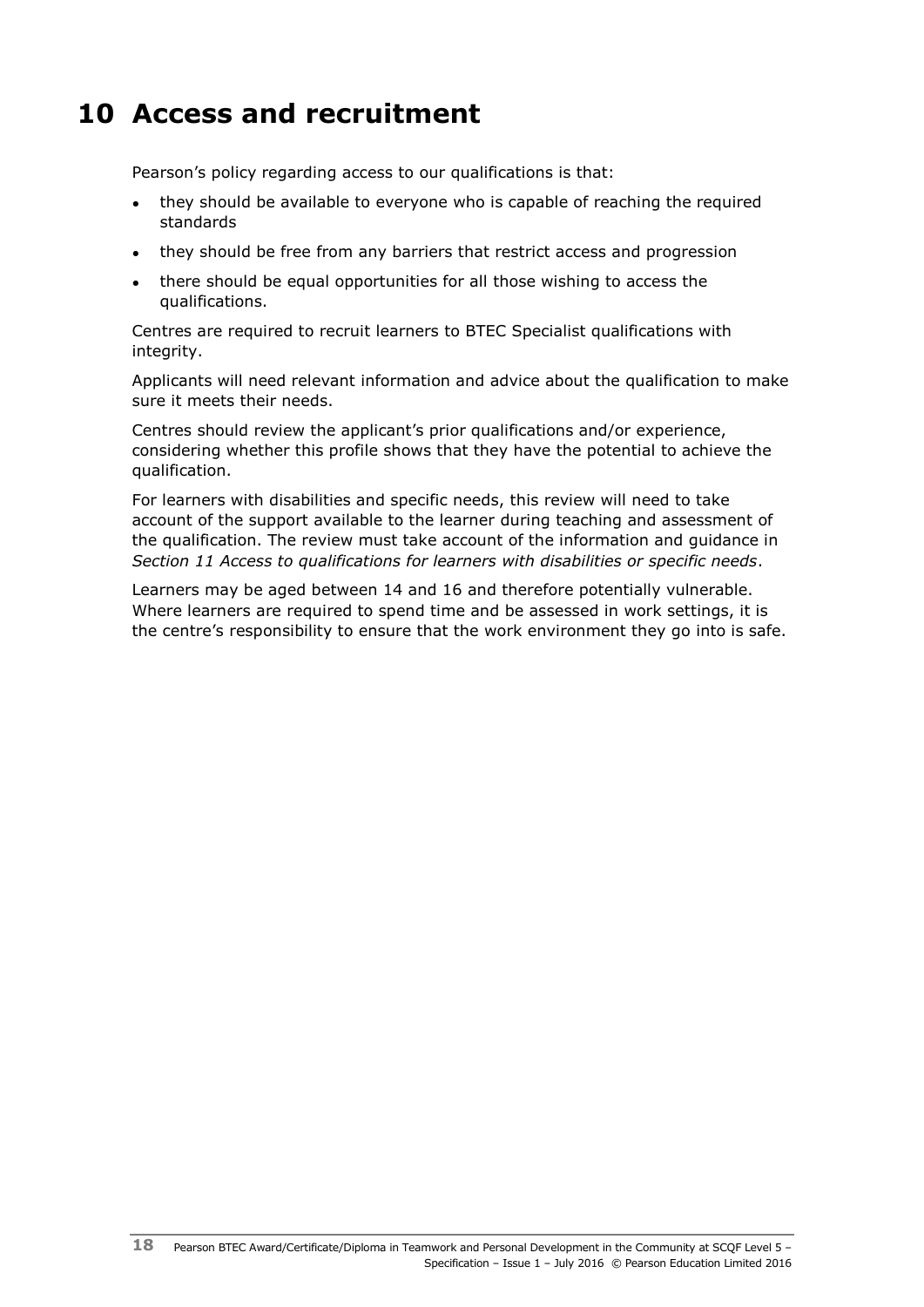# 10 Access and recruitment

Pearson's policy regarding access to our qualifications is that:

- they should be available to everyone who is capable of reaching the required standards
- they should be free from any barriers that restrict access and progression
- there should be equal opportunities for all those wishing to access the qualifications.

Centres are required to recruit learners to BTEC Specialist qualifications with integrity.

Applicants will need relevant information and advice about the qualification to make sure it meets their needs.

Centres should review the applicant's prior qualifications and/or experience, considering whether this profile shows that they have the potential to achieve the qualification.

For learners with disabilities and specific needs, this review will need to take account of the support available to the learner during teaching and assessment of the qualification. The review must take account of the information and guidance in *Section 11 Access to qualifications for learners with disabilities or specific needs*.

Learners may be aged between 14 and 16 and therefore potentially vulnerable. Where learners are required to spend time and be assessed in work settings, it is the centre's responsibility to ensure that the work environment they go into is safe.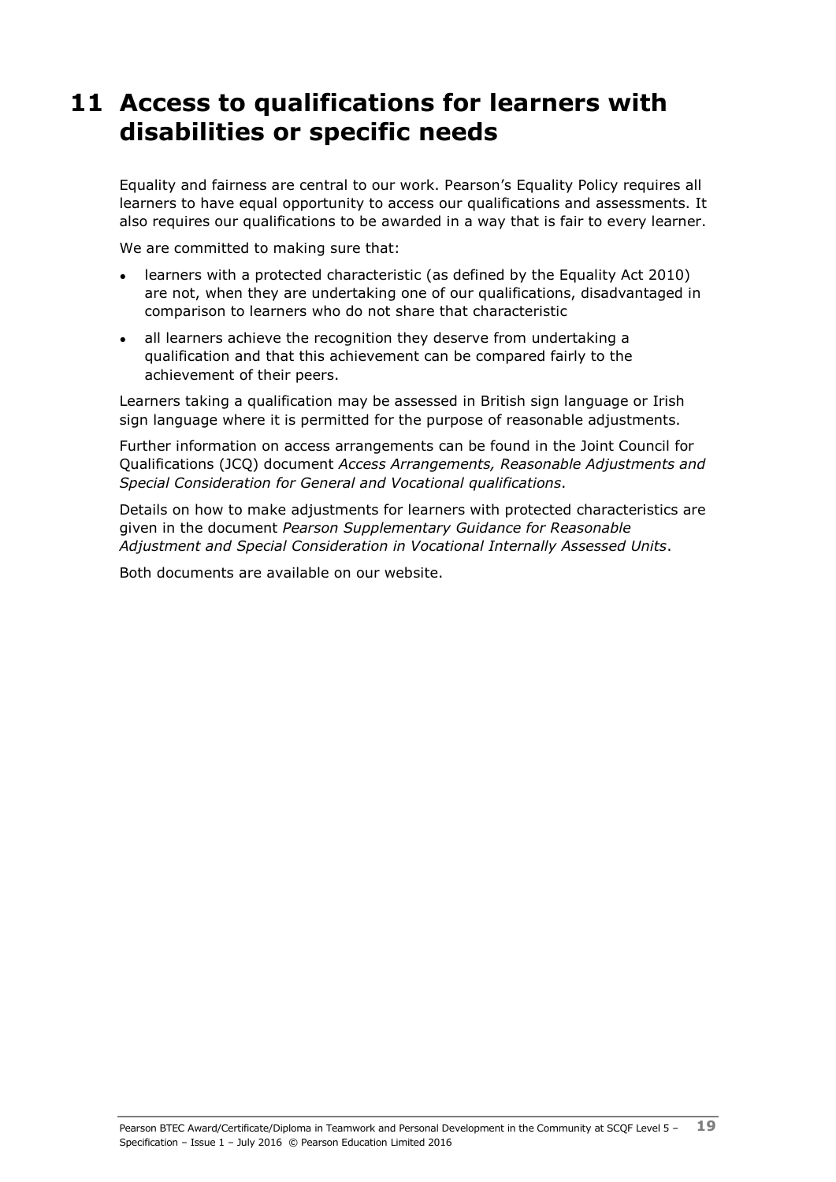# 11 Access to qualifications for learners with disabilities or specific needs

Equality and fairness are central to our work. Pearson's Equality Policy requires all learners to have equal opportunity to access our qualifications and assessments. It also requires our qualifications to be awarded in a way that is fair to every learner.

We are committed to making sure that:

- learners with a protected characteristic (as defined by the Equality Act 2010) are not, when they are undertaking one of our qualifications, disadvantaged in comparison to learners who do not share that characteristic
- all learners achieve the recognition they deserve from undertaking a qualification and that this achievement can be compared fairly to the achievement of their peers.

Learners taking a qualification may be assessed in British sign language or Irish sign language where it is permitted for the purpose of reasonable adjustments.

Further information on access arrangements can be found in the Joint Council for Qualifications (JCQ) document *Access Arrangements, Reasonable Adjustments and Special Consideration for General and Vocational qualifications*.

Details on how to make adjustments for learners with protected characteristics are given in the document *Pearson Supplementary Guidance for Reasonable Adjustment and Special Consideration in Vocational Internally Assessed Units*.

Both documents are available on our website.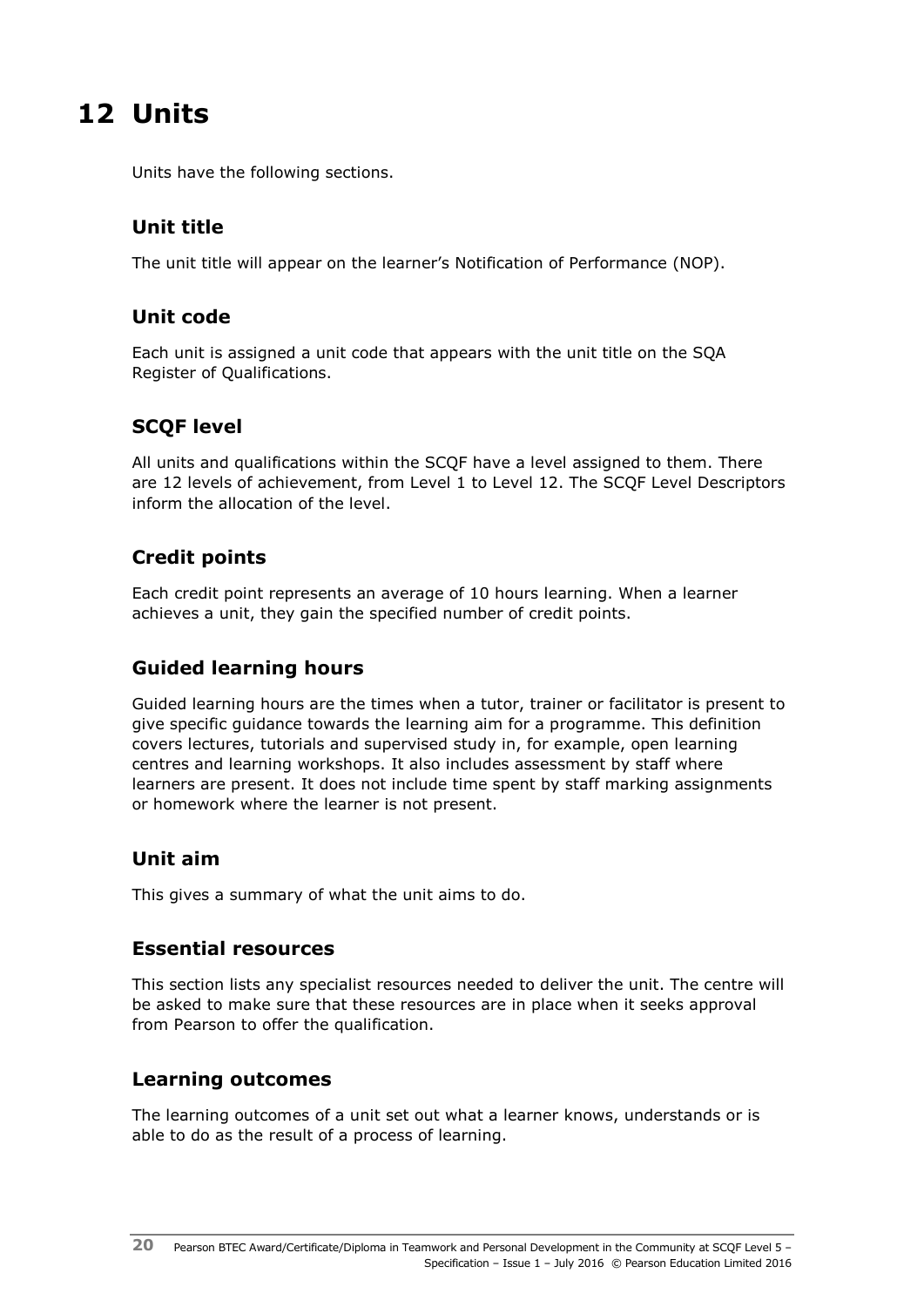# 12 Units

Units have the following sections.

## Unit title

The unit title will appear on the learner's Notification of Performance (NOP).

## Unit code

Each unit is assigned a unit code that appears with the unit title on the SQA Register of Qualifications.

## SCQF level

All units and qualifications within the SCQF have a level assigned to them. There are 12 levels of achievement, from Level 1 to Level 12. The SCQF Level Descriptors inform the allocation of the level.

## Credit points

Each credit point represents an average of 10 hours learning. When a learner achieves a unit, they gain the specified number of credit points.

## Guided learning hours

Guided learning hours are the times when a tutor, trainer or facilitator is present to give specific guidance towards the learning aim for a programme. This definition covers lectures, tutorials and supervised study in, for example, open learning centres and learning workshops. It also includes assessment by staff where learners are present. It does not include time spent by staff marking assignments or homework where the learner is not present.

## Unit aim

This gives a summary of what the unit aims to do.

## Essential resources

This section lists any specialist resources needed to deliver the unit. The centre will be asked to make sure that these resources are in place when it seeks approval from Pearson to offer the qualification.

## Learning outcomes

The learning outcomes of a unit set out what a learner knows, understands or is able to do as the result of a process of learning.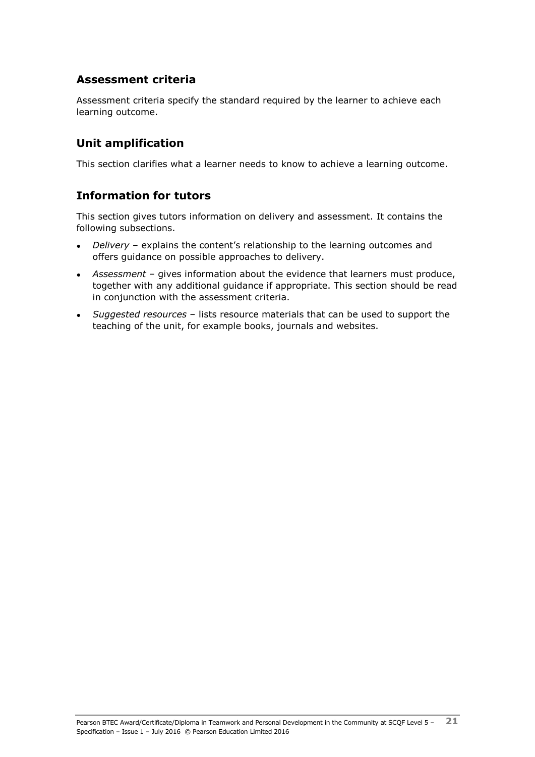## Assessment criteria

Assessment criteria specify the standard required by the learner to achieve each learning outcome.

## Unit amplification

This section clarifies what a learner needs to know to achieve a learning outcome.

## Information for tutors

This section gives tutors information on delivery and assessment. It contains the following subsections.

- *Delivery* – explains the content's relationship to the learning outcomes and offers guidance on possible approaches to delivery.
- *Assessment* – gives information about the evidence that learners must produce, together with any additional guidance if appropriate. This section should be read in conjunction with the assessment criteria.
- *Suggested resources* – lists resource materials that can be used to support the teaching of the unit, for example books, journals and websites.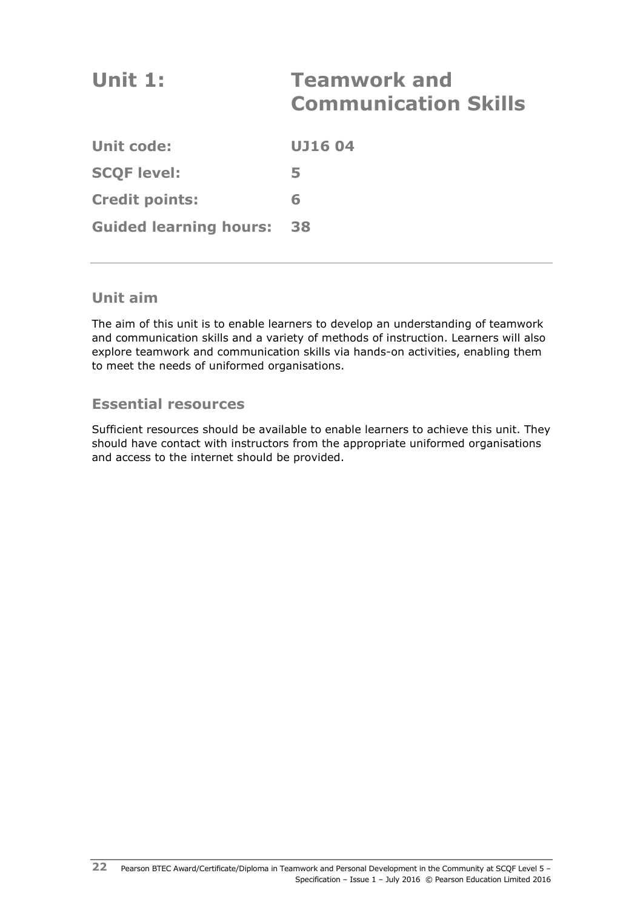# Unit 1: Teamwork and Communication Skills

| | |
|---|---|
| **Unit code:** | **UJ16 04** |
| **SCQF level:** | **5** |
| **Credit points:** | **6** |
| **Guided learning hours:** | **38** |

## Unit aim

The aim of this unit is to enable learners to develop an understanding of teamwork and communication skills and a variety of methods of instruction. Learners will also explore teamwork and communication skills via hands-on activities, enabling them to meet the needs of uniformed organisations.

## Essential resources

Sufficient resources should be available to enable learners to achieve this unit. They should have contact with instructors from the appropriate uniformed organisations and access to the internet should be provided.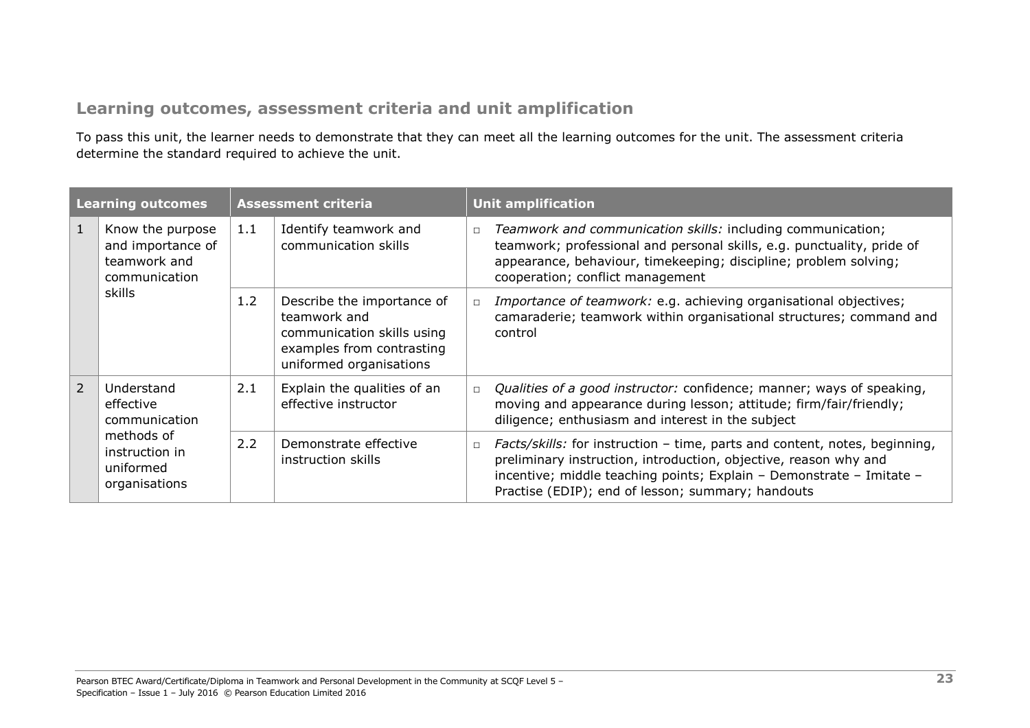## Learning outcomes, assessment criteria and unit amplification

To pass this unit, the learner needs to demonstrate that they can meet all the learning outcomes for the unit. The assessment criteria determine the standard required to achieve the unit.

| Learning outcomes | | Assessment criteria | | Unit amplification |
|---|---|---|---|---|
| 1 | Know the purpose and importance of teamwork and communication skills | 1.1 | Identify teamwork and communication skills | □ *Teamwork and communication skills:* including communication; teamwork; professional and personal skills, e.g. punctuality, pride of appearance, behaviour, timekeeping; discipline; problem solving; cooperation; conflict management |
| | | 1.2 | Describe the importance of teamwork and communication skills using examples from contrasting uniformed organisations | □ *Importance of teamwork:* e.g. achieving organisational objectives; camaraderie; teamwork within organisational structures; command and control |
| 2 | Understand effective communication methods of instruction in uniformed organisations | 2.1 | Explain the qualities of an effective instructor | □ *Qualities of a good instructor:* confidence; manner; ways of speaking, moving and appearance during lesson; attitude; firm/fair/friendly; diligence; enthusiasm and interest in the subject |
| | | 2.2 | Demonstrate effective instruction skills | □ *Facts/skills:* for instruction – time, parts and content, notes, beginning, preliminary instruction, introduction, objective, reason why and incentive; middle teaching points; Explain – Demonstrate – Imitate – Practise (EDIP); end of lesson; summary; handouts |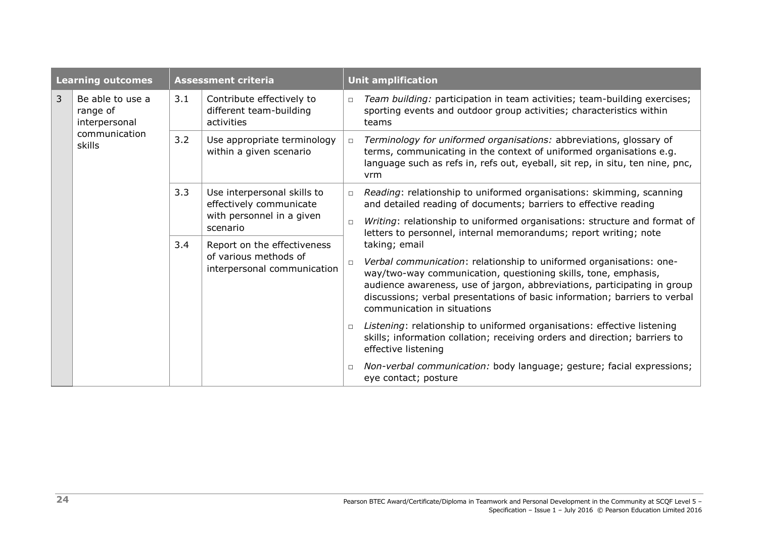| Learning outcomes | | Assessment criteria | | Unit amplification |
|---|---|---|---|---|
| 3 | Be able to use a range of interpersonal communication skills | 3.1 | Contribute effectively to different team-building activities | □ *Team building:* participation in team activities; team-building exercises; sporting events and outdoor group activities; characteristics within teams |
| | | 3.2 | Use appropriate terminology within a given scenario | □ *Terminology for uniformed organisations:* abbreviations, glossary of terms, communicating in the context of uniformed organisations e.g. language such as refs in, refs out, eyeball, sit rep, in situ, ten nine, pnc, vrm |
| | | 3.3 | Use interpersonal skills to effectively communicate with personnel in a given scenario | □ *Reading*: relationship to uniformed organisations: skimming, scanning and detailed reading of documents; barriers to effective reading<br>□ *Writing*: relationship to uniformed organisations: structure and format of letters to personnel, internal memorandums; report writing; note taking; email<br>□ *Verbal communication*: relationship to uniformed organisations: one-way/two-way communication, questioning skills, tone, emphasis, audience awareness, use of jargon, abbreviations, participating in group discussions; verbal presentations of basic information; barriers to verbal communication in situations<br>□ *Listening*: relationship to uniformed organisations: effective listening skills; information collation; receiving orders and direction; barriers to effective listening<br>□ *Non-verbal communication:* body language; gesture; facial expressions; eye contact; posture |
| | | 3.4 | Report on the effectiveness of various methods of interpersonal communication | |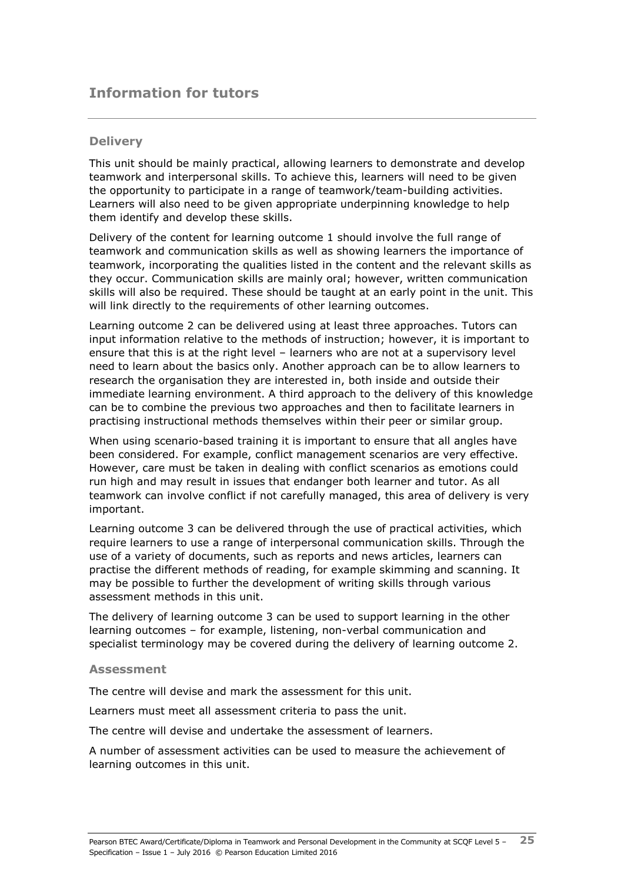# Information for tutors

## Delivery

This unit should be mainly practical, allowing learners to demonstrate and develop teamwork and interpersonal skills. To achieve this, learners will need to be given the opportunity to participate in a range of teamwork/team-building activities. Learners will also need to be given appropriate underpinning knowledge to help them identify and develop these skills.

Delivery of the content for learning outcome 1 should involve the full range of teamwork and communication skills as well as showing learners the importance of teamwork, incorporating the qualities listed in the content and the relevant skills as they occur. Communication skills are mainly oral; however, written communication skills will also be required. These should be taught at an early point in the unit. This will link directly to the requirements of other learning outcomes.

Learning outcome 2 can be delivered using at least three approaches. Tutors can input information relative to the methods of instruction; however, it is important to ensure that this is at the right level – learners who are not at a supervisory level need to learn about the basics only. Another approach can be to allow learners to research the organisation they are interested in, both inside and outside their immediate learning environment. A third approach to the delivery of this knowledge can be to combine the previous two approaches and then to facilitate learners in practising instructional methods themselves within their peer or similar group.

When using scenario-based training it is important to ensure that all angles have been considered. For example, conflict management scenarios are very effective. However, care must be taken in dealing with conflict scenarios as emotions could run high and may result in issues that endanger both learner and tutor. As all teamwork can involve conflict if not carefully managed, this area of delivery is very important.

Learning outcome 3 can be delivered through the use of practical activities, which require learners to use a range of interpersonal communication skills. Through the use of a variety of documents, such as reports and news articles, learners can practise the different methods of reading, for example skimming and scanning. It may be possible to further the development of writing skills through various assessment methods in this unit.

The delivery of learning outcome 3 can be used to support learning in the other learning outcomes – for example, listening, non-verbal communication and specialist terminology may be covered during the delivery of learning outcome 2.

## Assessment

The centre will devise and mark the assessment for this unit.

Learners must meet all assessment criteria to pass the unit.

The centre will devise and undertake the assessment of learners.

A number of assessment activities can be used to measure the achievement of learning outcomes in this unit.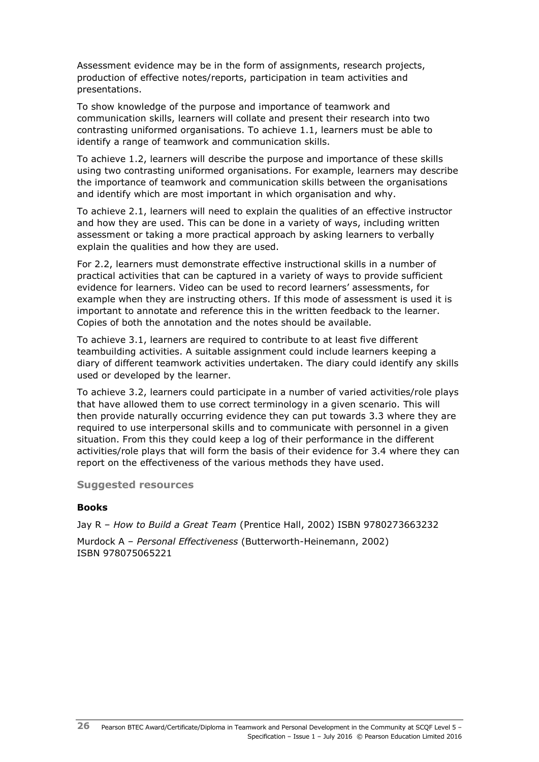Assessment evidence may be in the form of assignments, research projects, production of effective notes/reports, participation in team activities and presentations.

To show knowledge of the purpose and importance of teamwork and communication skills, learners will collate and present their research into two contrasting uniformed organisations. To achieve 1.1, learners must be able to identify a range of teamwork and communication skills.

To achieve 1.2, learners will describe the purpose and importance of these skills using two contrasting uniformed organisations. For example, learners may describe the importance of teamwork and communication skills between the organisations and identify which are most important in which organisation and why.

To achieve 2.1, learners will need to explain the qualities of an effective instructor and how they are used. This can be done in a variety of ways, including written assessment or taking a more practical approach by asking learners to verbally explain the qualities and how they are used.

For 2.2, learners must demonstrate effective instructional skills in a number of practical activities that can be captured in a variety of ways to provide sufficient evidence for learners. Video can be used to record learners' assessments, for example when they are instructing others. If this mode of assessment is used it is important to annotate and reference this in the written feedback to the learner. Copies of both the annotation and the notes should be available.

To achieve 3.1, learners are required to contribute to at least five different teambuilding activities. A suitable assignment could include learners keeping a diary of different teamwork activities undertaken. The diary could identify any skills used or developed by the learner.

To achieve 3.2, learners could participate in a number of varied activities/role plays that have allowed them to use correct terminology in a given scenario. This will then provide naturally occurring evidence they can put towards 3.3 where they are required to use interpersonal skills and to communicate with personnel in a given situation. From this they could keep a log of their performance in the different activities/role plays that will form the basis of their evidence for 3.4 where they can report on the effectiveness of the various methods they have used.

### Suggested resources

#### Books

Jay R – *How to Build a Great Team* (Prentice Hall, 2002) ISBN 9780273663232

Murdock A – *Personal Effectiveness* (Butterworth-Heinemann, 2002) ISBN 978075065221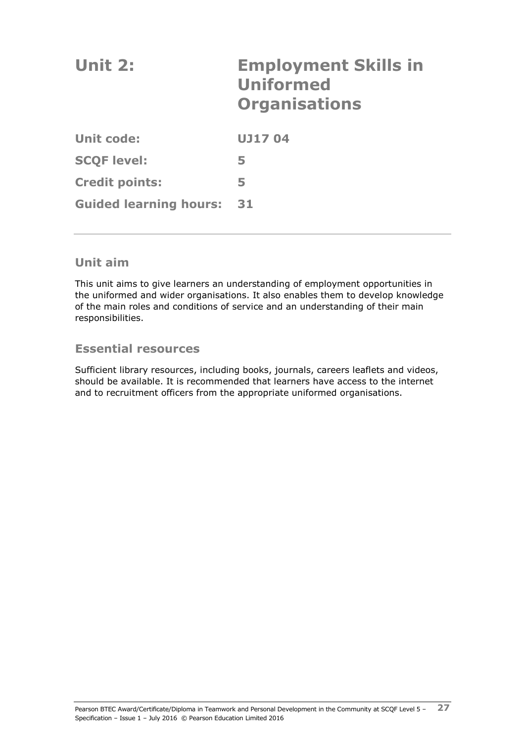# Unit 2: Employment Skills in Uniformed Organisations

| | |
|---|---|
| **Unit code:** | **UJ17 04** |
| **SCQF level:** | **5** |
| **Credit points:** | **5** |
| **Guided learning hours:** | **31** |

## Unit aim

This unit aims to give learners an understanding of employment opportunities in the uniformed and wider organisations. It also enables them to develop knowledge of the main roles and conditions of service and an understanding of their main responsibilities.

## Essential resources

Sufficient library resources, including books, journals, careers leaflets and videos, should be available. It is recommended that learners have access to the internet and to recruitment officers from the appropriate uniformed organisations.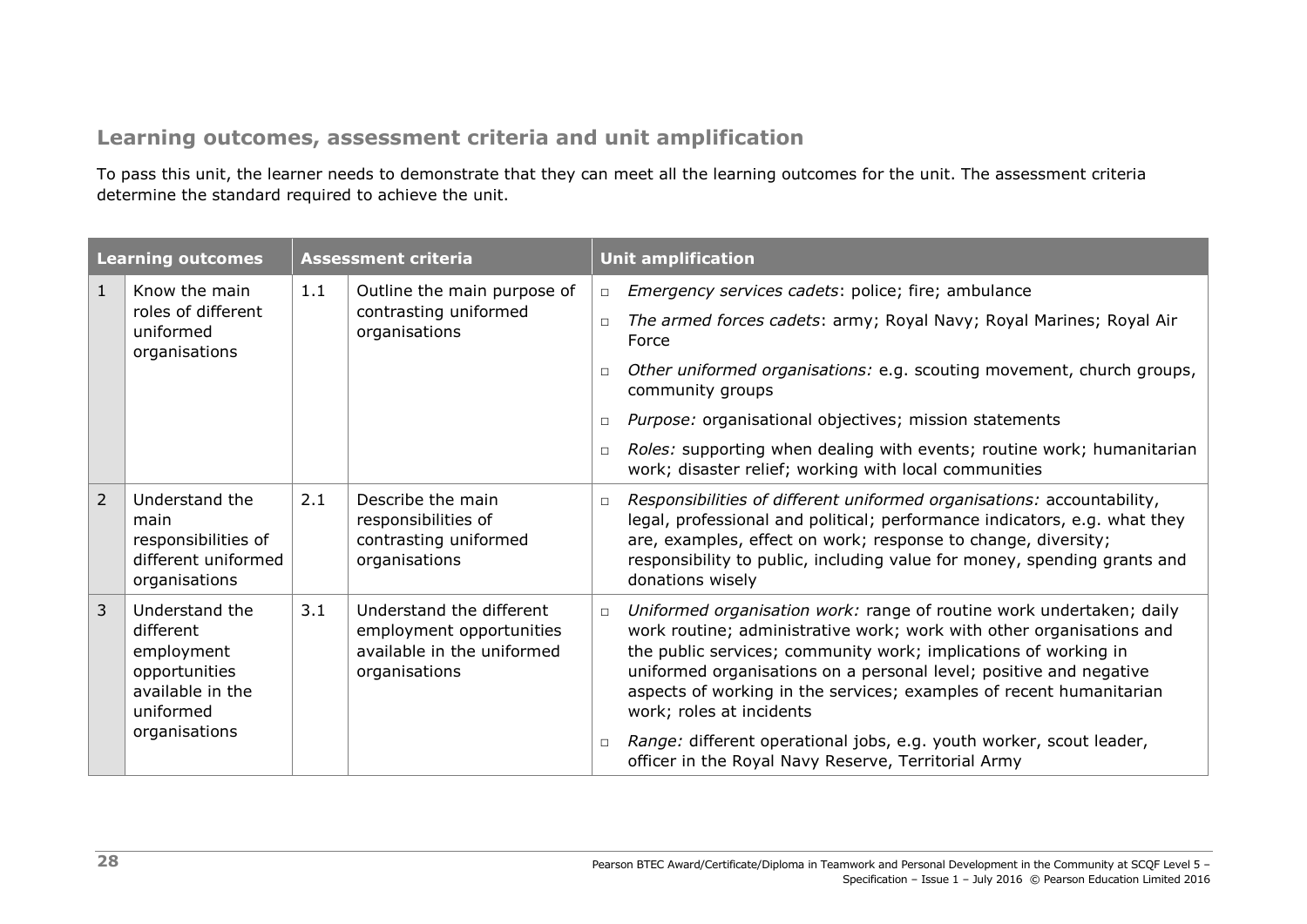## Learning outcomes, assessment criteria and unit amplification

To pass this unit, the learner needs to demonstrate that they can meet all the learning outcomes for the unit. The assessment criteria determine the standard required to achieve the unit.

| Learning outcomes | | Assessment criteria | | Unit amplification |
|---|---|---|---|---|
| 1 | Know the main roles of different uniformed organisations | 1.1 | Outline the main purpose of contrasting uniformed organisations | □ *Emergency services cadets*: police; fire; ambulance<br>□ *The armed forces cadets*: army; Royal Navy; Royal Marines; Royal Air Force<br>□ *Other uniformed organisations:* e.g. scouting movement, church groups, community groups<br>□ *Purpose:* organisational objectives; mission statements<br>□ *Roles:* supporting when dealing with events; routine work; humanitarian work; disaster relief; working with local communities |
| 2 | Understand the main responsibilities of different uniformed organisations | 2.1 | Describe the main responsibilities of contrasting uniformed organisations | □ *Responsibilities of different uniformed organisations:* accountability, legal, professional and political; performance indicators, e.g. what they are, examples, effect on work; response to change, diversity; responsibility to public, including value for money, spending grants and donations wisely |
| 3 | Understand the different employment opportunities available in the uniformed organisations | 3.1 | Understand the different employment opportunities available in the uniformed organisations | □ *Uniformed organisation work:* range of routine work undertaken; daily work routine; administrative work; work with other organisations and the public services; community work; implications of working in uniformed organisations on a personal level; positive and negative aspects of working in the services; examples of recent humanitarian work; roles at incidents<br>□ *Range:* different operational jobs, e.g. youth worker, scout leader, officer in the Royal Navy Reserve, Territorial Army |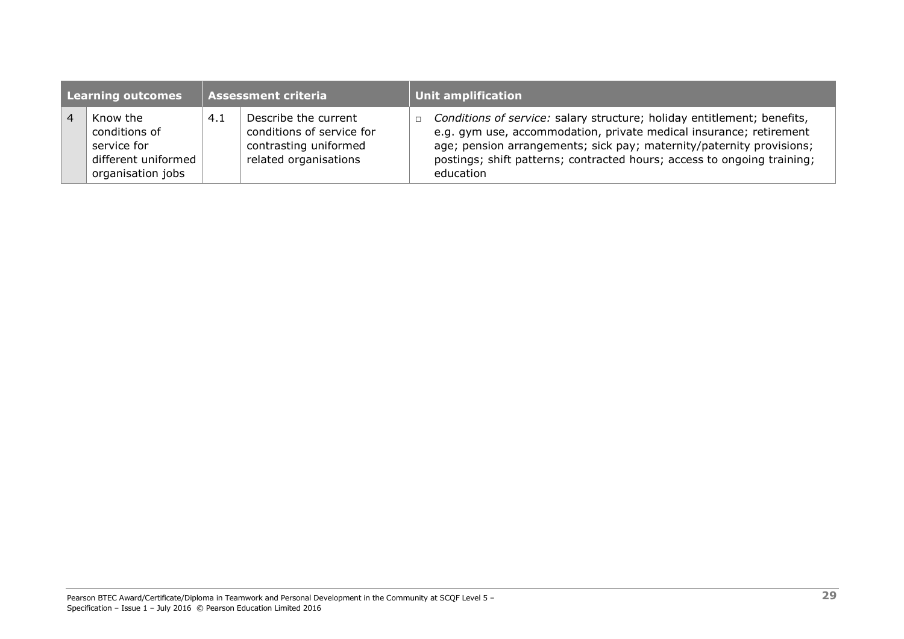| Learning outcomes | | Assessment criteria | | Unit amplification |
|---|---|---|---|---|
| 4 | Know the conditions of service for different uniformed organisation jobs | 4.1 | Describe the current conditions of service for contrasting uniformed related organisations | □ *Conditions of service:* salary structure; holiday entitlement; benefits, e.g. gym use, accommodation, private medical insurance; retirement age; pension arrangements; sick pay; maternity/paternity provisions; postings; shift patterns; contracted hours; access to ongoing training; education |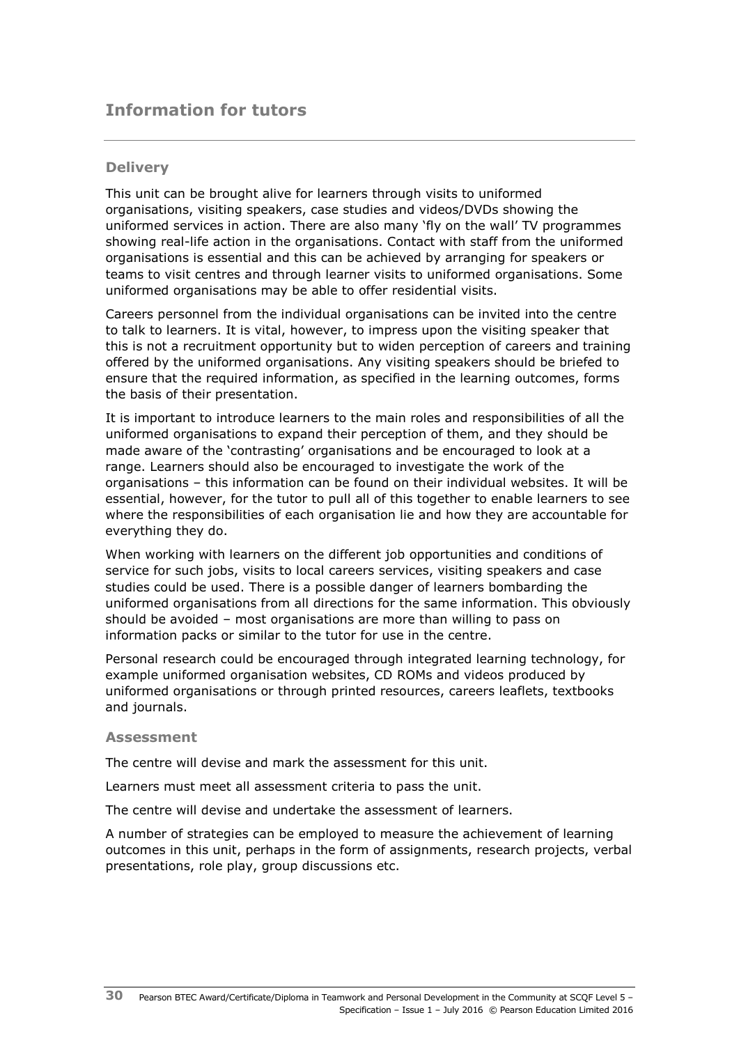# Information for tutors

## Delivery

This unit can be brought alive for learners through visits to uniformed organisations, visiting speakers, case studies and videos/DVDs showing the uniformed services in action. There are also many 'fly on the wall' TV programmes showing real-life action in the organisations. Contact with staff from the uniformed organisations is essential and this can be achieved by arranging for speakers or teams to visit centres and through learner visits to uniformed organisations. Some uniformed organisations may be able to offer residential visits.

Careers personnel from the individual organisations can be invited into the centre to talk to learners. It is vital, however, to impress upon the visiting speaker that this is not a recruitment opportunity but to widen perception of careers and training offered by the uniformed organisations. Any visiting speakers should be briefed to ensure that the required information, as specified in the learning outcomes, forms the basis of their presentation.

It is important to introduce learners to the main roles and responsibilities of all the uniformed organisations to expand their perception of them, and they should be made aware of the 'contrasting' organisations and be encouraged to look at a range. Learners should also be encouraged to investigate the work of the organisations – this information can be found on their individual websites. It will be essential, however, for the tutor to pull all of this together to enable learners to see where the responsibilities of each organisation lie and how they are accountable for everything they do.

When working with learners on the different job opportunities and conditions of service for such jobs, visits to local careers services, visiting speakers and case studies could be used. There is a possible danger of learners bombarding the uniformed organisations from all directions for the same information. This obviously should be avoided – most organisations are more than willing to pass on information packs or similar to the tutor for use in the centre.

Personal research could be encouraged through integrated learning technology, for example uniformed organisation websites, CD ROMs and videos produced by uniformed organisations or through printed resources, careers leaflets, textbooks and journals.

## Assessment

The centre will devise and mark the assessment for this unit.

Learners must meet all assessment criteria to pass the unit.

The centre will devise and undertake the assessment of learners.

A number of strategies can be employed to measure the achievement of learning outcomes in this unit, perhaps in the form of assignments, research projects, verbal presentations, role play, group discussions etc.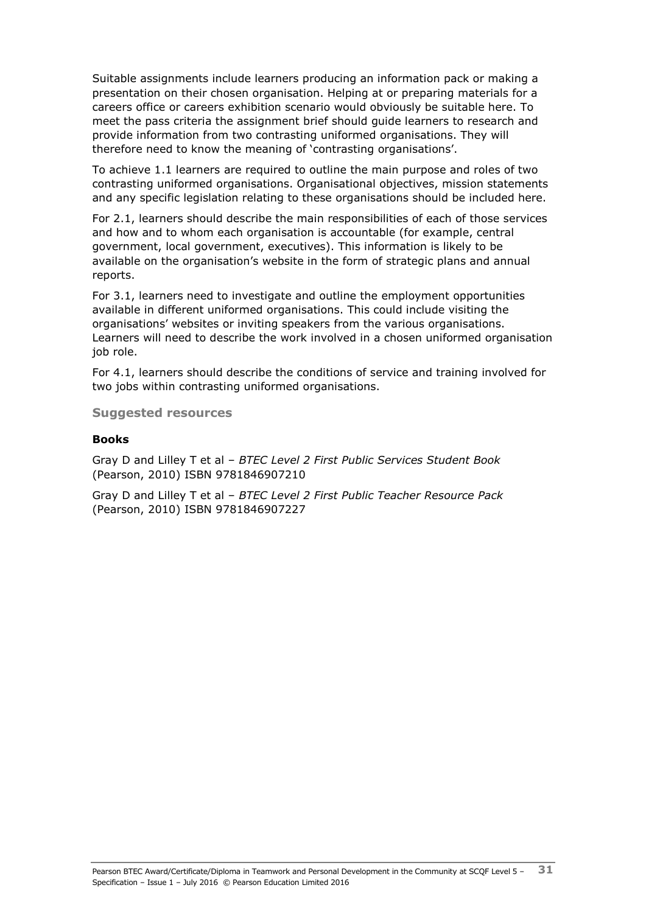Suitable assignments include learners producing an information pack or making a presentation on their chosen organisation. Helping at or preparing materials for a careers office or careers exhibition scenario would obviously be suitable here. To meet the pass criteria the assignment brief should guide learners to research and provide information from two contrasting uniformed organisations. They will therefore need to know the meaning of 'contrasting organisations'.

To achieve 1.1 learners are required to outline the main purpose and roles of two contrasting uniformed organisations. Organisational objectives, mission statements and any specific legislation relating to these organisations should be included here.

For 2.1, learners should describe the main responsibilities of each of those services and how and to whom each organisation is accountable (for example, central government, local government, executives). This information is likely to be available on the organisation's website in the form of strategic plans and annual reports.

For 3.1, learners need to investigate and outline the employment opportunities available in different uniformed organisations. This could include visiting the organisations' websites or inviting speakers from the various organisations. Learners will need to describe the work involved in a chosen uniformed organisation job role.

For 4.1, learners should describe the conditions of service and training involved for two jobs within contrasting uniformed organisations.

### Suggested resources

#### Books

Gray D and Lilley T et al – *BTEC Level 2 First Public Services Student Book* (Pearson, 2010) ISBN 9781846907210

Gray D and Lilley T et al – *BTEC Level 2 First Public Teacher Resource Pack* (Pearson, 2010) ISBN 9781846907227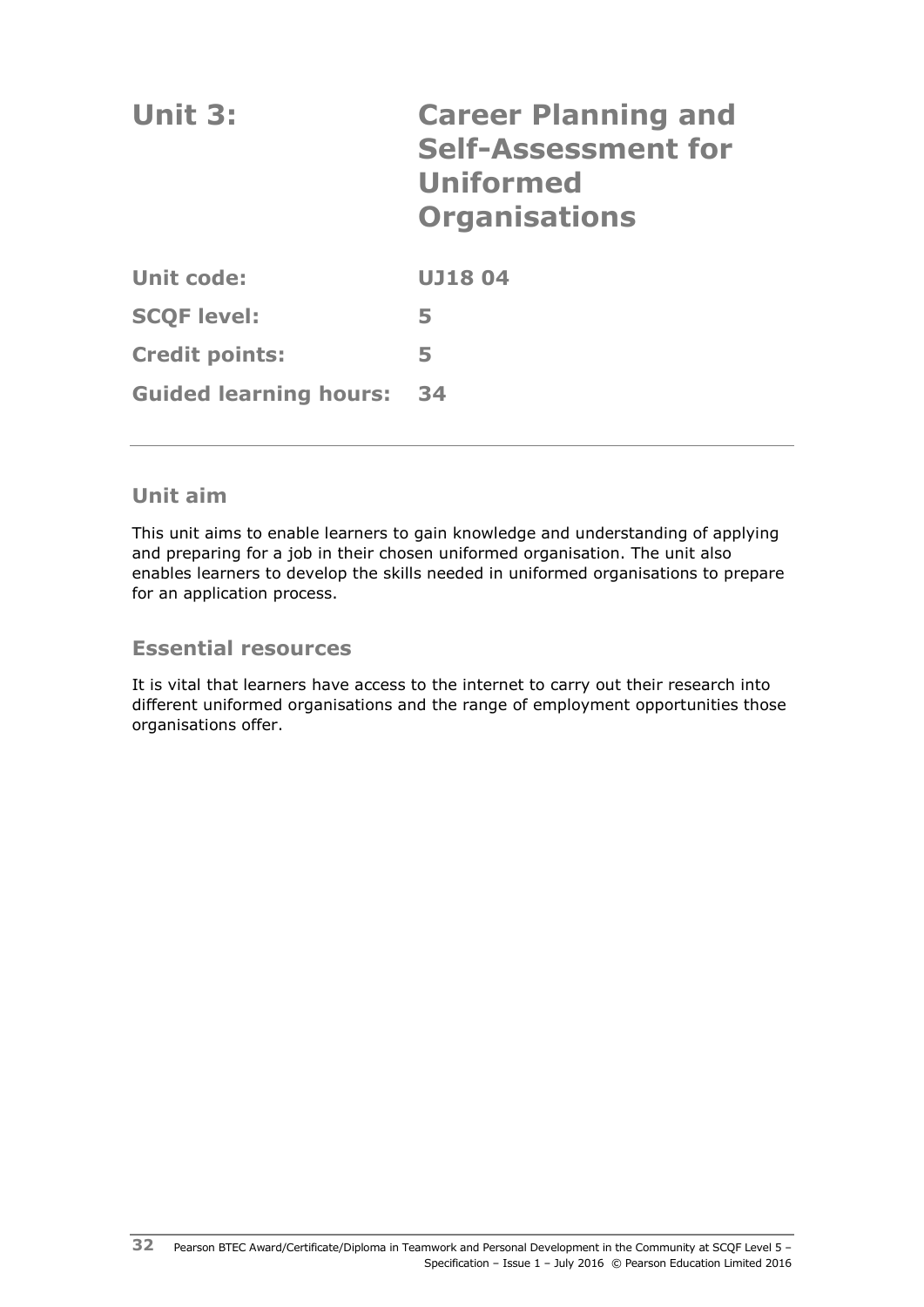# Unit 3: Career Planning and Self-Assessment for Uniformed Organisations

| | |
|---|---|
| **Unit code:** | **UJ18 04** |
| **SCQF level:** | **5** |
| **Credit points:** | **5** |
| **Guided learning hours:** | **34** |

## Unit aim

This unit aims to enable learners to gain knowledge and understanding of applying and preparing for a job in their chosen uniformed organisation. The unit also enables learners to develop the skills needed in uniformed organisations to prepare for an application process.

## Essential resources

It is vital that learners have access to the internet to carry out their research into different uniformed organisations and the range of employment opportunities those organisations offer.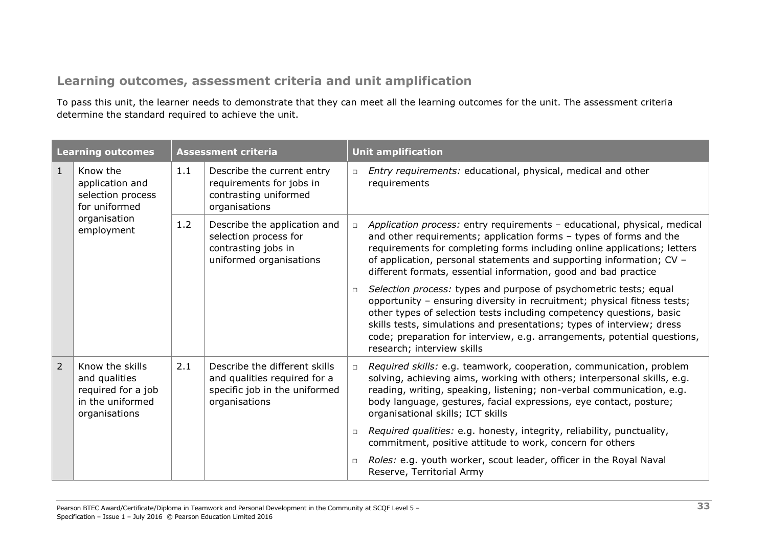## Learning outcomes, assessment criteria and unit amplification

To pass this unit, the learner needs to demonstrate that they can meet all the learning outcomes for the unit. The assessment criteria determine the standard required to achieve the unit.

| Learning outcomes | | Assessment criteria | | Unit amplification |
|---|---|---|---|---|
| 1 | Know the application and selection process for uniformed organisation employment | 1.1 | Describe the current entry requirements for jobs in contrasting uniformed organisations | □ *Entry requirements:* educational, physical, medical and other requirements |
| | | 1.2 | Describe the application and selection process for contrasting jobs in uniformed organisations | □ *Application process:* entry requirements – educational, physical, medical and other requirements; application forms – types of forms and the requirements for completing forms including online applications; letters of application, personal statements and supporting information; CV – different formats, essential information, good and bad practice<br>□ *Selection process:* types and purpose of psychometric tests; equal opportunity – ensuring diversity in recruitment; physical fitness tests; other types of selection tests including competency questions, basic skills tests, simulations and presentations; types of interview; dress code; preparation for interview, e.g. arrangements, potential questions, research; interview skills |
| 2 | Know the skills and qualities required for a job in the uniformed organisations | 2.1 | Describe the different skills and qualities required for a specific job in the uniformed organisations | □ *Required skills:* e.g. teamwork, cooperation, communication, problem solving, achieving aims, working with others; interpersonal skills, e.g. reading, writing, speaking, listening; non-verbal communication, e.g. body language, gestures, facial expressions, eye contact, posture; organisational skills; ICT skills<br>□ *Required qualities:* e.g. honesty, integrity, reliability, punctuality, commitment, positive attitude to work, concern for others<br>□ *Roles:* e.g. youth worker, scout leader, officer in the Royal Naval Reserve, Territorial Army |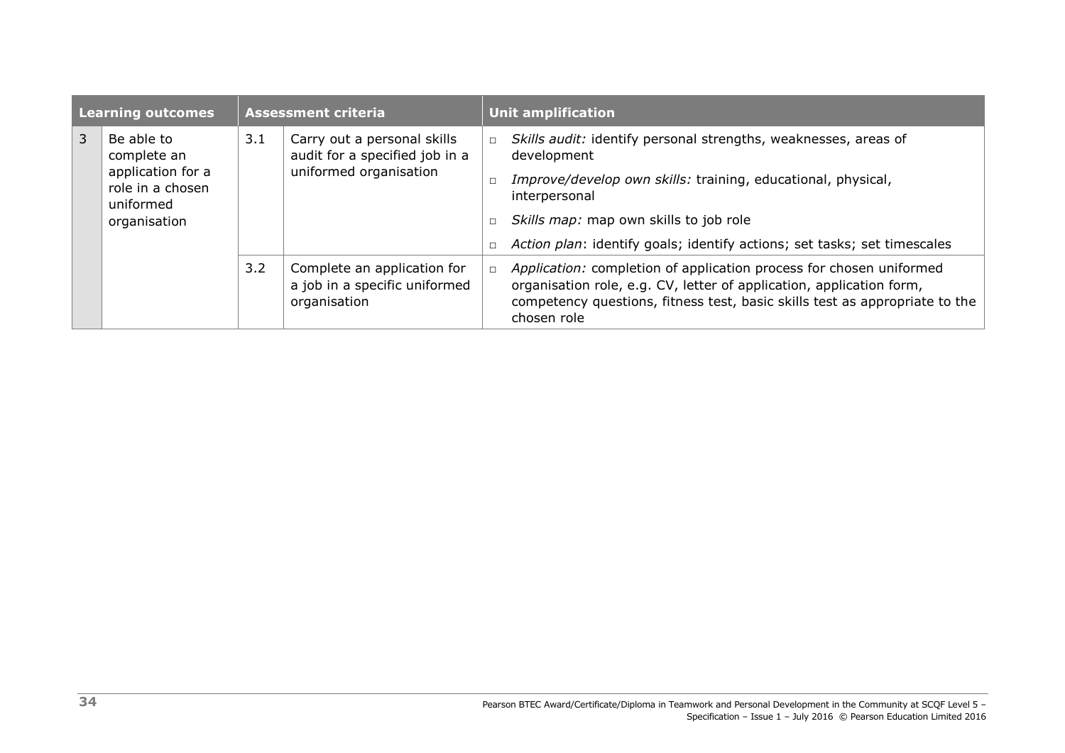| Learning outcomes | | Assessment criteria | | Unit amplification |
|---|---|---|---|---|
| 3 | Be able to complete an application for a role in a chosen uniformed organisation | 3.1 | Carry out a personal skills audit for a specified job in a uniformed organisation | ▫ *Skills audit:* identify personal strengths, weaknesses, areas of development<br>▫ *Improve/develop own skills:* training, educational, physical, interpersonal<br>▫ *Skills map:* map own skills to job role<br>▫ *Action plan*: identify goals; identify actions; set tasks; set timescales |
| | | 3.2 | Complete an application for a job in a specific uniformed organisation | ▫ *Application:* completion of application process for chosen uniformed organisation role, e.g. CV, letter of application, application form, competency questions, fitness test, basic skills test as appropriate to the chosen role |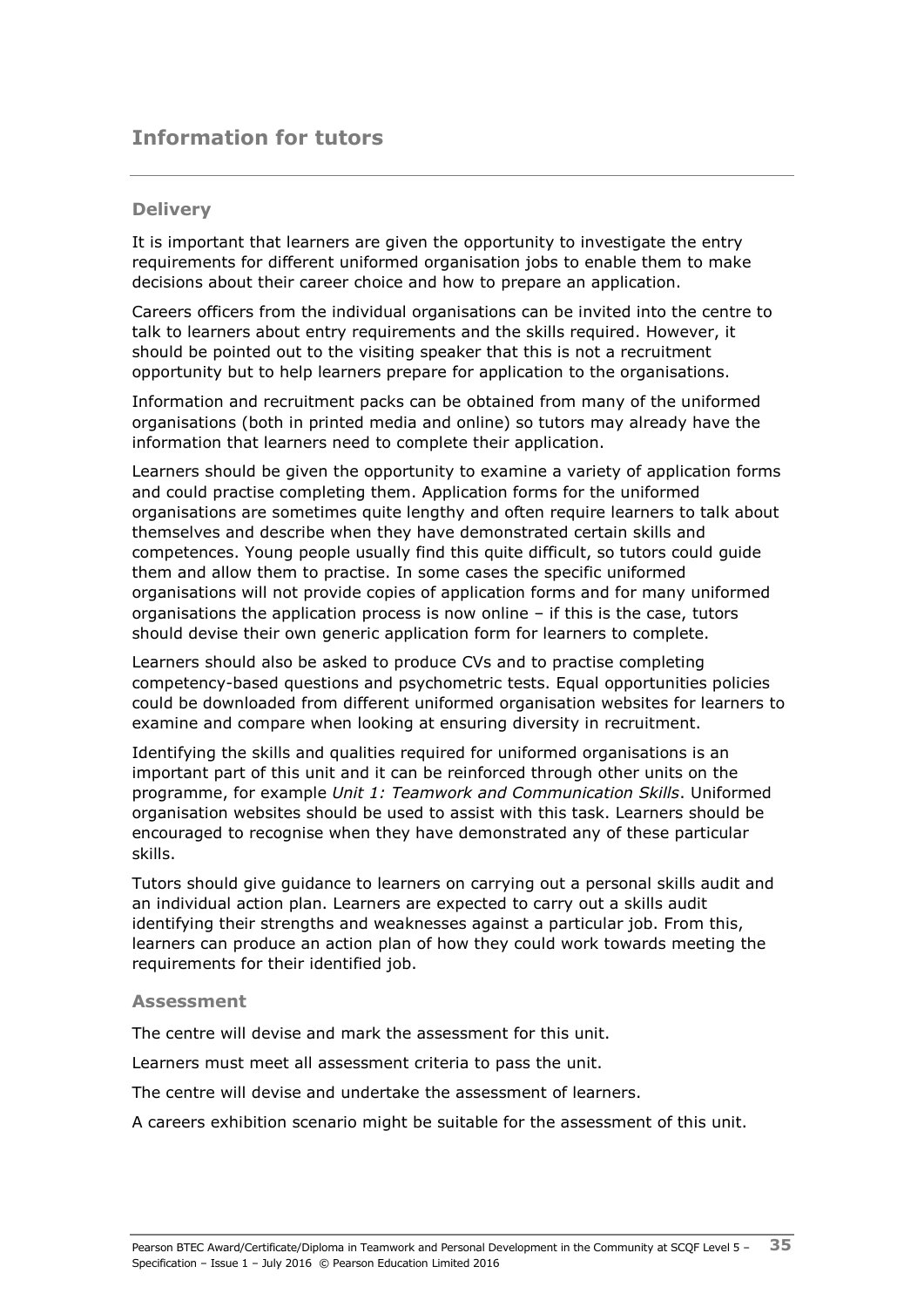## Information for tutors

### Delivery

It is important that learners are given the opportunity to investigate the entry requirements for different uniformed organisation jobs to enable them to make decisions about their career choice and how to prepare an application.

Careers officers from the individual organisations can be invited into the centre to talk to learners about entry requirements and the skills required. However, it should be pointed out to the visiting speaker that this is not a recruitment opportunity but to help learners prepare for application to the organisations.

Information and recruitment packs can be obtained from many of the uniformed organisations (both in printed media and online) so tutors may already have the information that learners need to complete their application.

Learners should be given the opportunity to examine a variety of application forms and could practise completing them. Application forms for the uniformed organisations are sometimes quite lengthy and often require learners to talk about themselves and describe when they have demonstrated certain skills and competences. Young people usually find this quite difficult, so tutors could guide them and allow them to practise. In some cases the specific uniformed organisations will not provide copies of application forms and for many uniformed organisations the application process is now online – if this is the case, tutors should devise their own generic application form for learners to complete.

Learners should also be asked to produce CVs and to practise completing competency-based questions and psychometric tests. Equal opportunities policies could be downloaded from different uniformed organisation websites for learners to examine and compare when looking at ensuring diversity in recruitment.

Identifying the skills and qualities required for uniformed organisations is an important part of this unit and it can be reinforced through other units on the programme, for example *Unit 1: Teamwork and Communication Skills*. Uniformed organisation websites should be used to assist with this task. Learners should be encouraged to recognise when they have demonstrated any of these particular skills.

Tutors should give guidance to learners on carrying out a personal skills audit and an individual action plan. Learners are expected to carry out a skills audit identifying their strengths and weaknesses against a particular job. From this, learners can produce an action plan of how they could work towards meeting the requirements for their identified job.

### Assessment

The centre will devise and mark the assessment for this unit.

Learners must meet all assessment criteria to pass the unit.

The centre will devise and undertake the assessment of learners.

A careers exhibition scenario might be suitable for the assessment of this unit.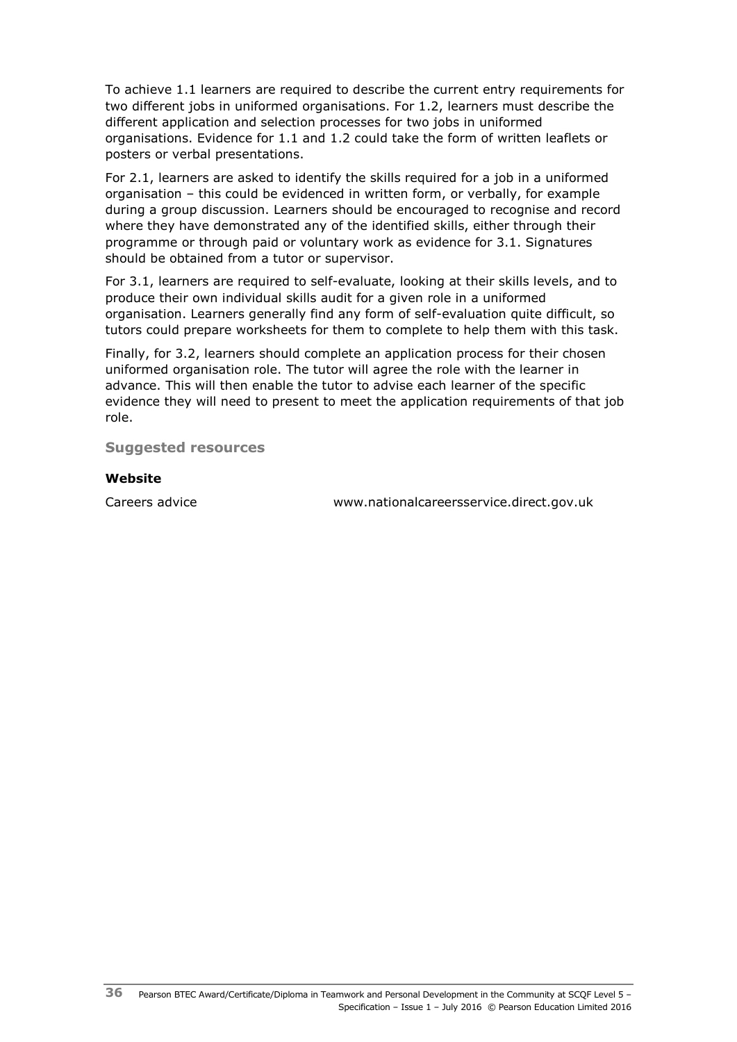To achieve 1.1 learners are required to describe the current entry requirements for two different jobs in uniformed organisations. For 1.2, learners must describe the different application and selection processes for two jobs in uniformed organisations. Evidence for 1.1 and 1.2 could take the form of written leaflets or posters or verbal presentations.

For 2.1, learners are asked to identify the skills required for a job in a uniformed organisation – this could be evidenced in written form, or verbally, for example during a group discussion. Learners should be encouraged to recognise and record where they have demonstrated any of the identified skills, either through their programme or through paid or voluntary work as evidence for 3.1. Signatures should be obtained from a tutor or supervisor.

For 3.1, learners are required to self-evaluate, looking at their skills levels, and to produce their own individual skills audit for a given role in a uniformed organisation. Learners generally find any form of self-evaluation quite difficult, so tutors could prepare worksheets for them to complete to help them with this task.

Finally, for 3.2, learners should complete an application process for their chosen uniformed organisation role. The tutor will agree the role with the learner in advance. This will then enable the tutor to advise each learner of the specific evidence they will need to present to meet the application requirements of that job role.

### Suggested resources

**Website**

| | |
|---|---|
| Careers advice | www.nationalcareersservice.direct.gov.uk |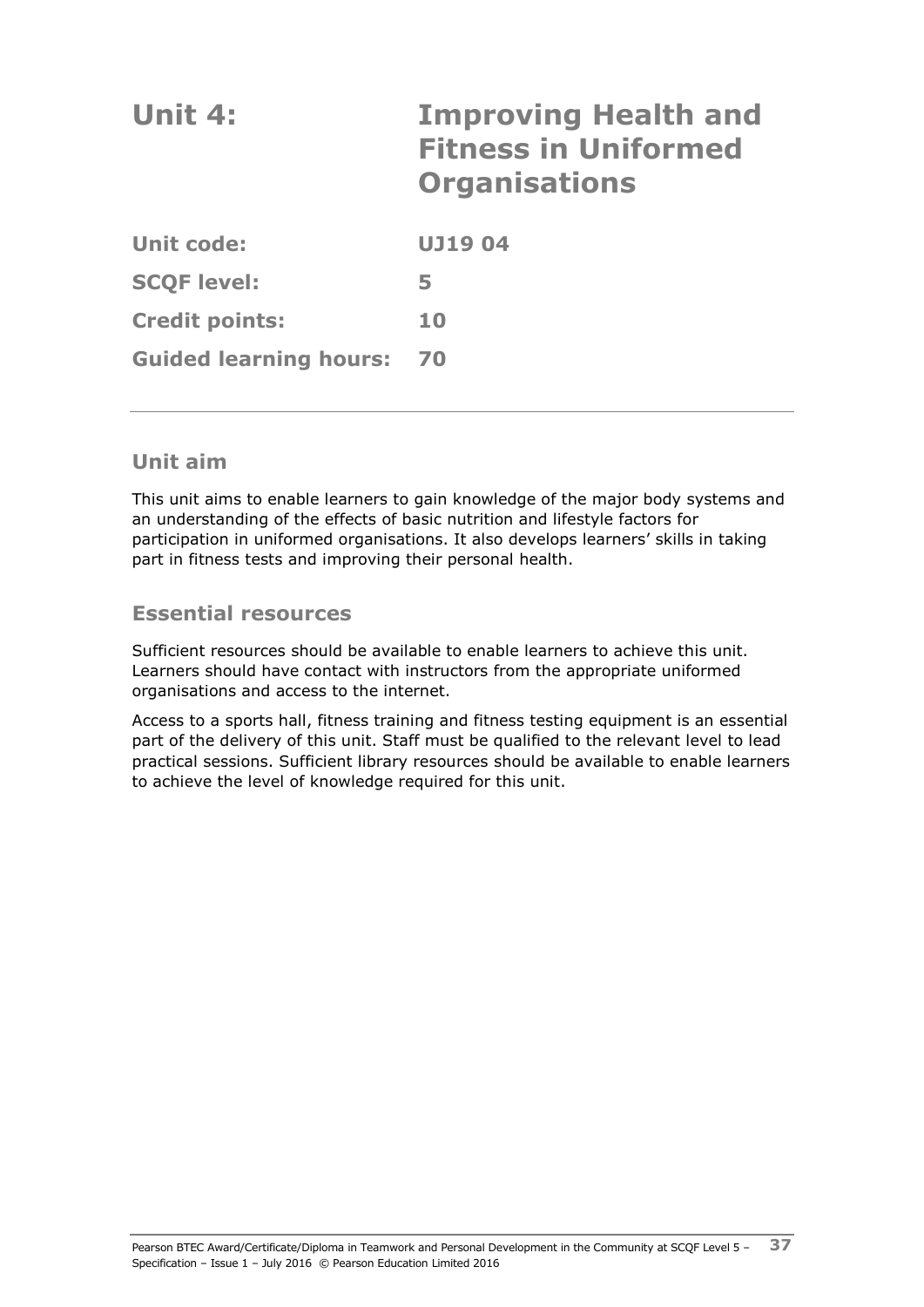# Unit 4: Improving Health and Fitness in Uniformed Organisations

| | |
|---|---|
| **Unit code:** | **UJ19 04** |
| **SCQF level:** | **5** |
| **Credit points:** | **10** |
| **Guided learning hours:** | **70** |

## Unit aim

This unit aims to enable learners to gain knowledge of the major body systems and an understanding of the effects of basic nutrition and lifestyle factors for participation in uniformed organisations. It also develops learners' skills in taking part in fitness tests and improving their personal health.

## Essential resources

Sufficient resources should be available to enable learners to achieve this unit. Learners should have contact with instructors from the appropriate uniformed organisations and access to the internet.

Access to a sports hall, fitness training and fitness testing equipment is an essential part of the delivery of this unit. Staff must be qualified to the relevant level to lead practical sessions. Sufficient library resources should be available to enable learners to achieve the level of knowledge required for this unit.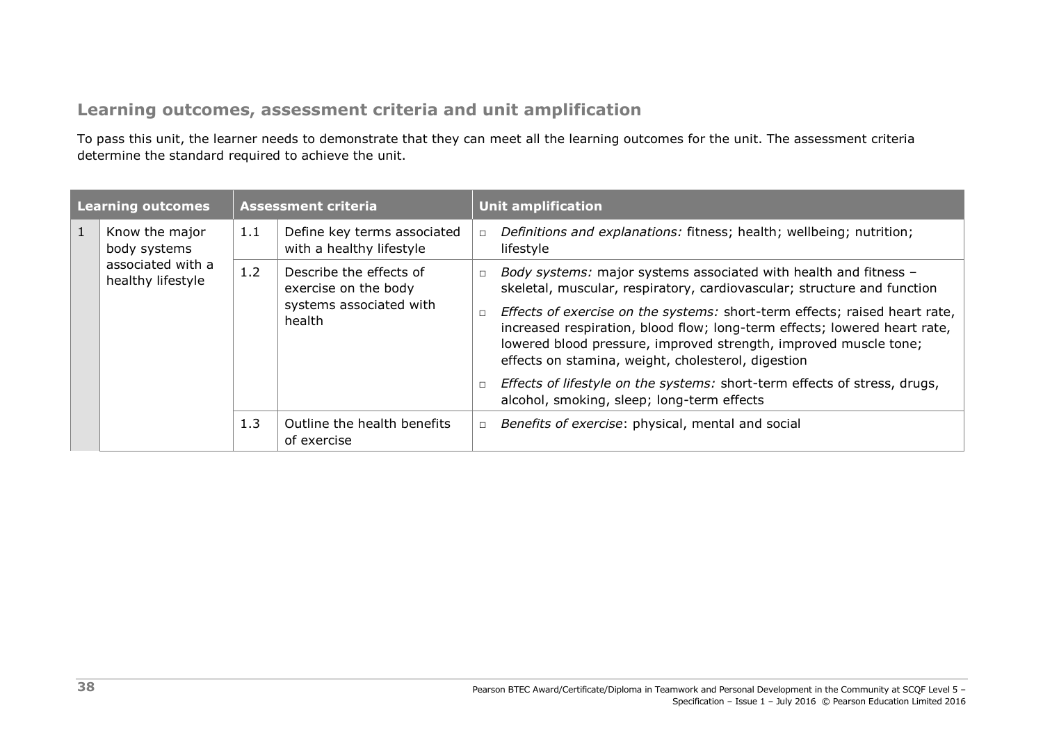## Learning outcomes, assessment criteria and unit amplification

To pass this unit, the learner needs to demonstrate that they can meet all the learning outcomes for the unit. The assessment criteria determine the standard required to achieve the unit.

| Learning outcomes | | Assessment criteria | | Unit amplification |
|---|---|---|---|---|
| 1 | Know the major body systems associated with a healthy lifestyle | 1.1 | Define key terms associated with a healthy lifestyle | □ *Definitions and explanations:* fitness; health; wellbeing; nutrition; lifestyle |
| | | 1.2 | Describe the effects of exercise on the body systems associated with health | □ *Body systems:* major systems associated with health and fitness – skeletal, muscular, respiratory, cardiovascular; structure and function<br>□ *Effects of exercise on the systems:* short-term effects; raised heart rate, increased respiration, blood flow; long-term effects; lowered heart rate, lowered blood pressure, improved strength, improved muscle tone; effects on stamina, weight, cholesterol, digestion<br>□ *Effects of lifestyle on the systems:* short-term effects of stress, drugs, alcohol, smoking, sleep; long-term effects |
| | | 1.3 | Outline the health benefits of exercise | □ *Benefits of exercise*: physical, mental and social |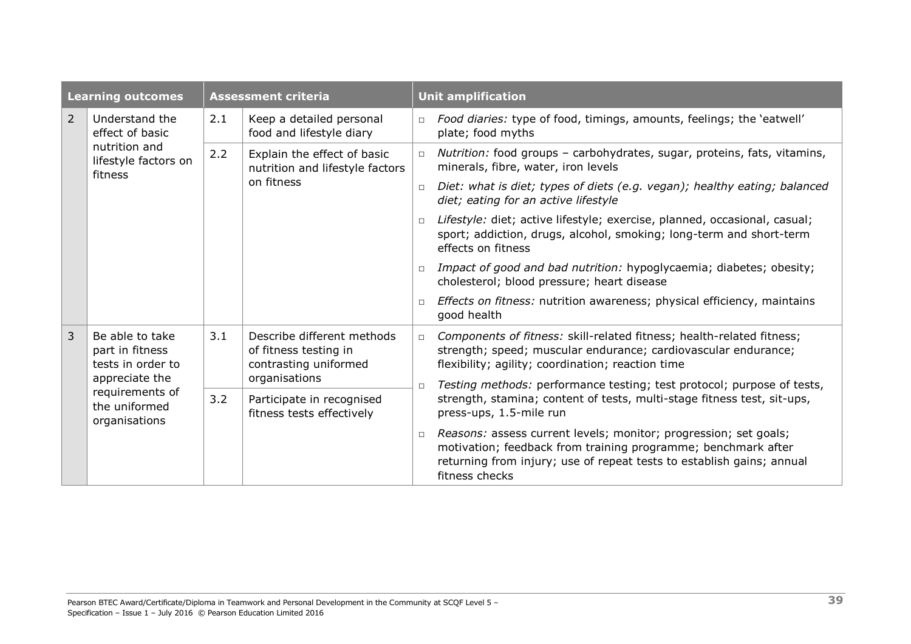| Learning outcomes | | Assessment criteria | | Unit amplification |
|---|---|---|---|---|
| 2 | Understand the effect of basic nutrition and lifestyle factors on fitness | 2.1 | Keep a detailed personal food and lifestyle diary | □ *Food diaries:* type of food, timings, amounts, feelings; the 'eatwell' plate; food myths |
| | | 2.2 | Explain the effect of basic nutrition and lifestyle factors on fitness | □ *Nutrition:* food groups – carbohydrates, sugar, proteins, fats, vitamins, minerals, fibre, water, iron levels<br>□ *Diet: what is diet; types of diets (e.g. vegan); healthy eating; balanced diet; eating for an active lifestyle*<br>□ *Lifestyle:* diet; active lifestyle; exercise, planned, occasional, casual; sport; addiction, drugs, alcohol, smoking; long-term and short-term effects on fitness<br>□ *Impact of good and bad nutrition:* hypoglycaemia; diabetes; obesity; cholesterol; blood pressure; heart disease<br>□ *Effects on fitness:* nutrition awareness; physical efficiency, maintains good health |
| 3 | Be able to take part in fitness tests in order to appreciate the requirements of the uniformed organisations | 3.1 | Describe different methods of fitness testing in contrasting uniformed organisations | □ *Components of fitness:* skill-related fitness; health-related fitness; strength; speed; muscular endurance; cardiovascular endurance; flexibility; agility; coordination; reaction time<br>□ *Testing methods:* performance testing; test protocol; purpose of tests, strength, stamina; content of tests, multi-stage fitness test, sit-ups, press-ups, 1.5-mile run<br>□ *Reasons:* assess current levels; monitor; progression; set goals; motivation; feedback from training programme; benchmark after returning from injury; use of repeat tests to establish gains; annual fitness checks |
| | | 3.2 | Participate in recognised fitness tests effectively | |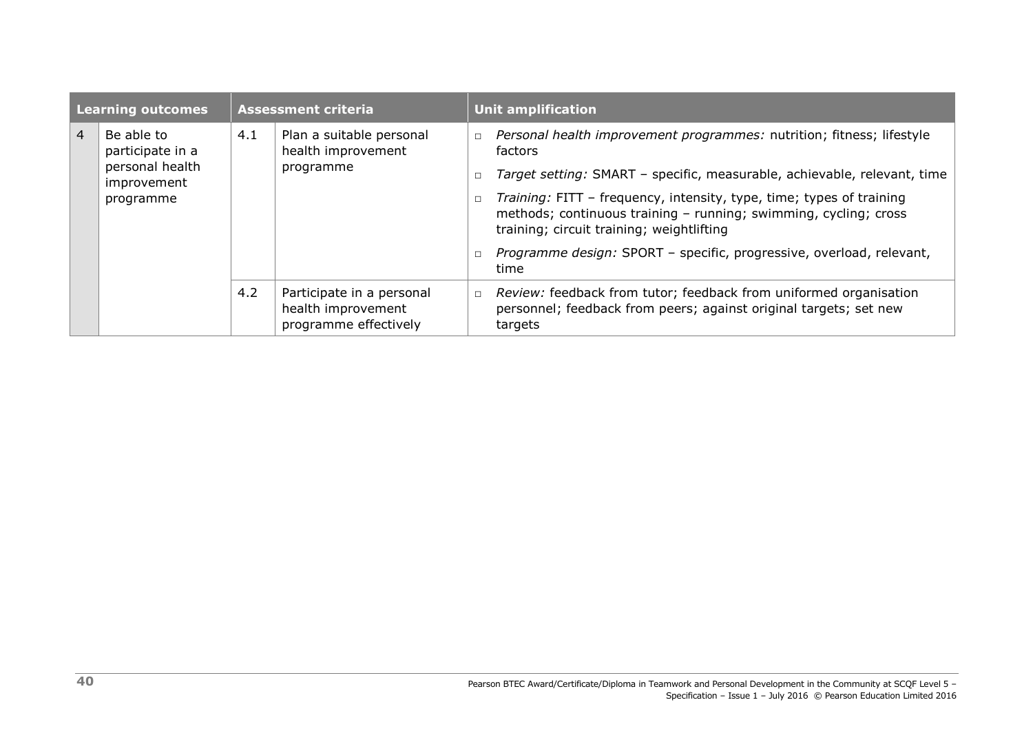| Learning outcomes | | Assessment criteria | | Unit amplification |
|---|---|---|---|---|
| 4 | Be able to participate in a personal health improvement programme | 4.1 | Plan a suitable personal health improvement programme | □ *Personal health improvement programmes:* nutrition; fitness; lifestyle factors<br>□ *Target setting:* SMART – specific, measurable, achievable, relevant, time<br>□ *Training:* FITT – frequency, intensity, type, time; types of training methods; continuous training – running; swimming, cycling; cross training; circuit training; weightlifting<br>□ *Programme design:* SPORT – specific, progressive, overload, relevant, time |
| | | 4.2 | Participate in a personal health improvement programme effectively | □ *Review:* feedback from tutor; feedback from uniformed organisation personnel; feedback from peers; against original targets; set new targets |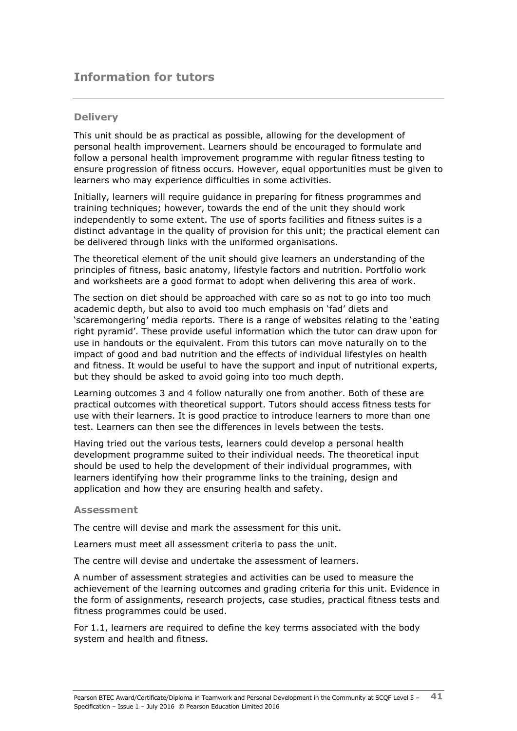# Information for tutors

## Delivery

This unit should be as practical as possible, allowing for the development of personal health improvement. Learners should be encouraged to formulate and follow a personal health improvement programme with regular fitness testing to ensure progression of fitness occurs. However, equal opportunities must be given to learners who may experience difficulties in some activities.

Initially, learners will require guidance in preparing for fitness programmes and training techniques; however, towards the end of the unit they should work independently to some extent. The use of sports facilities and fitness suites is a distinct advantage in the quality of provision for this unit; the practical element can be delivered through links with the uniformed organisations.

The theoretical element of the unit should give learners an understanding of the principles of fitness, basic anatomy, lifestyle factors and nutrition. Portfolio work and worksheets are a good format to adopt when delivering this area of work.

The section on diet should be approached with care so as not to go into too much academic depth, but also to avoid too much emphasis on 'fad' diets and 'scaremongering' media reports. There is a range of websites relating to the 'eating right pyramid'. These provide useful information which the tutor can draw upon for use in handouts or the equivalent. From this tutors can move naturally on to the impact of good and bad nutrition and the effects of individual lifestyles on health and fitness. It would be useful to have the support and input of nutritional experts, but they should be asked to avoid going into too much depth.

Learning outcomes 3 and 4 follow naturally one from another. Both of these are practical outcomes with theoretical support. Tutors should access fitness tests for use with their learners. It is good practice to introduce learners to more than one test. Learners can then see the differences in levels between the tests.

Having tried out the various tests, learners could develop a personal health development programme suited to their individual needs. The theoretical input should be used to help the development of their individual programmes, with learners identifying how their programme links to the training, design and application and how they are ensuring health and safety.

## Assessment

The centre will devise and mark the assessment for this unit.

Learners must meet all assessment criteria to pass the unit.

The centre will devise and undertake the assessment of learners.

A number of assessment strategies and activities can be used to measure the achievement of the learning outcomes and grading criteria for this unit. Evidence in the form of assignments, research projects, case studies, practical fitness tests and fitness programmes could be used.

For 1.1, learners are required to define the key terms associated with the body system and health and fitness.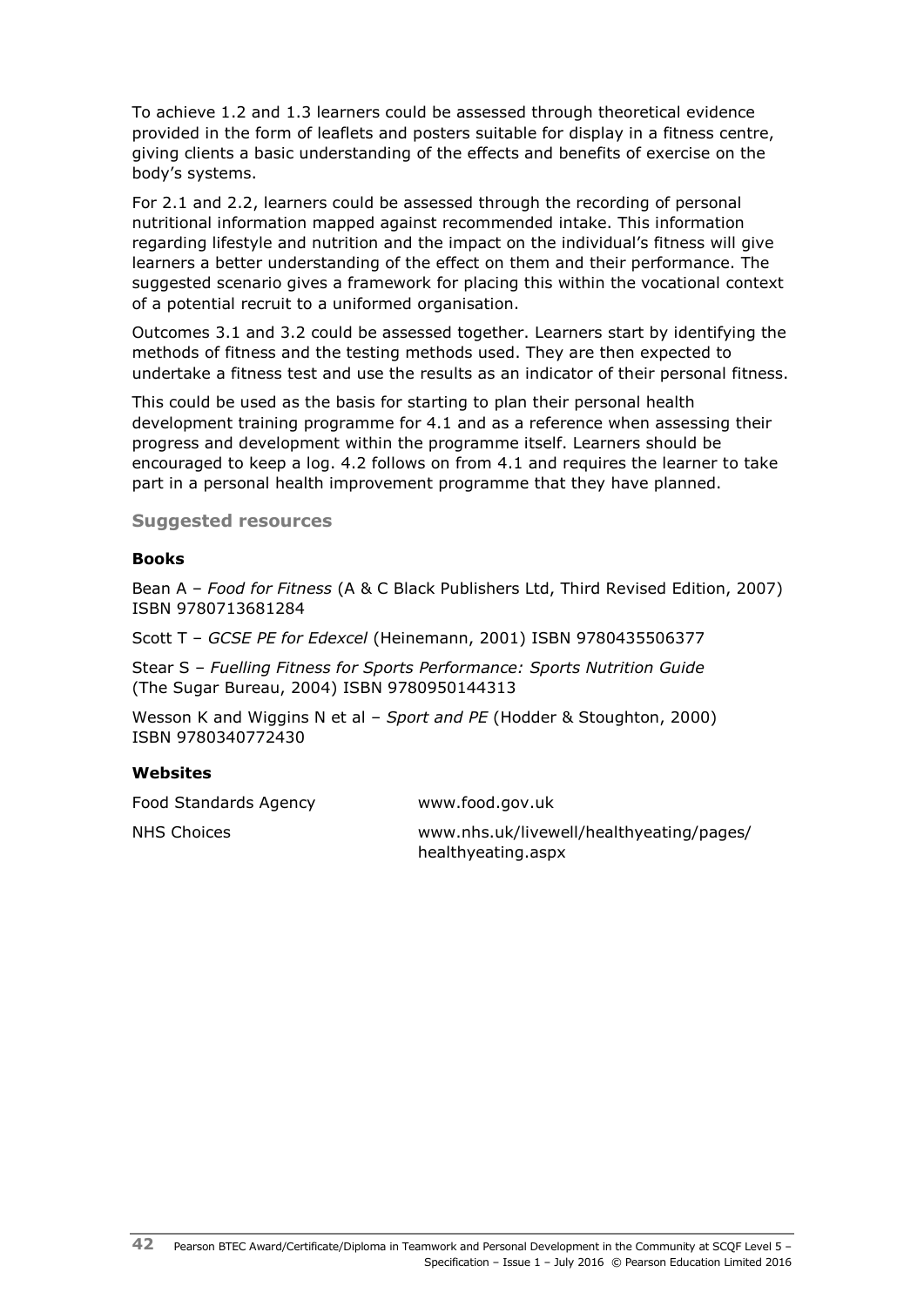To achieve 1.2 and 1.3 learners could be assessed through theoretical evidence provided in the form of leaflets and posters suitable for display in a fitness centre, giving clients a basic understanding of the effects and benefits of exercise on the body's systems.

For 2.1 and 2.2, learners could be assessed through the recording of personal nutritional information mapped against recommended intake. This information regarding lifestyle and nutrition and the impact on the individual's fitness will give learners a better understanding of the effect on them and their performance. The suggested scenario gives a framework for placing this within the vocational context of a potential recruit to a uniformed organisation.

Outcomes 3.1 and 3.2 could be assessed together. Learners start by identifying the methods of fitness and the testing methods used. They are then expected to undertake a fitness test and use the results as an indicator of their personal fitness.

This could be used as the basis for starting to plan their personal health development training programme for 4.1 and as a reference when assessing their progress and development within the programme itself. Learners should be encouraged to keep a log. 4.2 follows on from 4.1 and requires the learner to take part in a personal health improvement programme that they have planned.

### Suggested resources

#### Books

Bean A – *Food for Fitness* (A & C Black Publishers Ltd, Third Revised Edition, 2007) ISBN 9780713681284

Scott T – *GCSE PE for Edexcel* (Heinemann, 2001) ISBN 9780435506377

Stear S – *Fuelling Fitness for Sports Performance: Sports Nutrition Guide* (The Sugar Bureau, 2004) ISBN 9780950144313

Wesson K and Wiggins N et al – *Sport and PE* (Hodder & Stoughton, 2000) ISBN 9780340772430

#### Websites

| | |
|---|---|
| Food Standards Agency | www.food.gov.uk |
| NHS Choices | www.nhs.uk/livewell/healthyeating/pages/healthyeating.aspx |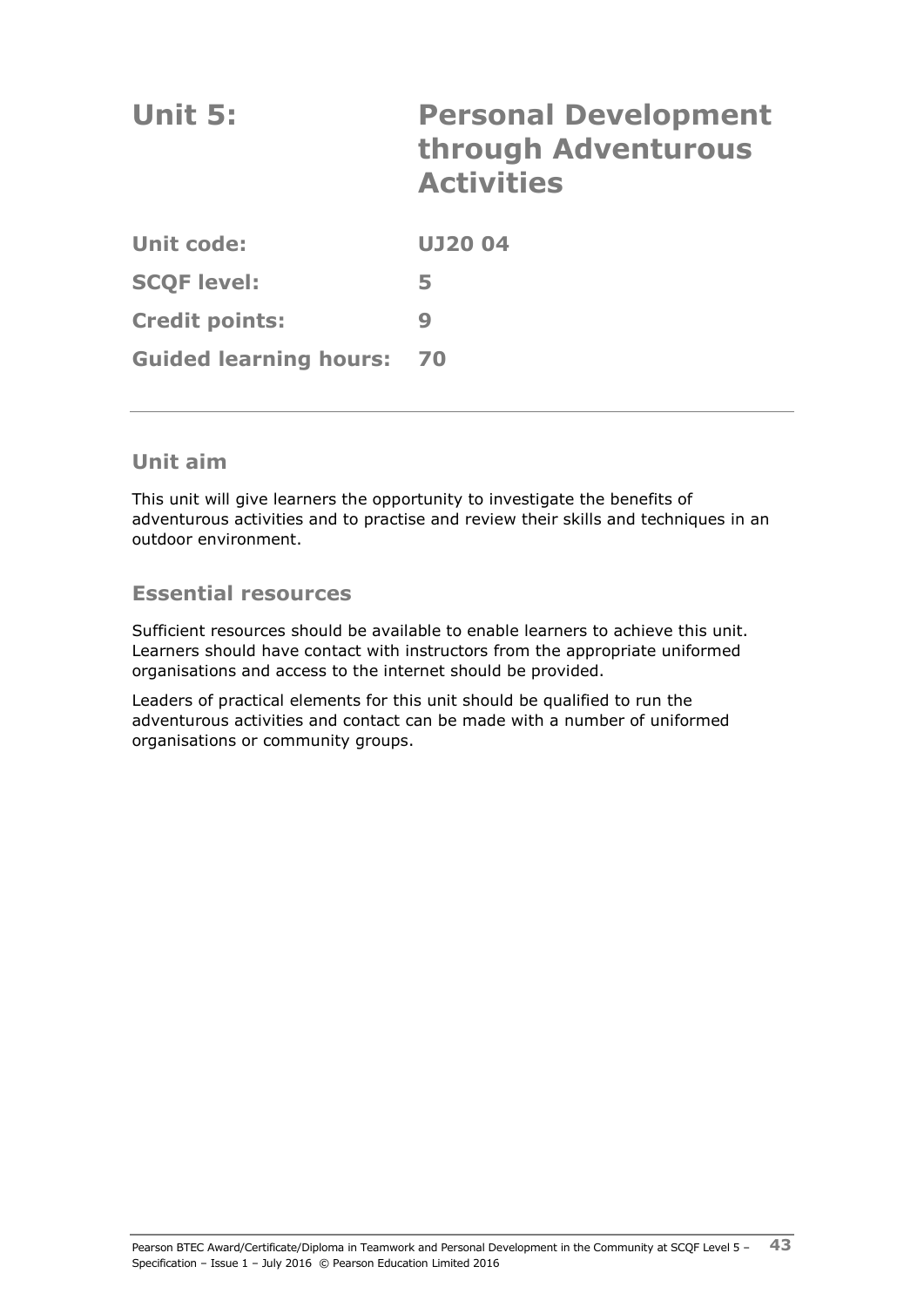# Unit 5: Personal Development through Adventurous Activities

| | |
|---|---|
| **Unit code:** | **UJ20 04** |
| **SCQF level:** | **5** |
| **Credit points:** | **9** |
| **Guided learning hours:** | **70** |

## Unit aim

This unit will give learners the opportunity to investigate the benefits of adventurous activities and to practise and review their skills and techniques in an outdoor environment.

## Essential resources

Sufficient resources should be available to enable learners to achieve this unit. Learners should have contact with instructors from the appropriate uniformed organisations and access to the internet should be provided.

Leaders of practical elements for this unit should be qualified to run the adventurous activities and contact can be made with a number of uniformed organisations or community groups.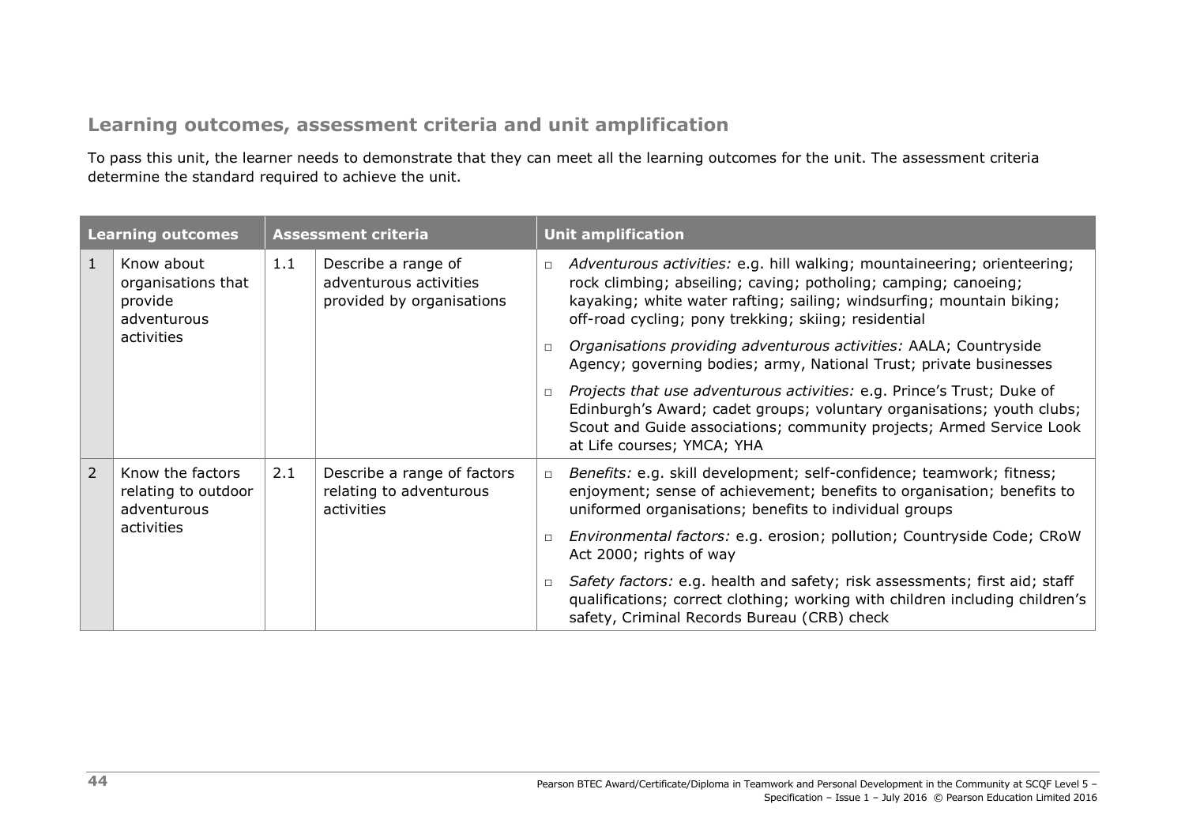## Learning outcomes, assessment criteria and unit amplification

To pass this unit, the learner needs to demonstrate that they can meet all the learning outcomes for the unit. The assessment criteria determine the standard required to achieve the unit.

| Learning outcomes | | Assessment criteria | | Unit amplification |
|---|---|---|---|---|
| 1 | Know about organisations that provide adventurous activities | 1.1 | Describe a range of adventurous activities provided by organisations | □ *Adventurous activities:* e.g. hill walking; mountaineering; orienteering; rock climbing; abseiling; caving; potholing; camping; canoeing; kayaking; white water rafting; sailing; windsurfing; mountain biking; off-road cycling; pony trekking; skiing; residential<br>□ *Organisations providing adventurous activities:* AALA; Countryside Agency; governing bodies; army, National Trust; private businesses<br>□ *Projects that use adventurous activities:* e.g. Prince's Trust; Duke of Edinburgh's Award; cadet groups; voluntary organisations; youth clubs; Scout and Guide associations; community projects; Armed Service Look at Life courses; YMCA; YHA |
| 2 | Know the factors relating to outdoor adventurous activities | 2.1 | Describe a range of factors relating to adventurous activities | □ *Benefits:* e.g. skill development; self-confidence; teamwork; fitness; enjoyment; sense of achievement; benefits to organisation; benefits to uniformed organisations; benefits to individual groups<br>□ *Environmental factors:* e.g. erosion; pollution; Countryside Code; CRoW Act 2000; rights of way<br>□ *Safety factors:* e.g. health and safety; risk assessments; first aid; staff qualifications; correct clothing; working with children including children's safety, Criminal Records Bureau (CRB) check |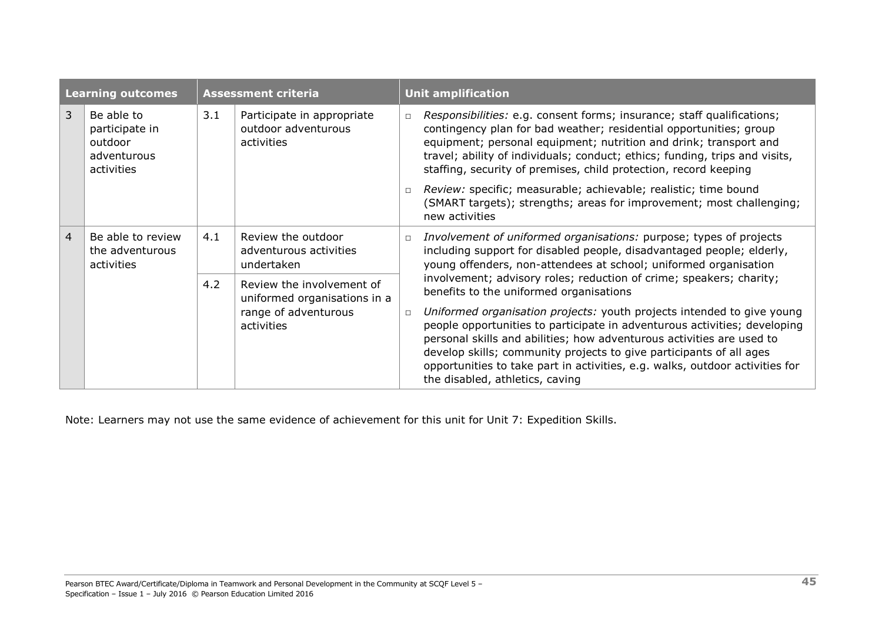| Learning outcomes | | Assessment criteria | | Unit amplification |
|---|---|---|---|---|
| 3 | Be able to participate in outdoor adventurous activities | 3.1 | Participate in appropriate outdoor adventurous activities | □ *Responsibilities:* e.g. consent forms; insurance; staff qualifications; contingency plan for bad weather; residential opportunities; group equipment; personal equipment; nutrition and drink; transport and travel; ability of individuals; conduct; ethics; funding, trips and visits, staffing, security of premises, child protection, record keeping<br>□ *Review:* specific; measurable; achievable; realistic; time bound (SMART targets); strengths; areas for improvement; most challenging; new activities |
| 4 | Be able to review the adventurous activities | 4.1 | Review the outdoor adventurous activities undertaken | □ *Involvement of uniformed organisations:* purpose; types of projects including support for disabled people, disadvantaged people; elderly, young offenders, non-attendees at school; uniformed organisation involvement; advisory roles; reduction of crime; speakers; charity; benefits to the uniformed organisations<br>□ *Uniformed organisation projects:* youth projects intended to give young people opportunities to participate in adventurous activities; developing personal skills and abilities; how adventurous activities are used to develop skills; community projects to give participants of all ages opportunities to take part in activities, e.g. walks, outdoor activities for the disabled, athletics, caving |
| | | 4.2 | Review the involvement of uniformed organisations in a range of adventurous activities | |

Note: Learners may not use the same evidence of achievement for this unit for Unit 7: Expedition Skills.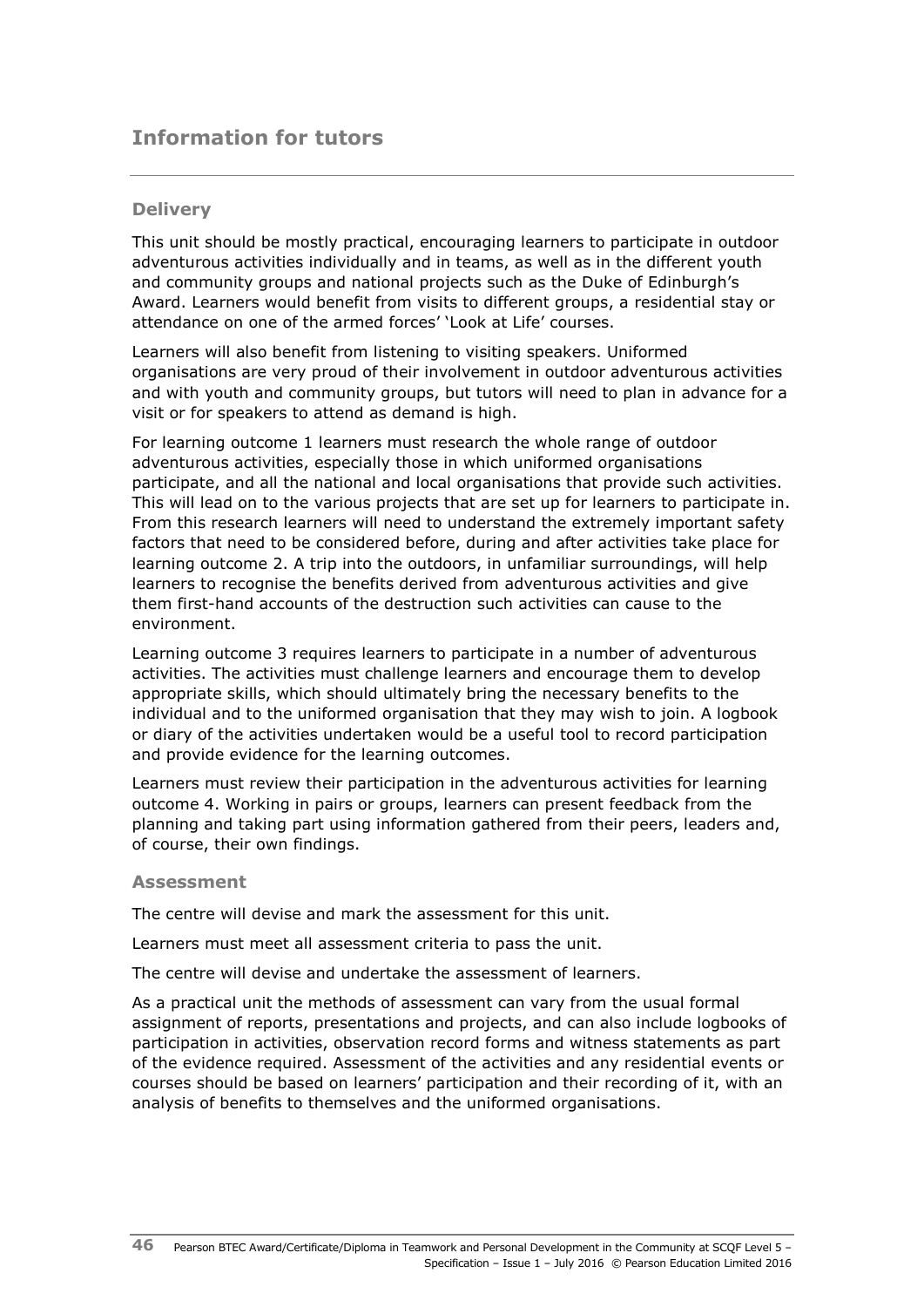## Information for tutors

### Delivery

This unit should be mostly practical, encouraging learners to participate in outdoor adventurous activities individually and in teams, as well as in the different youth and community groups and national projects such as the Duke of Edinburgh's Award. Learners would benefit from visits to different groups, a residential stay or attendance on one of the armed forces' 'Look at Life' courses.

Learners will also benefit from listening to visiting speakers. Uniformed organisations are very proud of their involvement in outdoor adventurous activities and with youth and community groups, but tutors will need to plan in advance for a visit or for speakers to attend as demand is high.

For learning outcome 1 learners must research the whole range of outdoor adventurous activities, especially those in which uniformed organisations participate, and all the national and local organisations that provide such activities. This will lead on to the various projects that are set up for learners to participate in. From this research learners will need to understand the extremely important safety factors that need to be considered before, during and after activities take place for learning outcome 2. A trip into the outdoors, in unfamiliar surroundings, will help learners to recognise the benefits derived from adventurous activities and give them first-hand accounts of the destruction such activities can cause to the environment.

Learning outcome 3 requires learners to participate in a number of adventurous activities. The activities must challenge learners and encourage them to develop appropriate skills, which should ultimately bring the necessary benefits to the individual and to the uniformed organisation that they may wish to join. A logbook or diary of the activities undertaken would be a useful tool to record participation and provide evidence for the learning outcomes.

Learners must review their participation in the adventurous activities for learning outcome 4. Working in pairs or groups, learners can present feedback from the planning and taking part using information gathered from their peers, leaders and, of course, their own findings.

### Assessment

The centre will devise and mark the assessment for this unit.

Learners must meet all assessment criteria to pass the unit.

The centre will devise and undertake the assessment of learners.

As a practical unit the methods of assessment can vary from the usual formal assignment of reports, presentations and projects, and can also include logbooks of participation in activities, observation record forms and witness statements as part of the evidence required. Assessment of the activities and any residential events or courses should be based on learners' participation and their recording of it, with an analysis of benefits to themselves and the uniformed organisations.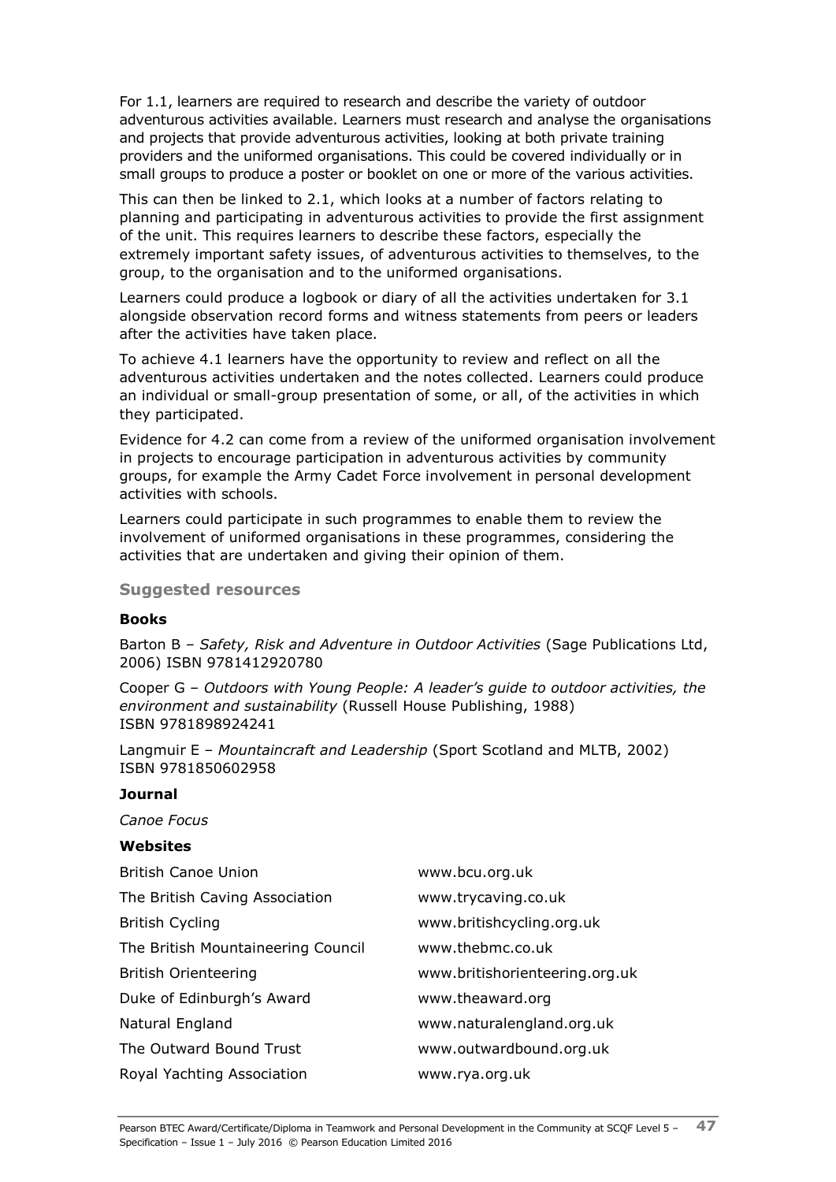For 1.1, learners are required to research and describe the variety of outdoor adventurous activities available. Learners must research and analyse the organisations and projects that provide adventurous activities, looking at both private training providers and the uniformed organisations. This could be covered individually or in small groups to produce a poster or booklet on one or more of the various activities.

This can then be linked to 2.1, which looks at a number of factors relating to planning and participating in adventurous activities to provide the first assignment of the unit. This requires learners to describe these factors, especially the extremely important safety issues, of adventurous activities to themselves, to the group, to the organisation and to the uniformed organisations.

Learners could produce a logbook or diary of all the activities undertaken for 3.1 alongside observation record forms and witness statements from peers or leaders after the activities have taken place.

To achieve 4.1 learners have the opportunity to review and reflect on all the adventurous activities undertaken and the notes collected. Learners could produce an individual or small-group presentation of some, or all, of the activities in which they participated.

Evidence for 4.2 can come from a review of the uniformed organisation involvement in projects to encourage participation in adventurous activities by community groups, for example the Army Cadet Force involvement in personal development activities with schools.

Learners could participate in such programmes to enable them to review the involvement of uniformed organisations in these programmes, considering the activities that are undertaken and giving their opinion of them.

### Suggested resources

#### Books

Barton B – *Safety, Risk and Adventure in Outdoor Activities* (Sage Publications Ltd, 2006) ISBN 9781412920780

Cooper G – *Outdoors with Young People: A leader's guide to outdoor activities, the environment and sustainability* (Russell House Publishing, 1988) ISBN 9781898924241

Langmuir E – *Mountaincraft and Leadership* (Sport Scotland and MLTB, 2002) ISBN 9781850602958

#### Journal

*Canoe Focus*

#### Websites

| | |
|---|---|
| British Canoe Union | www.bcu.org.uk |
| The British Caving Association | www.trycaving.co.uk |
| British Cycling | www.britishcycling.org.uk |
| The British Mountaineering Council | www.thebmc.co.uk |
| British Orienteering | www.britishorienteering.org.uk |
| Duke of Edinburgh's Award | www.theaward.org |
| Natural England | www.naturalengland.org.uk |
| The Outward Bound Trust | www.outwardbound.org.uk |
| Royal Yachting Association | www.rya.org.uk |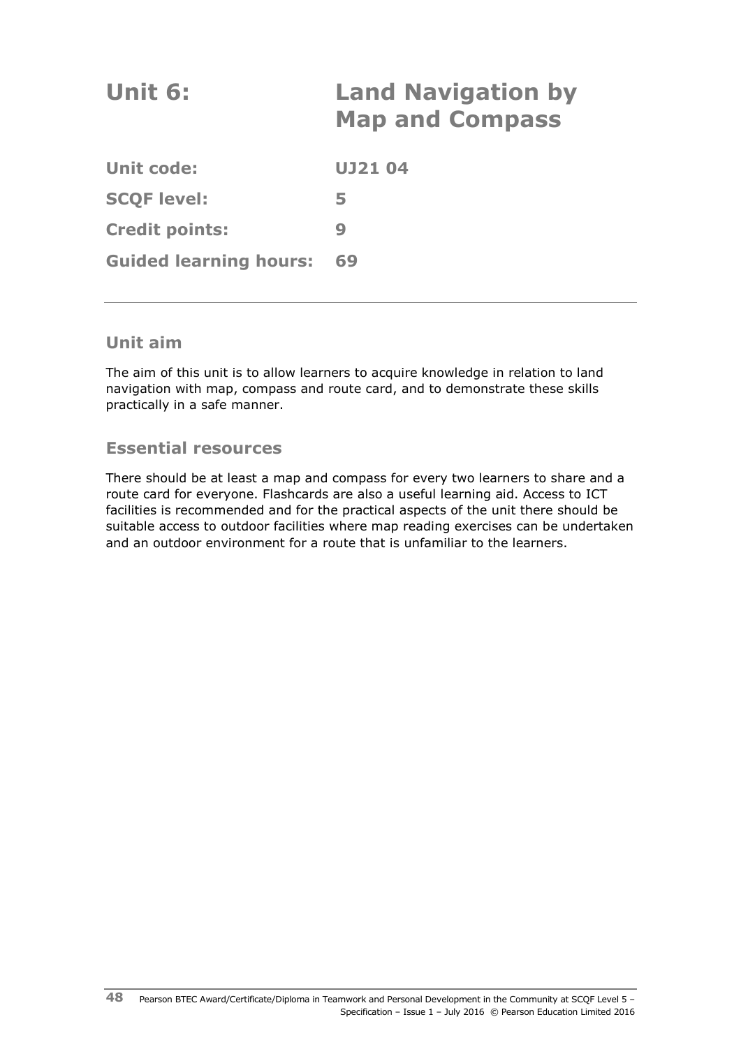# Unit 6: Land Navigation by Map and Compass

| | |
|---|---|
| **Unit code:** | **UJ21 04** |
| **SCQF level:** | **5** |
| **Credit points:** | **9** |
| **Guided learning hours:** | **69** |

## Unit aim

The aim of this unit is to allow learners to acquire knowledge in relation to land navigation with map, compass and route card, and to demonstrate these skills practically in a safe manner.

## Essential resources

There should be at least a map and compass for every two learners to share and a route card for everyone. Flashcards are also a useful learning aid. Access to ICT facilities is recommended and for the practical aspects of the unit there should be suitable access to outdoor facilities where map reading exercises can be undertaken and an outdoor environment for a route that is unfamiliar to the learners.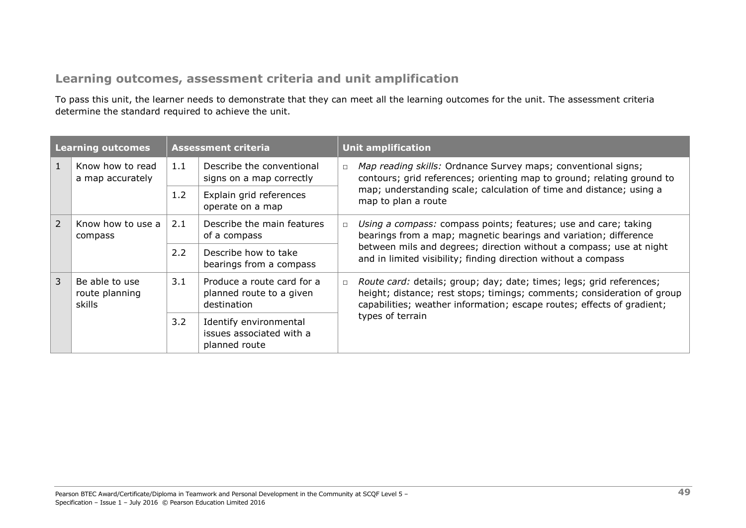## Learning outcomes, assessment criteria and unit amplification

To pass this unit, the learner needs to demonstrate that they can meet all the learning outcomes for the unit. The assessment criteria determine the standard required to achieve the unit.

| Learning outcomes | | Assessment criteria | | Unit amplification |
|---|---|---|---|---|
| 1 | Know how to read a map accurately | 1.1 | Describe the conventional signs on a map correctly | □ *Map reading skills:* Ordnance Survey maps; conventional signs; contours; grid references; orienting map to ground; relating ground to map; understanding scale; calculation of time and distance; using a map to plan a route |
| | | 1.2 | Explain grid references operate on a map | |
| 2 | Know how to use a compass | 2.1 | Describe the main features of a compass | □ *Using a compass:* compass points; features; use and care; taking bearings from a map; magnetic bearings and variation; difference between mils and degrees; direction without a compass; use at night and in limited visibility; finding direction without a compass |
| | | 2.2 | Describe how to take bearings from a compass | |
| 3 | Be able to use route planning skills | 3.1 | Produce a route card for a planned route to a given destination | □ *Route card:* details; group; day; date; times; legs; grid references; height; distance; rest stops; timings; comments; consideration of group capabilities; weather information; escape routes; effects of gradient; types of terrain |
| | | 3.2 | Identify environmental issues associated with a planned route | |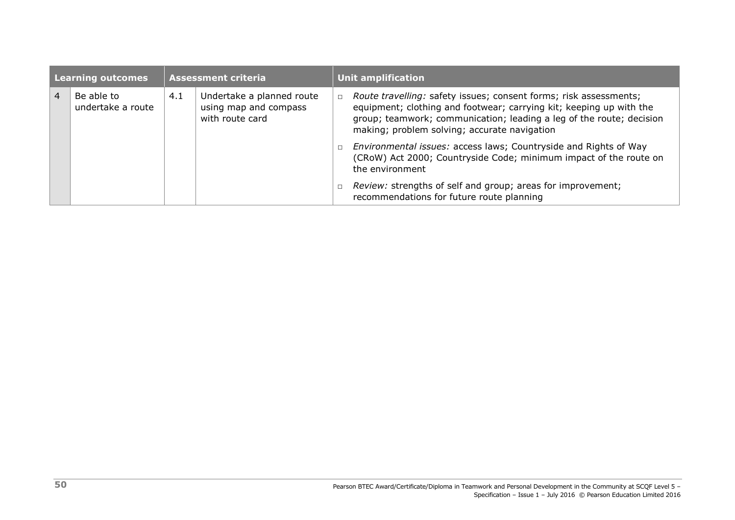| Learning outcomes | | Assessment criteria | | Unit amplification |
|---|---|---|---|---|
| 4 | Be able to undertake a route | 4.1 | Undertake a planned route using map and compass with route card | ▫ *Route travelling:* safety issues; consent forms; risk assessments; equipment; clothing and footwear; carrying kit; keeping up with the group; teamwork; communication; leading a leg of the route; decision making; problem solving; accurate navigation<br>▫ *Environmental issues:* access laws; Countryside and Rights of Way (CRoW) Act 2000; Countryside Code; minimum impact of the route on the environment<br>▫ *Review:* strengths of self and group; areas for improvement; recommendations for future route planning |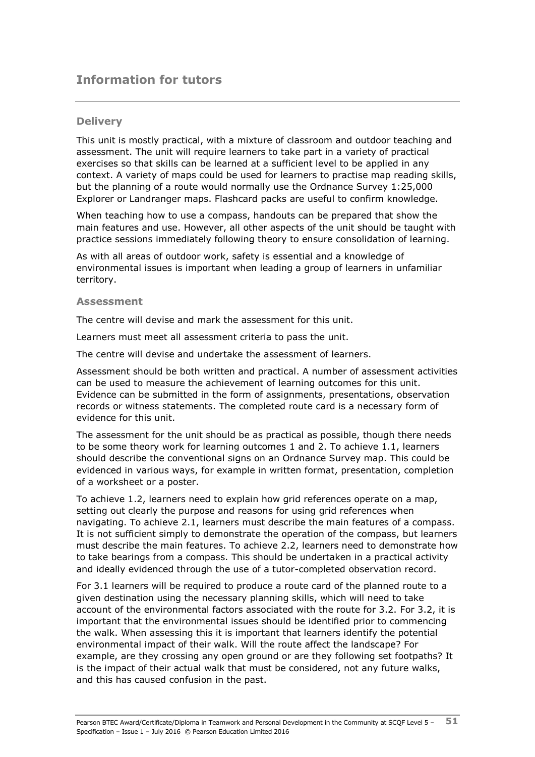## Information for tutors

### Delivery

This unit is mostly practical, with a mixture of classroom and outdoor teaching and assessment. The unit will require learners to take part in a variety of practical exercises so that skills can be learned at a sufficient level to be applied in any context. A variety of maps could be used for learners to practise map reading skills, but the planning of a route would normally use the Ordnance Survey 1:25,000 Explorer or Landranger maps. Flashcard packs are useful to confirm knowledge.

When teaching how to use a compass, handouts can be prepared that show the main features and use. However, all other aspects of the unit should be taught with practice sessions immediately following theory to ensure consolidation of learning.

As with all areas of outdoor work, safety is essential and a knowledge of environmental issues is important when leading a group of learners in unfamiliar territory.

### Assessment

The centre will devise and mark the assessment for this unit.

Learners must meet all assessment criteria to pass the unit.

The centre will devise and undertake the assessment of learners.

Assessment should be both written and practical. A number of assessment activities can be used to measure the achievement of learning outcomes for this unit. Evidence can be submitted in the form of assignments, presentations, observation records or witness statements. The completed route card is a necessary form of evidence for this unit.

The assessment for the unit should be as practical as possible, though there needs to be some theory work for learning outcomes 1 and 2. To achieve 1.1, learners should describe the conventional signs on an Ordnance Survey map. This could be evidenced in various ways, for example in written format, presentation, completion of a worksheet or a poster.

To achieve 1.2, learners need to explain how grid references operate on a map, setting out clearly the purpose and reasons for using grid references when navigating. To achieve 2.1, learners must describe the main features of a compass. It is not sufficient simply to demonstrate the operation of the compass, but learners must describe the main features. To achieve 2.2, learners need to demonstrate how to take bearings from a compass. This should be undertaken in a practical activity and ideally evidenced through the use of a tutor-completed observation record.

For 3.1 learners will be required to produce a route card of the planned route to a given destination using the necessary planning skills, which will need to take account of the environmental factors associated with the route for 3.2. For 3.2, it is important that the environmental issues should be identified prior to commencing the walk. When assessing this it is important that learners identify the potential environmental impact of their walk. Will the route affect the landscape? For example, are they crossing any open ground or are they following set footpaths? It is the impact of their actual walk that must be considered, not any future walks, and this has caused confusion in the past.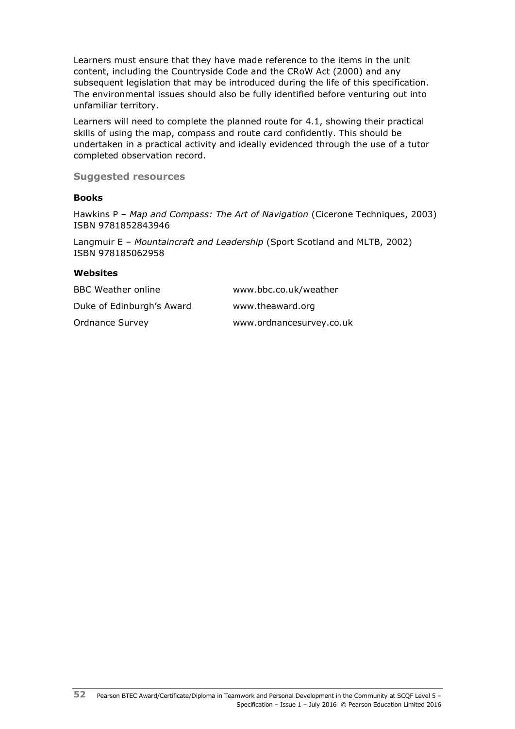Learners must ensure that they have made reference to the items in the unit content, including the Countryside Code and the CRoW Act (2000) and any subsequent legislation that may be introduced during the life of this specification. The environmental issues should also be fully identified before venturing out into unfamiliar territory.

Learners will need to complete the planned route for 4.1, showing their practical skills of using the map, compass and route card confidently. This should be undertaken in a practical activity and ideally evidenced through the use of a tutor completed observation record.

### Suggested resources

**Books**

Hawkins P – *Map and Compass: The Art of Navigation* (Cicerone Techniques, 2003) ISBN 9781852843946

Langmuir E – *Mountaincraft and Leadership* (Sport Scotland and MLTB, 2002) ISBN 978185062958

**Websites**

| | |
|---|---|
| BBC Weather online | www.bbc.co.uk/weather |
| Duke of Edinburgh's Award | www.theaward.org |
| Ordnance Survey | www.ordnancesurvey.co.uk |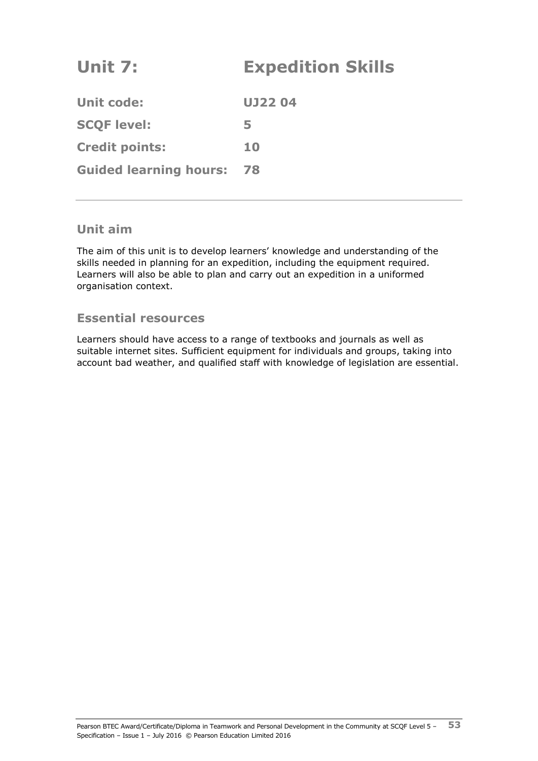# Unit 7: Expedition Skills

| | |
|---|---|
| **Unit code:** | **UJ22 04** |
| **SCQF level:** | **5** |
| **Credit points:** | **10** |
| **Guided learning hours:** | **78** |

## Unit aim

The aim of this unit is to develop learners' knowledge and understanding of the skills needed in planning for an expedition, including the equipment required. Learners will also be able to plan and carry out an expedition in a uniformed organisation context.

## Essential resources

Learners should have access to a range of textbooks and journals as well as suitable internet sites. Sufficient equipment for individuals and groups, taking into account bad weather, and qualified staff with knowledge of legislation are essential.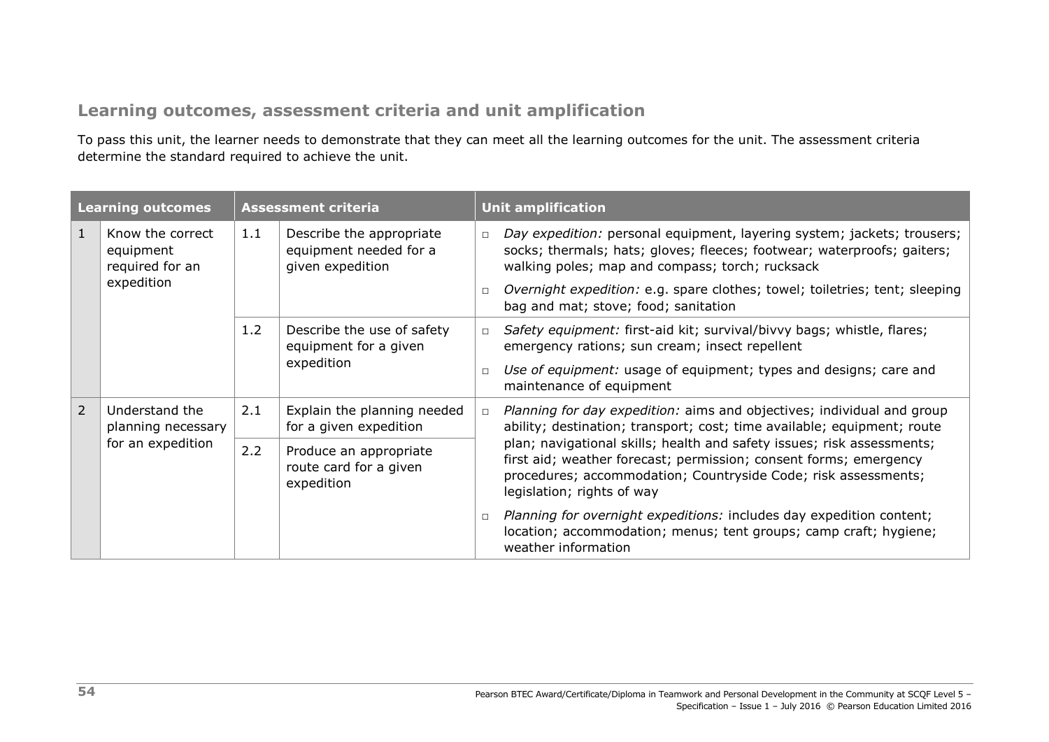## Learning outcomes, assessment criteria and unit amplification

To pass this unit, the learner needs to demonstrate that they can meet all the learning outcomes for the unit. The assessment criteria determine the standard required to achieve the unit.

| Learning outcomes | | Assessment criteria | | Unit amplification |
|---|---|---|---|---|
| 1 | Know the correct equipment required for an expedition | 1.1 | Describe the appropriate equipment needed for a given expedition | □ *Day expedition:* personal equipment, layering system; jackets; trousers; socks; thermals; hats; gloves; fleeces; footwear; waterproofs; gaiters; walking poles; map and compass; torch; rucksack<br>□ *Overnight expedition:* e.g. spare clothes; towel; toiletries; tent; sleeping bag and mat; stove; food; sanitation |
| | | 1.2 | Describe the use of safety equipment for a given expedition | □ *Safety equipment:* first-aid kit; survival/bivvy bags; whistle, flares; emergency rations; sun cream; insect repellent<br>□ *Use of equipment:* usage of equipment; types and designs; care and maintenance of equipment |
| 2 | Understand the planning necessary for an expedition | 2.1 | Explain the planning needed for a given expedition | □ *Planning for day expedition:* aims and objectives; individual and group ability; destination; transport; cost; time available; equipment; route plan; navigational skills; health and safety issues; risk assessments; first aid; weather forecast; permission; consent forms; emergency procedures; accommodation; Countryside Code; risk assessments; legislation; rights of way<br>□ *Planning for overnight expeditions:* includes day expedition content; location; accommodation; menus; tent groups; camp craft; hygiene; weather information |
| | | 2.2 | Produce an appropriate route card for a given expedition | |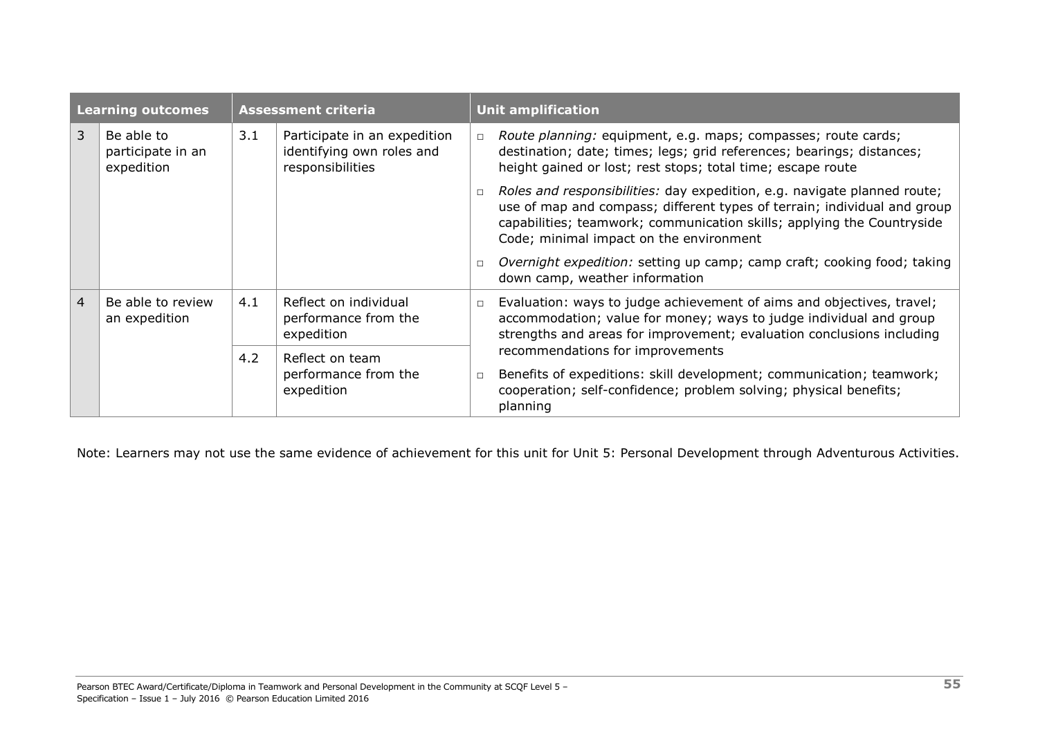| Learning outcomes | | Assessment criteria | | Unit amplification |
|---|---|---|---|---|
| 3 | Be able to participate in an expedition | 3.1 | Participate in an expedition identifying own roles and responsibilities | □ *Route planning:* equipment, e.g. maps; compasses; route cards; destination; date; times; legs; grid references; bearings; distances; height gained or lost; rest stops; total time; escape route<br>□ *Roles and responsibilities:* day expedition, e.g. navigate planned route; use of map and compass; different types of terrain; individual and group capabilities; teamwork; communication skills; applying the Countryside Code; minimal impact on the environment<br>□ *Overnight expedition:* setting up camp; camp craft; cooking food; taking down camp, weather information |
| 4 | Be able to review an expedition | 4.1 | Reflect on individual performance from the expedition | □ Evaluation: ways to judge achievement of aims and objectives, travel; accommodation; value for money; ways to judge individual and group strengths and areas for improvement; evaluation conclusions including recommendations for improvements<br>□ Benefits of expeditions: skill development; communication; teamwork; cooperation; self-confidence; problem solving; physical benefits; planning |
| | | 4.2 | Reflect on team performance from the expedition | |

Note: Learners may not use the same evidence of achievement for this unit for Unit 5: Personal Development through Adventurous Activities.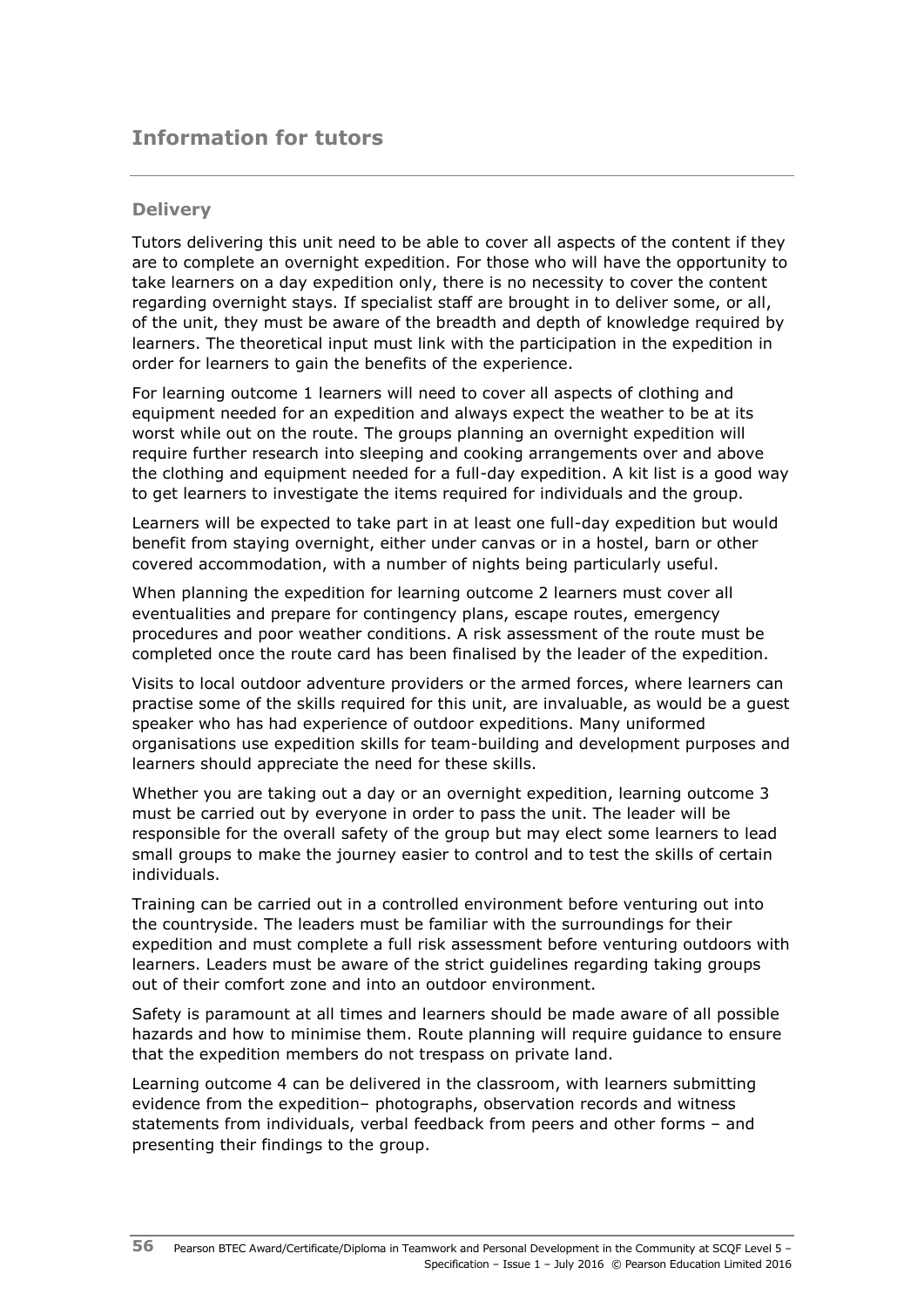## Information for tutors

### Delivery

Tutors delivering this unit need to be able to cover all aspects of the content if they are to complete an overnight expedition. For those who will have the opportunity to take learners on a day expedition only, there is no necessity to cover the content regarding overnight stays. If specialist staff are brought in to deliver some, or all, of the unit, they must be aware of the breadth and depth of knowledge required by learners. The theoretical input must link with the participation in the expedition in order for learners to gain the benefits of the experience.

For learning outcome 1 learners will need to cover all aspects of clothing and equipment needed for an expedition and always expect the weather to be at its worst while out on the route. The groups planning an overnight expedition will require further research into sleeping and cooking arrangements over and above the clothing and equipment needed for a full-day expedition. A kit list is a good way to get learners to investigate the items required for individuals and the group.

Learners will be expected to take part in at least one full-day expedition but would benefit from staying overnight, either under canvas or in a hostel, barn or other covered accommodation, with a number of nights being particularly useful.

When planning the expedition for learning outcome 2 learners must cover all eventualities and prepare for contingency plans, escape routes, emergency procedures and poor weather conditions. A risk assessment of the route must be completed once the route card has been finalised by the leader of the expedition.

Visits to local outdoor adventure providers or the armed forces, where learners can practise some of the skills required for this unit, are invaluable, as would be a guest speaker who has had experience of outdoor expeditions. Many uniformed organisations use expedition skills for team-building and development purposes and learners should appreciate the need for these skills.

Whether you are taking out a day or an overnight expedition, learning outcome 3 must be carried out by everyone in order to pass the unit. The leader will be responsible for the overall safety of the group but may elect some learners to lead small groups to make the journey easier to control and to test the skills of certain individuals.

Training can be carried out in a controlled environment before venturing out into the countryside. The leaders must be familiar with the surroundings for their expedition and must complete a full risk assessment before venturing outdoors with learners. Leaders must be aware of the strict guidelines regarding taking groups out of their comfort zone and into an outdoor environment.

Safety is paramount at all times and learners should be made aware of all possible hazards and how to minimise them. Route planning will require guidance to ensure that the expedition members do not trespass on private land.

Learning outcome 4 can be delivered in the classroom, with learners submitting evidence from the expedition– photographs, observation records and witness statements from individuals, verbal feedback from peers and other forms – and presenting their findings to the group.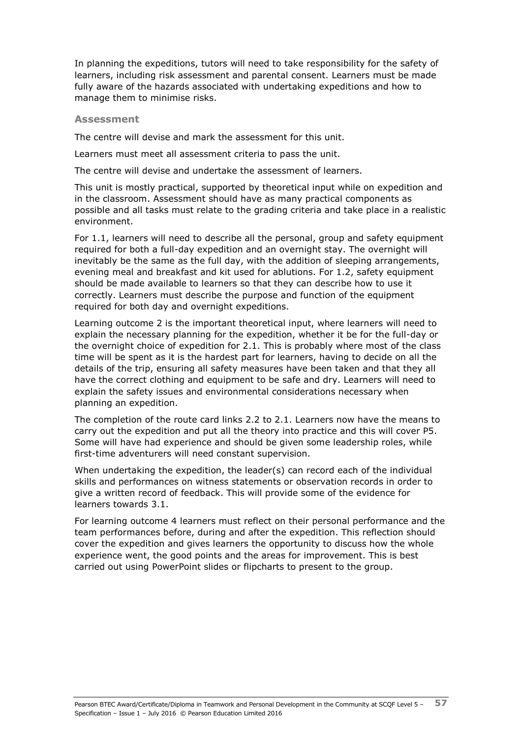In planning the expeditions, tutors will need to take responsibility for the safety of learners, including risk assessment and parental consent. Learners must be made fully aware of the hazards associated with undertaking expeditions and how to manage them to minimise risks.

### Assessment

The centre will devise and mark the assessment for this unit.

Learners must meet all assessment criteria to pass the unit.

The centre will devise and undertake the assessment of learners.

This unit is mostly practical, supported by theoretical input while on expedition and in the classroom. Assessment should have as many practical components as possible and all tasks must relate to the grading criteria and take place in a realistic environment.

For 1.1, learners will need to describe all the personal, group and safety equipment required for both a full-day expedition and an overnight stay. The overnight will inevitably be the same as the full day, with the addition of sleeping arrangements, evening meal and breakfast and kit used for ablutions. For 1.2, safety equipment should be made available to learners so that they can describe how to use it correctly. Learners must describe the purpose and function of the equipment required for both day and overnight expeditions.

Learning outcome 2 is the important theoretical input, where learners will need to explain the necessary planning for the expedition, whether it be for the full-day or the overnight choice of expedition for 2.1. This is probably where most of the class time will be spent as it is the hardest part for learners, having to decide on all the details of the trip, ensuring all safety measures have been taken and that they all have the correct clothing and equipment to be safe and dry. Learners will need to explain the safety issues and environmental considerations necessary when planning an expedition.

The completion of the route card links 2.2 to 2.1. Learners now have the means to carry out the expedition and put all the theory into practice and this will cover P5. Some will have had experience and should be given some leadership roles, while first-time adventurers will need constant supervision.

When undertaking the expedition, the leader(s) can record each of the individual skills and performances on witness statements or observation records in order to give a written record of feedback. This will provide some of the evidence for learners towards 3.1.

For learning outcome 4 learners must reflect on their personal performance and the team performances before, during and after the expedition. This reflection should cover the expedition and gives learners the opportunity to discuss how the whole experience went, the good points and the areas for improvement. This is best carried out using PowerPoint slides or flipcharts to present to the group.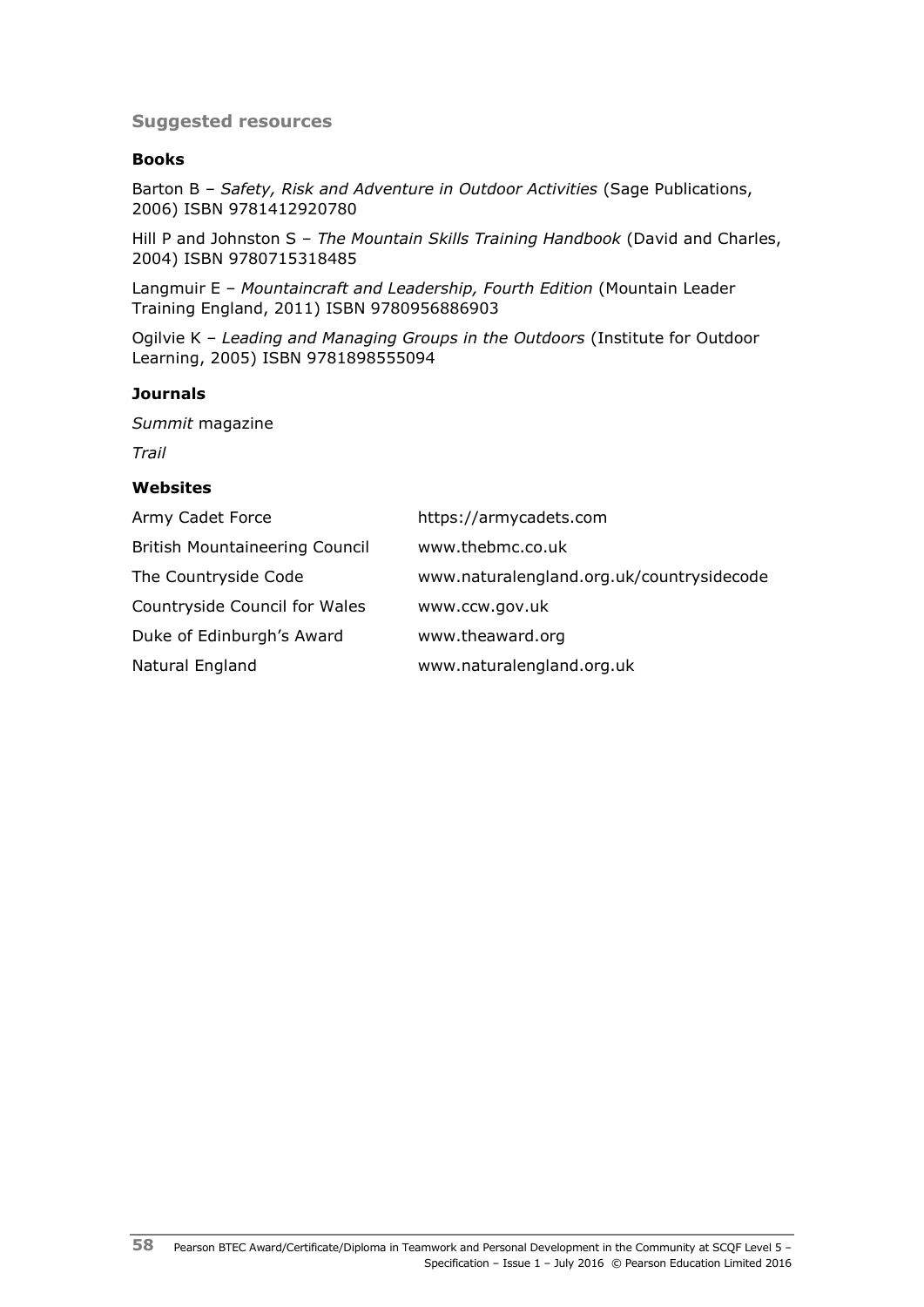## Suggested resources

### Books

Barton B – *Safety, Risk and Adventure in Outdoor Activities* (Sage Publications, 2006) ISBN 9781412920780

Hill P and Johnston S – *The Mountain Skills Training Handbook* (David and Charles, 2004) ISBN 9780715318485

Langmuir E – *Mountaincraft and Leadership, Fourth Edition* (Mountain Leader Training England, 2011) ISBN 9780956886903

Ogilvie K – *Leading and Managing Groups in the Outdoors* (Institute for Outdoor Learning, 2005) ISBN 9781898555094

### Journals

*Summit* magazine

*Trail*

### Websites

| | |
|---|---|
| Army Cadet Force | https://armycadets.com |
| British Mountaineering Council | www.thebmc.co.uk |
| The Countryside Code | www.naturalengland.org.uk/countrysidecode |
| Countryside Council for Wales | www.ccw.gov.uk |
| Duke of Edinburgh's Award | www.theaward.org |
| Natural England | www.naturalengland.org.uk |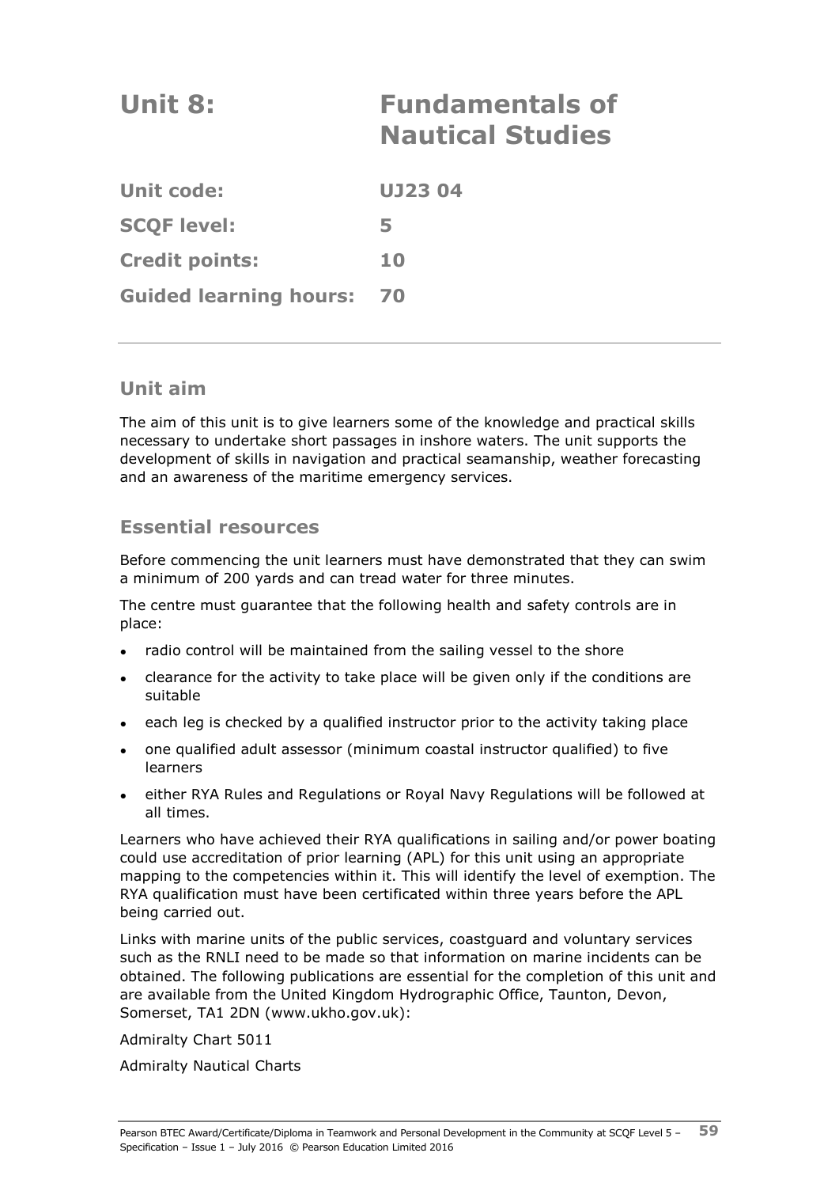# Unit 8: Fundamentals of Nautical Studies

| | |
|---|---|
| **Unit code:** | **UJ23 04** |
| **SCQF level:** | **5** |
| **Credit points:** | **10** |
| **Guided learning hours:** | **70** |

## Unit aim

The aim of this unit is to give learners some of the knowledge and practical skills necessary to undertake short passages in inshore waters. The unit supports the development of skills in navigation and practical seamanship, weather forecasting and an awareness of the maritime emergency services.

## Essential resources

Before commencing the unit learners must have demonstrated that they can swim a minimum of 200 yards and can tread water for three minutes.

The centre must guarantee that the following health and safety controls are in place:

- radio control will be maintained from the sailing vessel to the shore
- clearance for the activity to take place will be given only if the conditions are suitable
- each leg is checked by a qualified instructor prior to the activity taking place
- one qualified adult assessor (minimum coastal instructor qualified) to five learners
- either RYA Rules and Regulations or Royal Navy Regulations will be followed at all times.

Learners who have achieved their RYA qualifications in sailing and/or power boating could use accreditation of prior learning (APL) for this unit using an appropriate mapping to the competencies within it. This will identify the level of exemption. The RYA qualification must have been certificated within three years before the APL being carried out.

Links with marine units of the public services, coastguard and voluntary services such as the RNLI need to be made so that information on marine incidents can be obtained. The following publications are essential for the completion of this unit and are available from the United Kingdom Hydrographic Office, Taunton, Devon, Somerset, TA1 2DN (www.ukho.gov.uk):

Admiralty Chart 5011

Admiralty Nautical Charts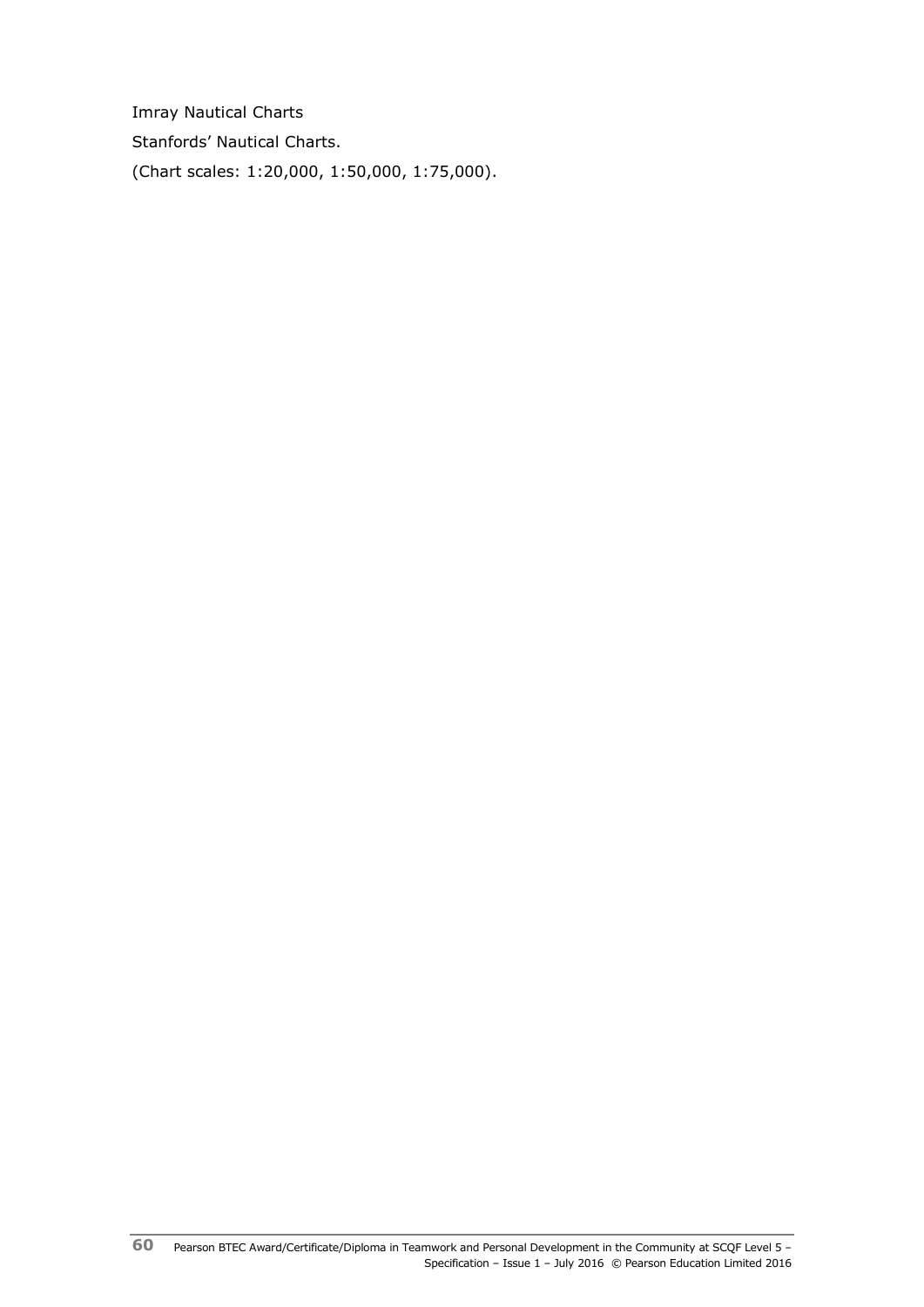Imray Nautical Charts

Stanfords' Nautical Charts.

(Chart scales: 1:20,000, 1:50,000, 1:75,000).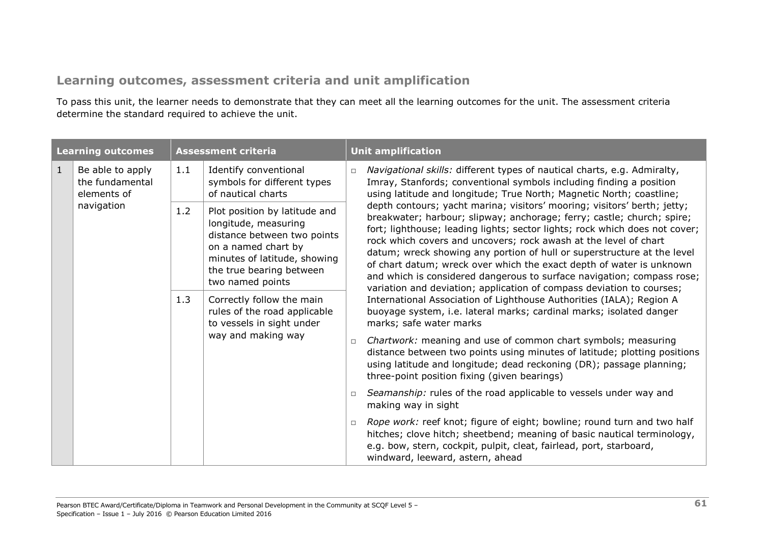## Learning outcomes, assessment criteria and unit amplification

To pass this unit, the learner needs to demonstrate that they can meet all the learning outcomes for the unit. The assessment criteria determine the standard required to achieve the unit.

| Learning outcomes | | Assessment criteria | | Unit amplification |
|---|---|---|---|---|
| 1 | Be able to apply the fundamental elements of navigation | 1.1 | Identify conventional symbols for different types of nautical charts | ▫ *Navigational skills:* different types of nautical charts, e.g. Admiralty, Imray, Stanfords; conventional symbols including finding a position using latitude and longitude; True North; Magnetic North; coastline; depth contours; yacht marina; visitors' mooring; visitors' berth; jetty; breakwater; harbour; slipway; anchorage; ferry; castle; church; spire; fort; lighthouse; leading lights; sector lights; rock which does not cover; rock which covers and uncovers; rock awash at the level of chart datum; wreck showing any portion of hull or superstructure at the level of chart datum; wreck over which the exact depth of water is unknown and which is considered dangerous to surface navigation; compass rose; variation and deviation; application of compass deviation to courses; International Association of Lighthouse Authorities (IALA); Region A buoyage system, i.e. lateral marks; cardinal marks; isolated danger marks; safe water marks<br>▫ *Chartwork:* meaning and use of common chart symbols; measuring distance between two points using minutes of latitude; plotting positions using latitude and longitude; dead reckoning (DR); passage planning; three-point position fixing (given bearings)<br>▫ *Seamanship:* rules of the road applicable to vessels under way and making way in sight<br>▫ *Rope work:* reef knot; figure of eight; bowline; round turn and two half hitches; clove hitch; sheetbend; meaning of basic nautical terminology, e.g. bow, stern, cockpit, pulpit, cleat, fairlead, port, starboard, windward, leeward, astern, ahead |
| | | 1.2 | Plot position by latitude and longitude, measuring distance between two points on a named chart by minutes of latitude, showing the true bearing between two named points | |
| | | 1.3 | Correctly follow the main rules of the road applicable to vessels in sight under way and making way | |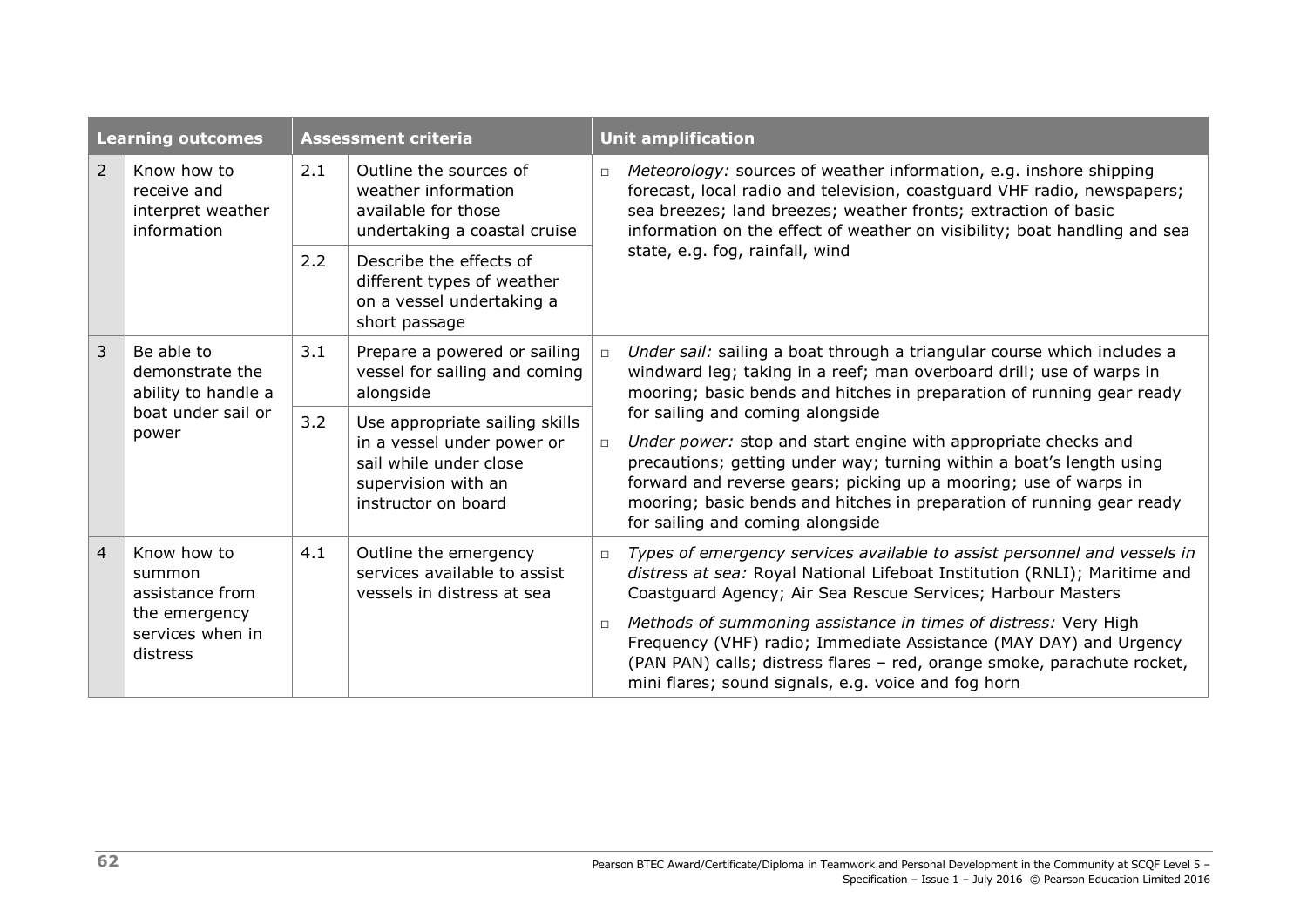| Learning outcomes | | Assessment criteria | | Unit amplification |
|---|---|---|---|---|
| 2 | Know how to receive and interpret weather information | 2.1 | Outline the sources of weather information available for those undertaking a coastal cruise | □ *Meteorology:* sources of weather information, e.g. inshore shipping forecast, local radio and television, coastguard VHF radio, newspapers; sea breezes; land breezes; weather fronts; extraction of basic information on the effect of weather on visibility; boat handling and sea state, e.g. fog, rainfall, wind |
| | | 2.2 | Describe the effects of different types of weather on a vessel undertaking a short passage | |
| 3 | Be able to demonstrate the ability to handle a boat under sail or power | 3.1 | Prepare a powered or sailing vessel for sailing and coming alongside | □ *Under sail:* sailing a boat through a triangular course which includes a windward leg; taking in a reef; man overboard drill; use of warps in mooring; basic bends and hitches in preparation of running gear ready for sailing and coming alongside<br>□ *Under power:* stop and start engine with appropriate checks and precautions; getting under way; turning within a boat's length using forward and reverse gears; picking up a mooring; use of warps in mooring; basic bends and hitches in preparation of running gear ready for sailing and coming alongside |
| | | 3.2 | Use appropriate sailing skills in a vessel under power or sail while under close supervision with an instructor on board | |
| 4 | Know how to summon assistance from the emergency services when in distress | 4.1 | Outline the emergency services available to assist vessels in distress at sea | □ *Types of emergency services available to assist personnel and vessels in distress at sea:* Royal National Lifeboat Institution (RNLI); Maritime and Coastguard Agency; Air Sea Rescue Services; Harbour Masters<br>□ *Methods of summoning assistance in times of distress:* Very High Frequency (VHF) radio; Immediate Assistance (MAY DAY) and Urgency (PAN PAN) calls; distress flares – red, orange smoke, parachute rocket, mini flares; sound signals, e.g. voice and fog horn |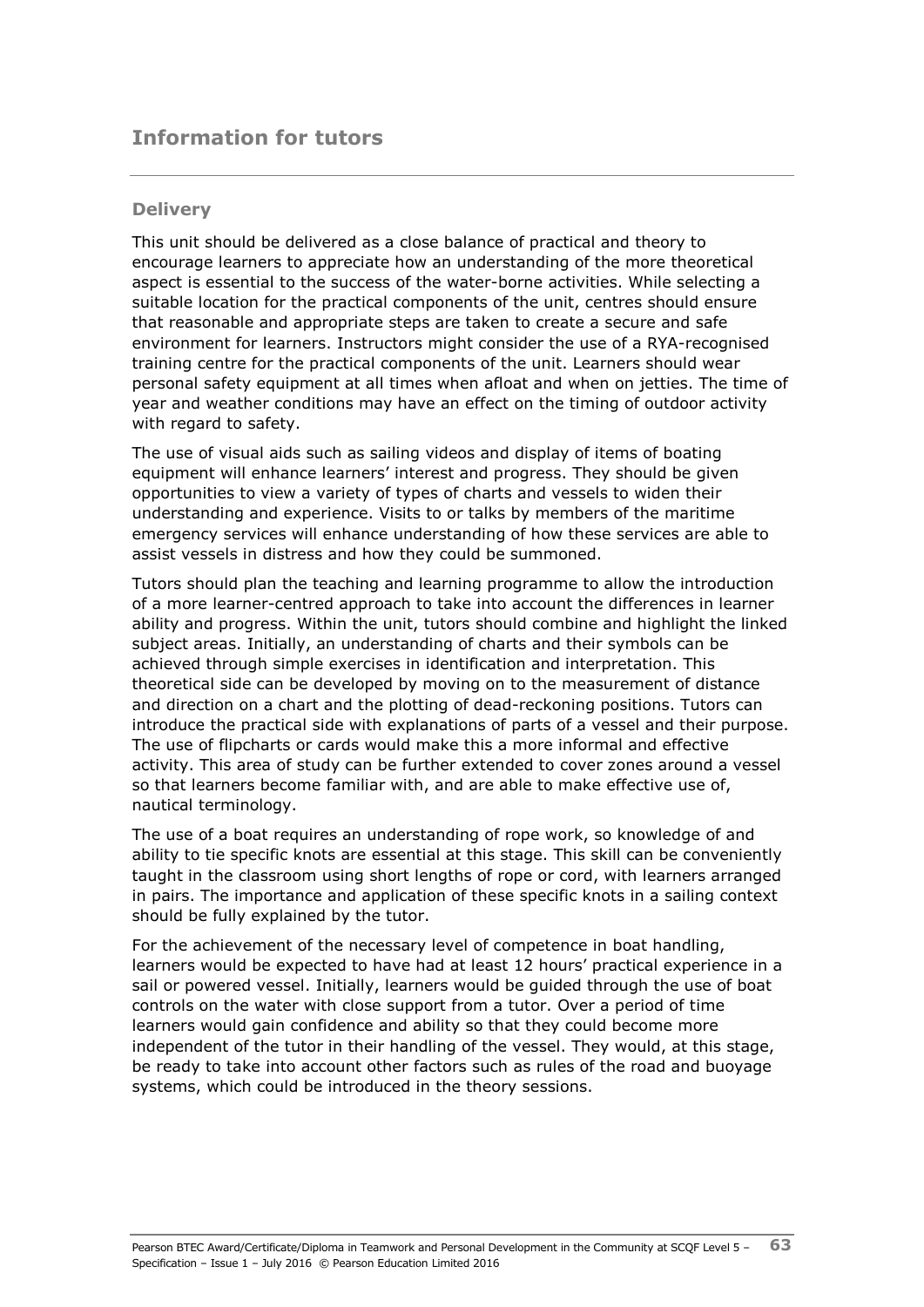## Information for tutors

### Delivery

This unit should be delivered as a close balance of practical and theory to encourage learners to appreciate how an understanding of the more theoretical aspect is essential to the success of the water-borne activities. While selecting a suitable location for the practical components of the unit, centres should ensure that reasonable and appropriate steps are taken to create a secure and safe environment for learners. Instructors might consider the use of a RYA-recognised training centre for the practical components of the unit. Learners should wear personal safety equipment at all times when afloat and when on jetties. The time of year and weather conditions may have an effect on the timing of outdoor activity with regard to safety.

The use of visual aids such as sailing videos and display of items of boating equipment will enhance learners' interest and progress. They should be given opportunities to view a variety of types of charts and vessels to widen their understanding and experience. Visits to or talks by members of the maritime emergency services will enhance understanding of how these services are able to assist vessels in distress and how they could be summoned.

Tutors should plan the teaching and learning programme to allow the introduction of a more learner-centred approach to take into account the differences in learner ability and progress. Within the unit, tutors should combine and highlight the linked subject areas. Initially, an understanding of charts and their symbols can be achieved through simple exercises in identification and interpretation. This theoretical side can be developed by moving on to the measurement of distance and direction on a chart and the plotting of dead-reckoning positions. Tutors can introduce the practical side with explanations of parts of a vessel and their purpose. The use of flipcharts or cards would make this a more informal and effective activity. This area of study can be further extended to cover zones around a vessel so that learners become familiar with, and are able to make effective use of, nautical terminology.

The use of a boat requires an understanding of rope work, so knowledge of and ability to tie specific knots are essential at this stage. This skill can be conveniently taught in the classroom using short lengths of rope or cord, with learners arranged in pairs. The importance and application of these specific knots in a sailing context should be fully explained by the tutor.

For the achievement of the necessary level of competence in boat handling, learners would be expected to have had at least 12 hours' practical experience in a sail or powered vessel. Initially, learners would be guided through the use of boat controls on the water with close support from a tutor. Over a period of time learners would gain confidence and ability so that they could become more independent of the tutor in their handling of the vessel. They would, at this stage, be ready to take into account other factors such as rules of the road and buoyage systems, which could be introduced in the theory sessions.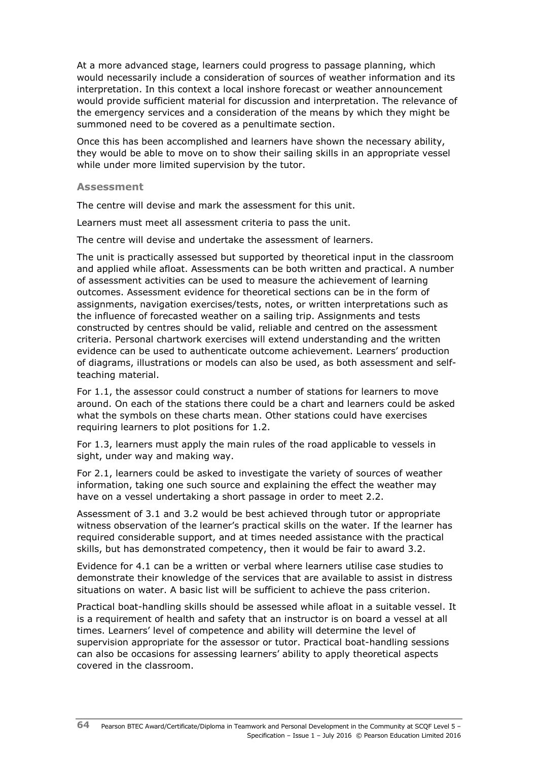At a more advanced stage, learners could progress to passage planning, which would necessarily include a consideration of sources of weather information and its interpretation. In this context a local inshore forecast or weather announcement would provide sufficient material for discussion and interpretation. The relevance of the emergency services and a consideration of the means by which they might be summoned need to be covered as a penultimate section.

Once this has been accomplished and learners have shown the necessary ability, they would be able to move on to show their sailing skills in an appropriate vessel while under more limited supervision by the tutor.

### Assessment

The centre will devise and mark the assessment for this unit.

Learners must meet all assessment criteria to pass the unit.

The centre will devise and undertake the assessment of learners.

The unit is practically assessed but supported by theoretical input in the classroom and applied while afloat. Assessments can be both written and practical. A number of assessment activities can be used to measure the achievement of learning outcomes. Assessment evidence for theoretical sections can be in the form of assignments, navigation exercises/tests, notes, or written interpretations such as the influence of forecasted weather on a sailing trip. Assignments and tests constructed by centres should be valid, reliable and centred on the assessment criteria. Personal chartwork exercises will extend understanding and the written evidence can be used to authenticate outcome achievement. Learners' production of diagrams, illustrations or models can also be used, as both assessment and self-teaching material.

For 1.1, the assessor could construct a number of stations for learners to move around. On each of the stations there could be a chart and learners could be asked what the symbols on these charts mean. Other stations could have exercises requiring learners to plot positions for 1.2.

For 1.3, learners must apply the main rules of the road applicable to vessels in sight, under way and making way.

For 2.1, learners could be asked to investigate the variety of sources of weather information, taking one such source and explaining the effect the weather may have on a vessel undertaking a short passage in order to meet 2.2.

Assessment of 3.1 and 3.2 would be best achieved through tutor or appropriate witness observation of the learner's practical skills on the water. If the learner has required considerable support, and at times needed assistance with the practical skills, but has demonstrated competency, then it would be fair to award 3.2.

Evidence for 4.1 can be a written or verbal where learners utilise case studies to demonstrate their knowledge of the services that are available to assist in distress situations on water. A basic list will be sufficient to achieve the pass criterion.

Practical boat-handling skills should be assessed while afloat in a suitable vessel. It is a requirement of health and safety that an instructor is on board a vessel at all times. Learners' level of competence and ability will determine the level of supervision appropriate for the assessor or tutor. Practical boat-handling sessions can also be occasions for assessing learners' ability to apply theoretical aspects covered in the classroom.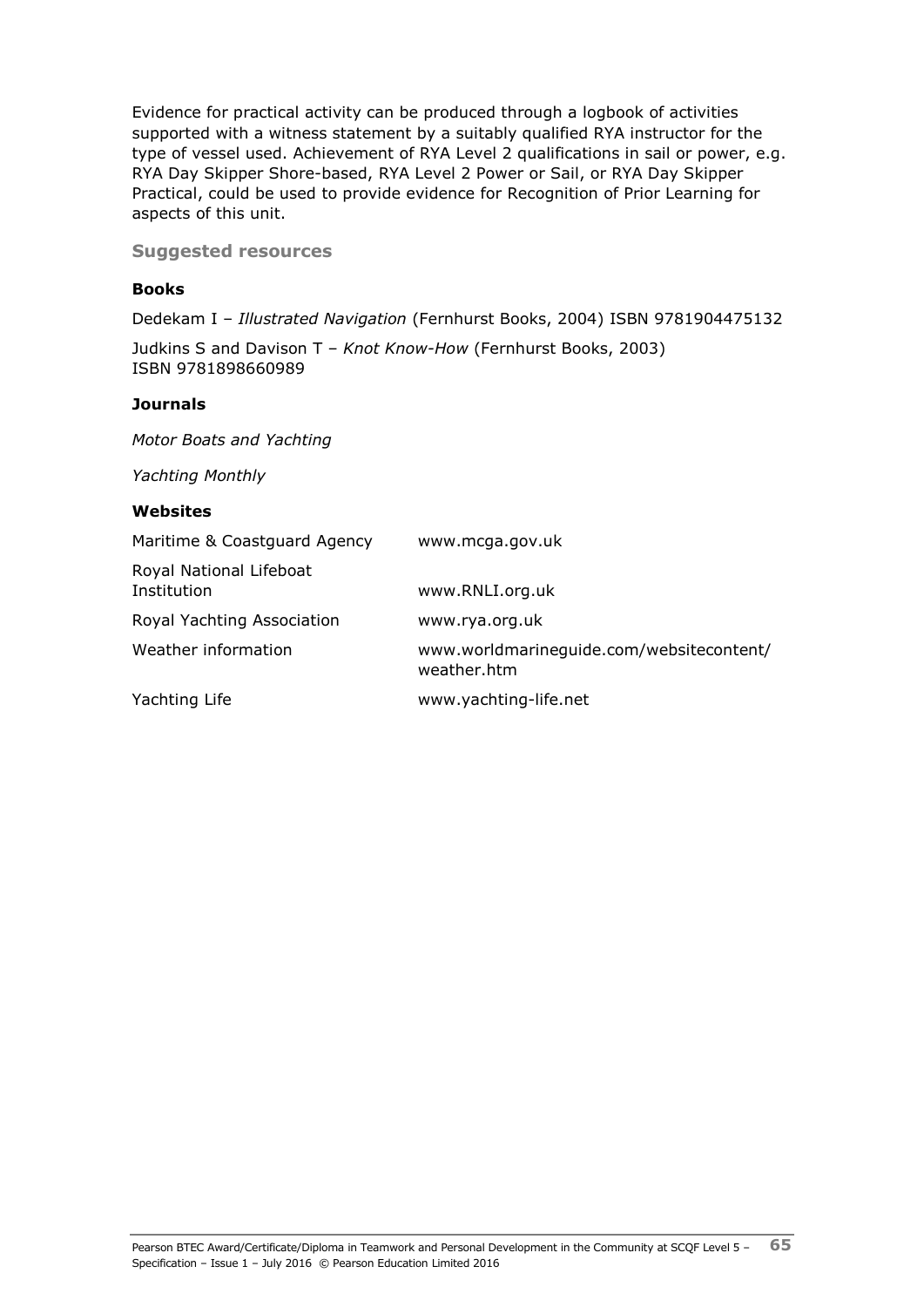Evidence for practical activity can be produced through a logbook of activities supported with a witness statement by a suitably qualified RYA instructor for the type of vessel used. Achievement of RYA Level 2 qualifications in sail or power, e.g. RYA Day Skipper Shore-based, RYA Level 2 Power or Sail, or RYA Day Skipper Practical, could be used to provide evidence for Recognition of Prior Learning for aspects of this unit.

### Suggested resources

**Books**

Dedekam I – *Illustrated Navigation* (Fernhurst Books, 2004) ISBN 9781904475132

Judkins S and Davison T – *Knot Know-How* (Fernhurst Books, 2003) ISBN 9781898660989

**Journals**

*Motor Boats and Yachting*

*Yachting Monthly*

**Websites**

| | |
|---|---|
| Maritime & Coastguard Agency | www.mcga.gov.uk |
| Royal National Lifeboat Institution | www.RNLI.org.uk |
| Royal Yachting Association | www.rya.org.uk |
| Weather information | www.worldmarineguide.com/websitecontent/weather.htm |
| Yachting Life | www.yachting-life.net |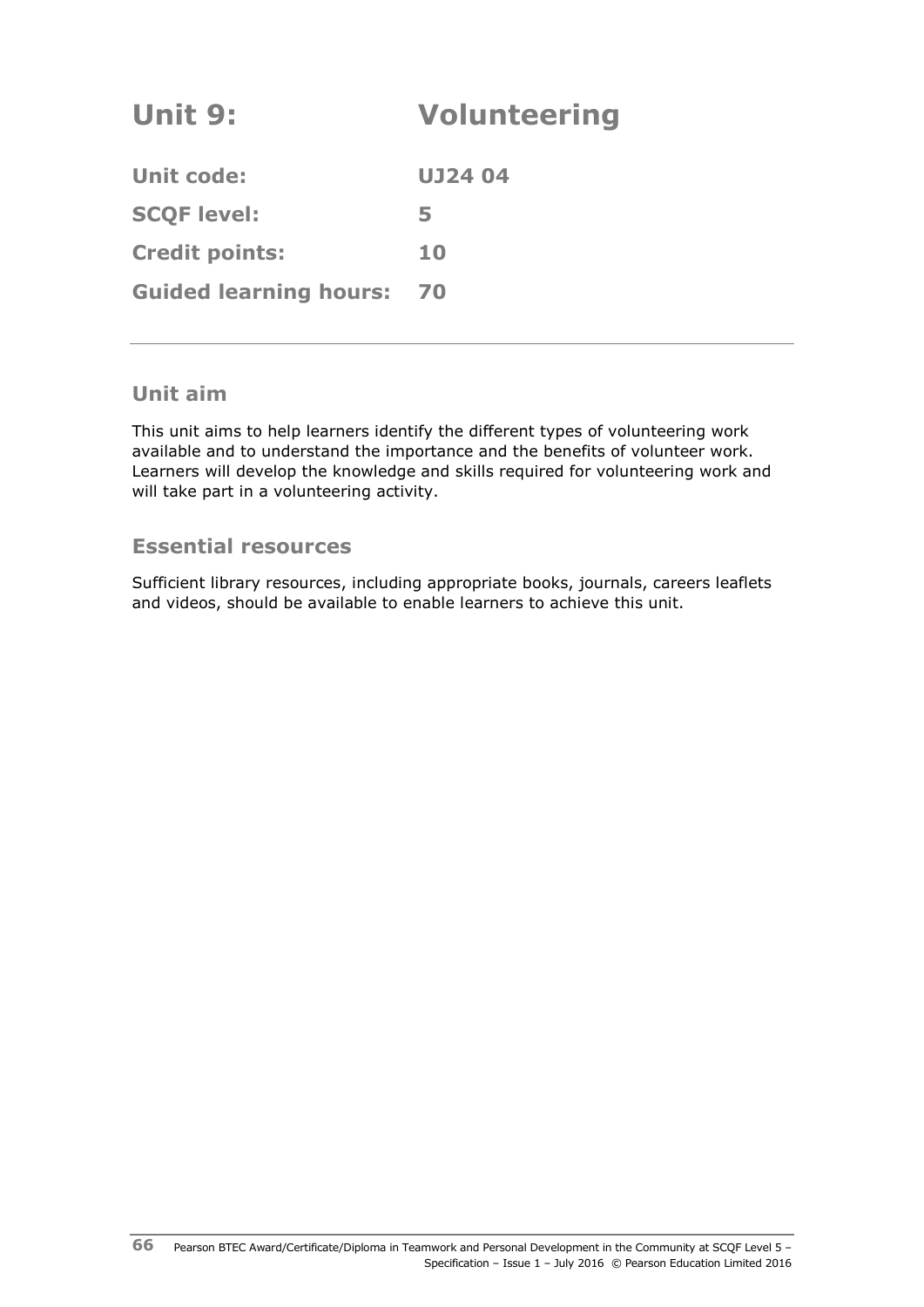# Unit 9: Volunteering

| | |
|---|---|
| **Unit code:** | **UJ24 04** |
| **SCQF level:** | **5** |
| **Credit points:** | **10** |
| **Guided learning hours:** | **70** |

## Unit aim

This unit aims to help learners identify the different types of volunteering work available and to understand the importance and the benefits of volunteer work. Learners will develop the knowledge and skills required for volunteering work and will take part in a volunteering activity.

## Essential resources

Sufficient library resources, including appropriate books, journals, careers leaflets and videos, should be available to enable learners to achieve this unit.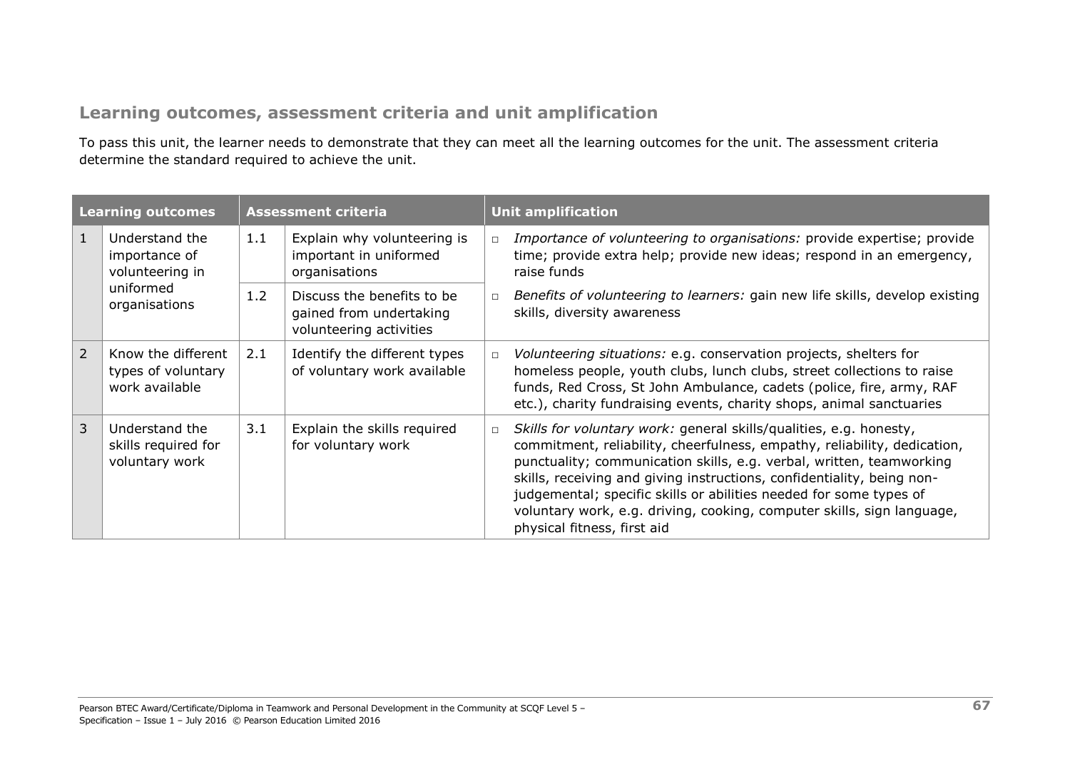## Learning outcomes, assessment criteria and unit amplification

To pass this unit, the learner needs to demonstrate that they can meet all the learning outcomes for the unit. The assessment criteria determine the standard required to achieve the unit.

| Learning outcomes | | Assessment criteria | | Unit amplification |
|---|---|---|---|---|
| 1 | Understand the importance of volunteering in uniformed organisations | 1.1 | Explain why volunteering is important in uniformed organisations | □ *Importance of volunteering to organisations:* provide expertise; provide time; provide extra help; provide new ideas; respond in an emergency, raise funds |
| | | 1.2 | Discuss the benefits to be gained from undertaking volunteering activities | □ *Benefits of volunteering to learners:* gain new life skills, develop existing skills, diversity awareness |
| 2 | Know the different types of voluntary work available | 2.1 | Identify the different types of voluntary work available | □ *Volunteering situations:* e.g. conservation projects, shelters for homeless people, youth clubs, lunch clubs, street collections to raise funds, Red Cross, St John Ambulance, cadets (police, fire, army, RAF etc.), charity fundraising events, charity shops, animal sanctuaries |
| 3 | Understand the skills required for voluntary work | 3.1 | Explain the skills required for voluntary work | □ *Skills for voluntary work:* general skills/qualities, e.g. honesty, commitment, reliability, cheerfulness, empathy, reliability, dedication, punctuality; communication skills, e.g. verbal, written, teamworking skills, receiving and giving instructions, confidentiality, being non-judgemental; specific skills or abilities needed for some types of voluntary work, e.g. driving, cooking, computer skills, sign language, physical fitness, first aid |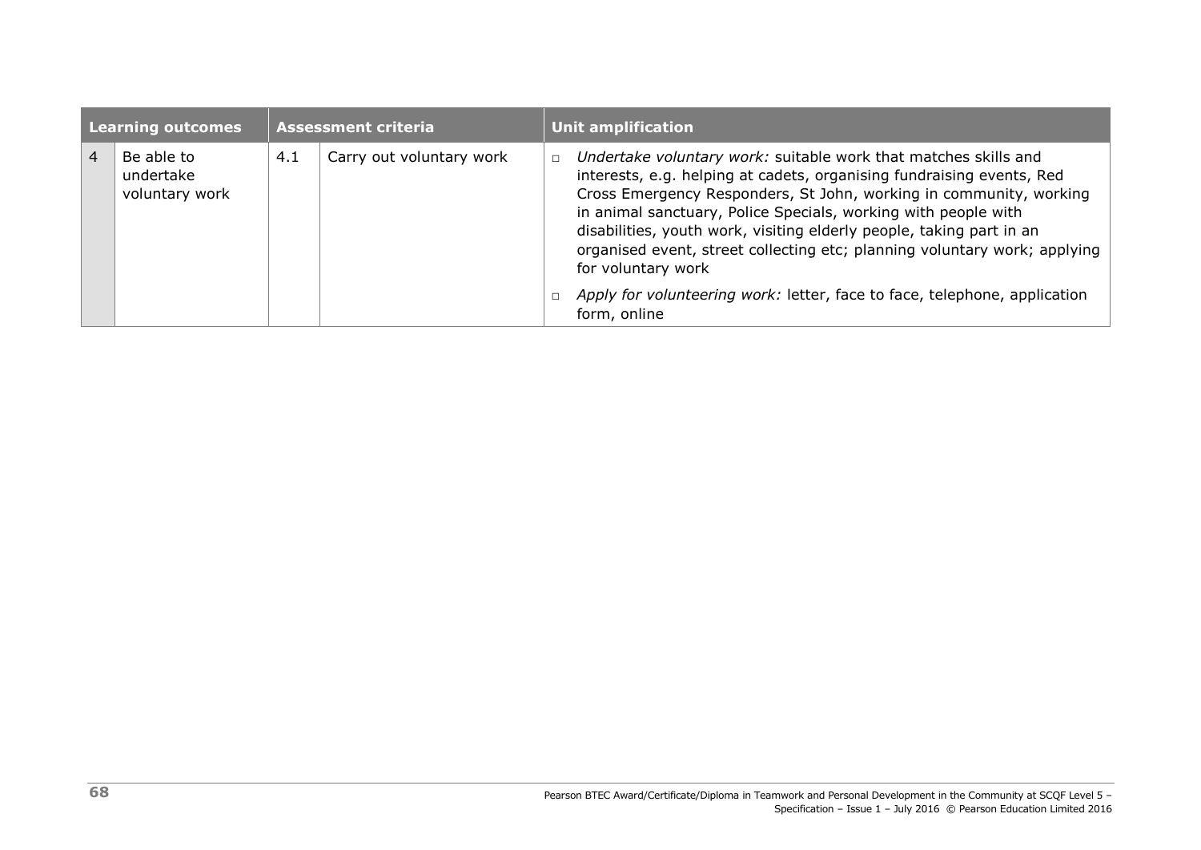| Learning outcomes | | Assessment criteria | | Unit amplification |
|---|---|---|---|---|
| 4 | Be able to undertake voluntary work | 4.1 | Carry out voluntary work | □ *Undertake voluntary work:* suitable work that matches skills and interests, e.g. helping at cadets, organising fundraising events, Red Cross Emergency Responders, St John, working in community, working in animal sanctuary, Police Specials, working with people with disabilities, youth work, visiting elderly people, taking part in an organised event, street collecting etc; planning voluntary work; applying for voluntary work<br>□ *Apply for volunteering work:* letter, face to face, telephone, application form, online |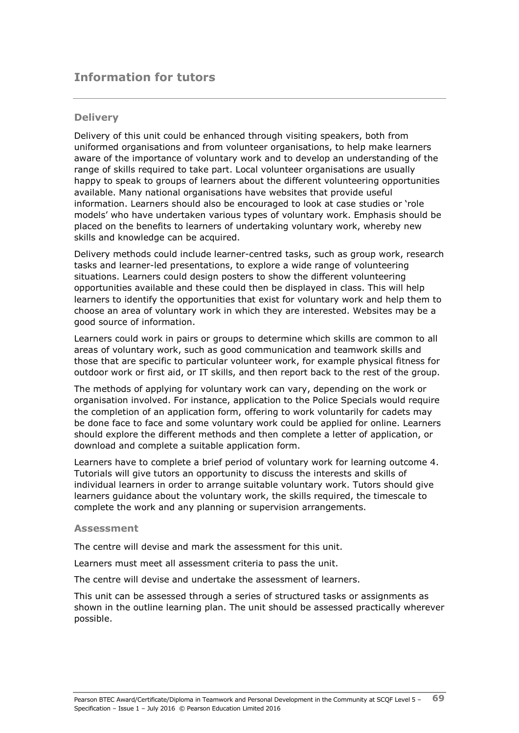# Information for tutors

## Delivery

Delivery of this unit could be enhanced through visiting speakers, both from uniformed organisations and from volunteer organisations, to help make learners aware of the importance of voluntary work and to develop an understanding of the range of skills required to take part. Local volunteer organisations are usually happy to speak to groups of learners about the different volunteering opportunities available. Many national organisations have websites that provide useful information. Learners should also be encouraged to look at case studies or 'role models' who have undertaken various types of voluntary work. Emphasis should be placed on the benefits to learners of undertaking voluntary work, whereby new skills and knowledge can be acquired.

Delivery methods could include learner-centred tasks, such as group work, research tasks and learner-led presentations, to explore a wide range of volunteering situations. Learners could design posters to show the different volunteering opportunities available and these could then be displayed in class. This will help learners to identify the opportunities that exist for voluntary work and help them to choose an area of voluntary work in which they are interested. Websites may be a good source of information.

Learners could work in pairs or groups to determine which skills are common to all areas of voluntary work, such as good communication and teamwork skills and those that are specific to particular volunteer work, for example physical fitness for outdoor work or first aid, or IT skills, and then report back to the rest of the group.

The methods of applying for voluntary work can vary, depending on the work or organisation involved. For instance, application to the Police Specials would require the completion of an application form, offering to work voluntarily for cadets may be done face to face and some voluntary work could be applied for online. Learners should explore the different methods and then complete a letter of application, or download and complete a suitable application form.

Learners have to complete a brief period of voluntary work for learning outcome 4. Tutorials will give tutors an opportunity to discuss the interests and skills of individual learners in order to arrange suitable voluntary work. Tutors should give learners guidance about the voluntary work, the skills required, the timescale to complete the work and any planning or supervision arrangements.

## Assessment

The centre will devise and mark the assessment for this unit.

Learners must meet all assessment criteria to pass the unit.

The centre will devise and undertake the assessment of learners.

This unit can be assessed through a series of structured tasks or assignments as shown in the outline learning plan. The unit should be assessed practically wherever possible.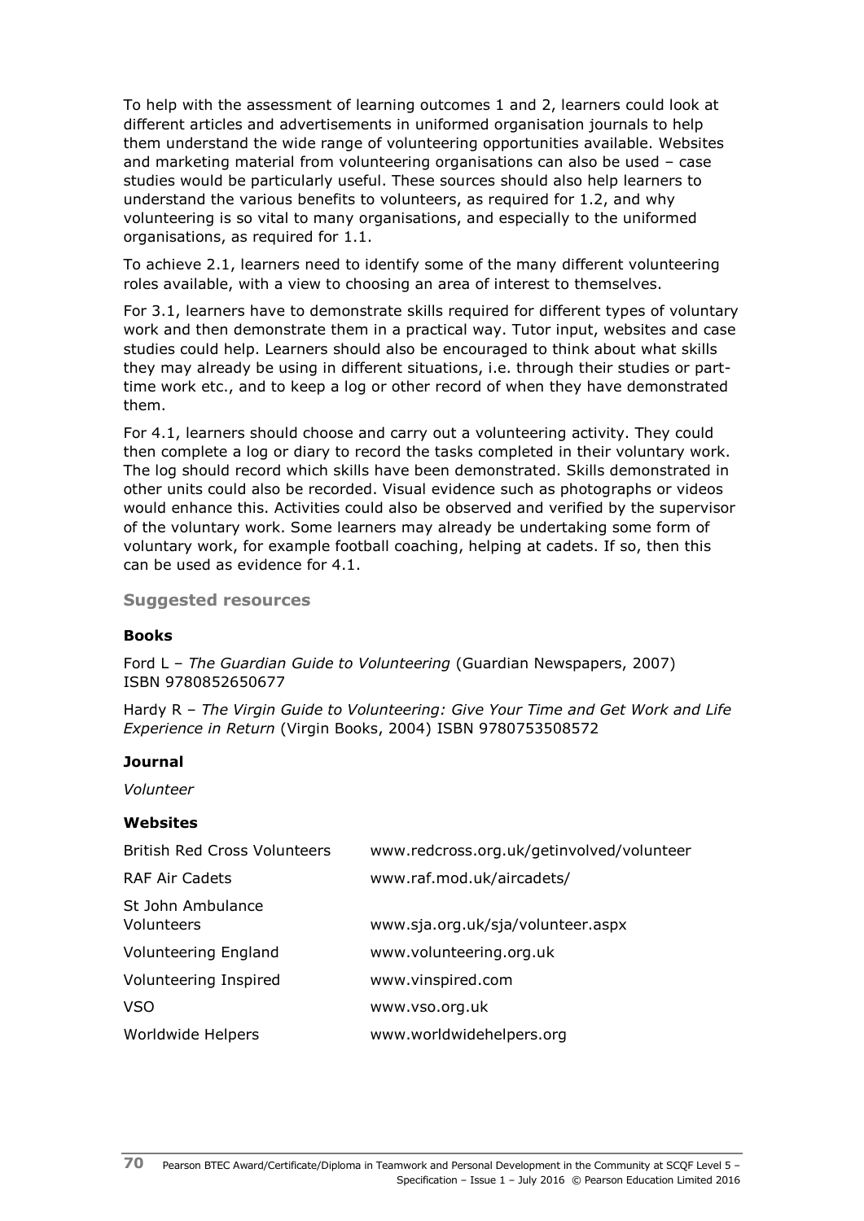To help with the assessment of learning outcomes 1 and 2, learners could look at different articles and advertisements in uniformed organisation journals to help them understand the wide range of volunteering opportunities available. Websites and marketing material from volunteering organisations can also be used – case studies would be particularly useful. These sources should also help learners to understand the various benefits to volunteers, as required for 1.2, and why volunteering is so vital to many organisations, and especially to the uniformed organisations, as required for 1.1.

To achieve 2.1, learners need to identify some of the many different volunteering roles available, with a view to choosing an area of interest to themselves.

For 3.1, learners have to demonstrate skills required for different types of voluntary work and then demonstrate them in a practical way. Tutor input, websites and case studies could help. Learners should also be encouraged to think about what skills they may already be using in different situations, i.e. through their studies or part-time work etc., and to keep a log or other record of when they have demonstrated them.

For 4.1, learners should choose and carry out a volunteering activity. They could then complete a log or diary to record the tasks completed in their voluntary work. The log should record which skills have been demonstrated. Skills demonstrated in other units could also be recorded. Visual evidence such as photographs or videos would enhance this. Activities could also be observed and verified by the supervisor of the voluntary work. Some learners may already be undertaking some form of voluntary work, for example football coaching, helping at cadets. If so, then this can be used as evidence for 4.1.

### Suggested resources

**Books**

Ford L – *The Guardian Guide to Volunteering* (Guardian Newspapers, 2007) ISBN 9780852650677

Hardy R – *The Virgin Guide to Volunteering: Give Your Time and Get Work and Life Experience in Return* (Virgin Books, 2004) ISBN 9780753508572

**Journal**

*Volunteer*

**Websites**

| | |
|---|---|
| British Red Cross Volunteers | www.redcross.org.uk/getinvolved/volunteer |
| RAF Air Cadets | www.raf.mod.uk/aircadets/ |
| St John Ambulance Volunteers | www.sja.org.uk/sja/volunteer.aspx |
| Volunteering England | www.volunteering.org.uk |
| Volunteering Inspired | www.vinspired.com |
| VSO | www.vso.org.uk |
| Worldwide Helpers | www.worldwidehelpers.org |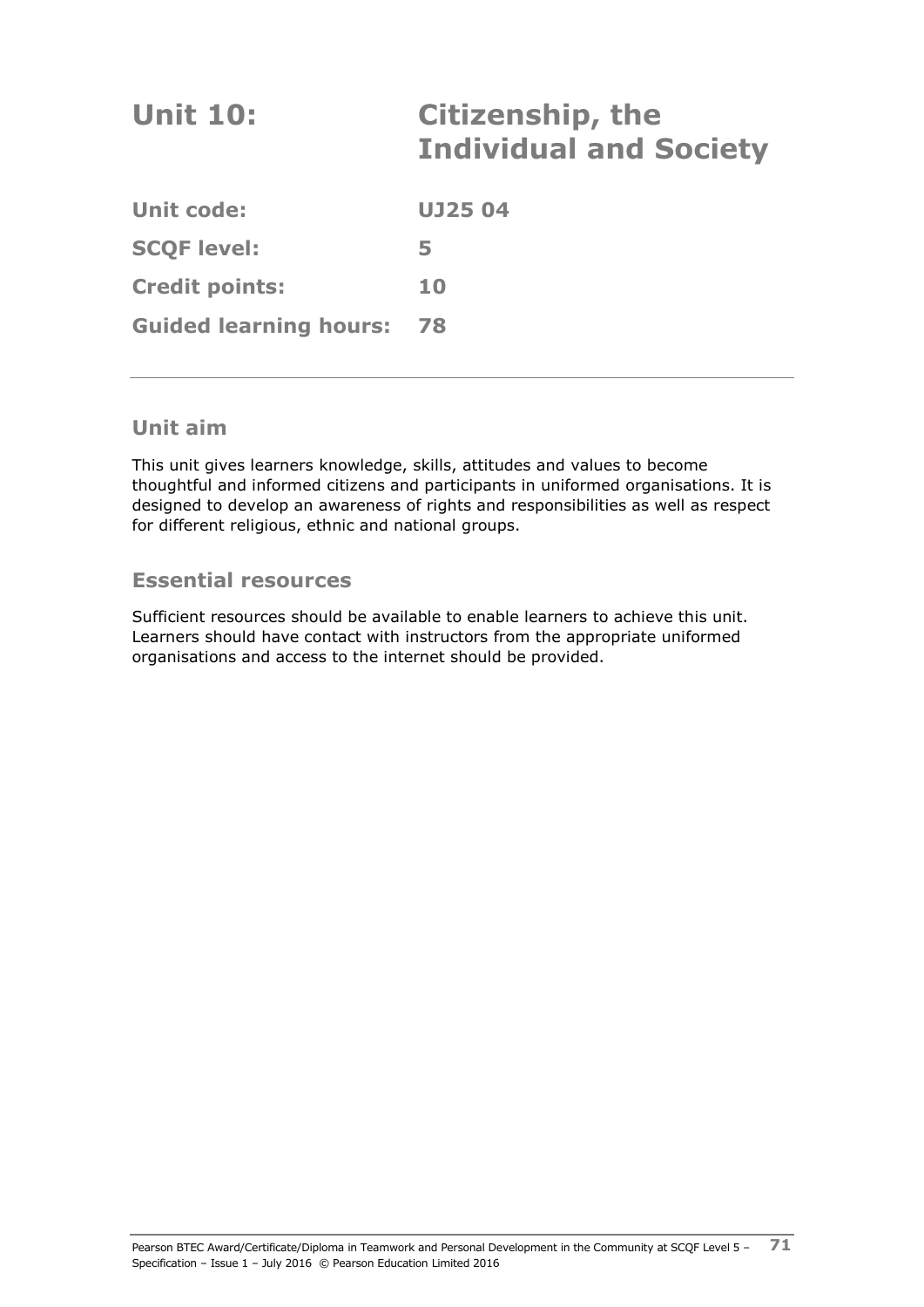# Unit 10: Citizenship, the Individual and Society

| | |
|---|---|
| **Unit code:** | **UJ25 04** |
| **SCQF level:** | **5** |
| **Credit points:** | **10** |
| **Guided learning hours:** | **78** |

## Unit aim

This unit gives learners knowledge, skills, attitudes and values to become thoughtful and informed citizens and participants in uniformed organisations. It is designed to develop an awareness of rights and responsibilities as well as respect for different religious, ethnic and national groups.

## Essential resources

Sufficient resources should be available to enable learners to achieve this unit. Learners should have contact with instructors from the appropriate uniformed organisations and access to the internet should be provided.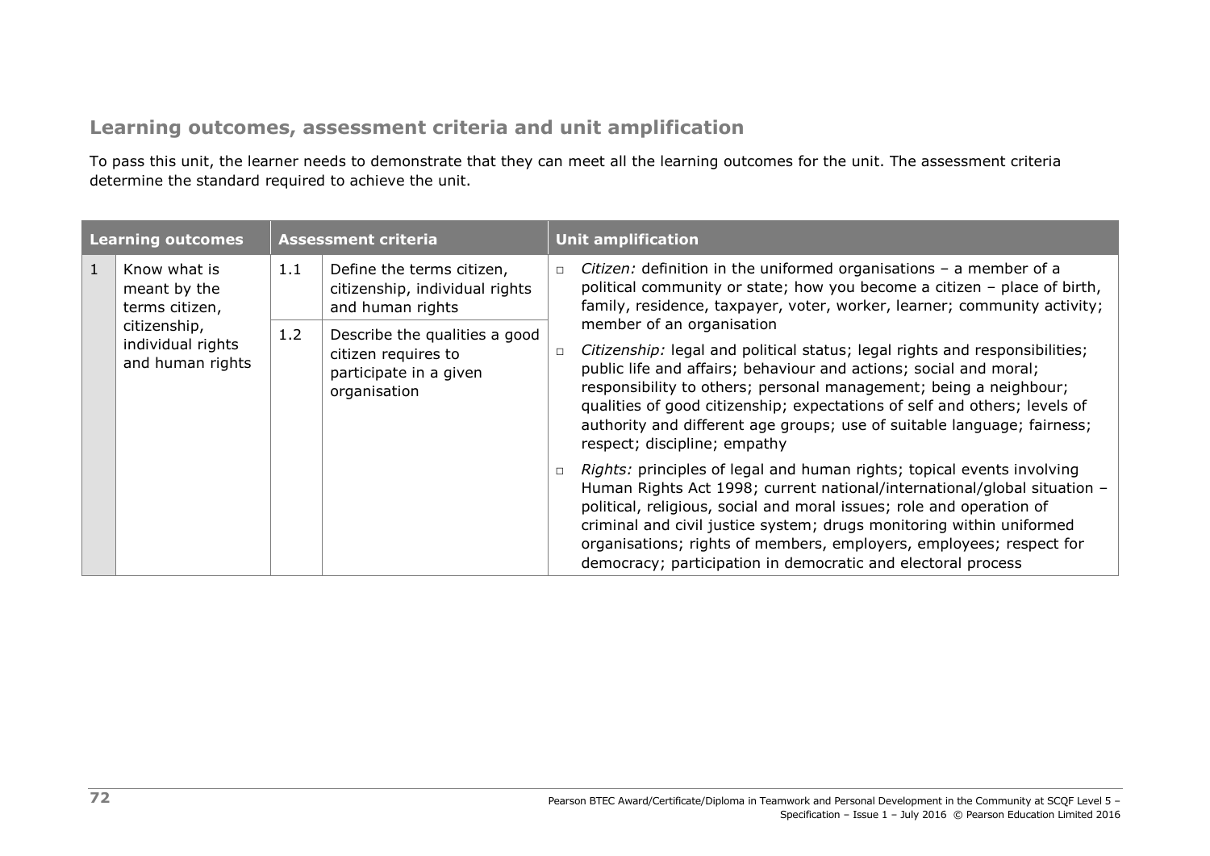## Learning outcomes, assessment criteria and unit amplification

To pass this unit, the learner needs to demonstrate that they can meet all the learning outcomes for the unit. The assessment criteria determine the standard required to achieve the unit.

| Learning outcomes | | Assessment criteria | | Unit amplification |
|---|---|---|---|---|
| 1 | Know what is meant by the terms citizen, citizenship, individual rights and human rights | 1.1 | Define the terms citizen, citizenship, individual rights and human rights | □ *Citizen:* definition in the uniformed organisations – a member of a political community or state; how you become a citizen – place of birth, family, residence, taxpayer, voter, worker, learner; community activity; member of an organisation<br>□ *Citizenship:* legal and political status; legal rights and responsibilities; public life and affairs; behaviour and actions; social and moral; responsibility to others; personal management; being a neighbour; qualities of good citizenship; expectations of self and others; levels of authority and different age groups; use of suitable language; fairness; respect; discipline; empathy<br>□ *Rights:* principles of legal and human rights; topical events involving Human Rights Act 1998; current national/international/global situation – political, religious, social and moral issues; role and operation of criminal and civil justice system; drugs monitoring within uniformed organisations; rights of members, employers, employees; respect for democracy; participation in democratic and electoral process |
| | | 1.2 | Describe the qualities a good citizen requires to participate in a given organisation | |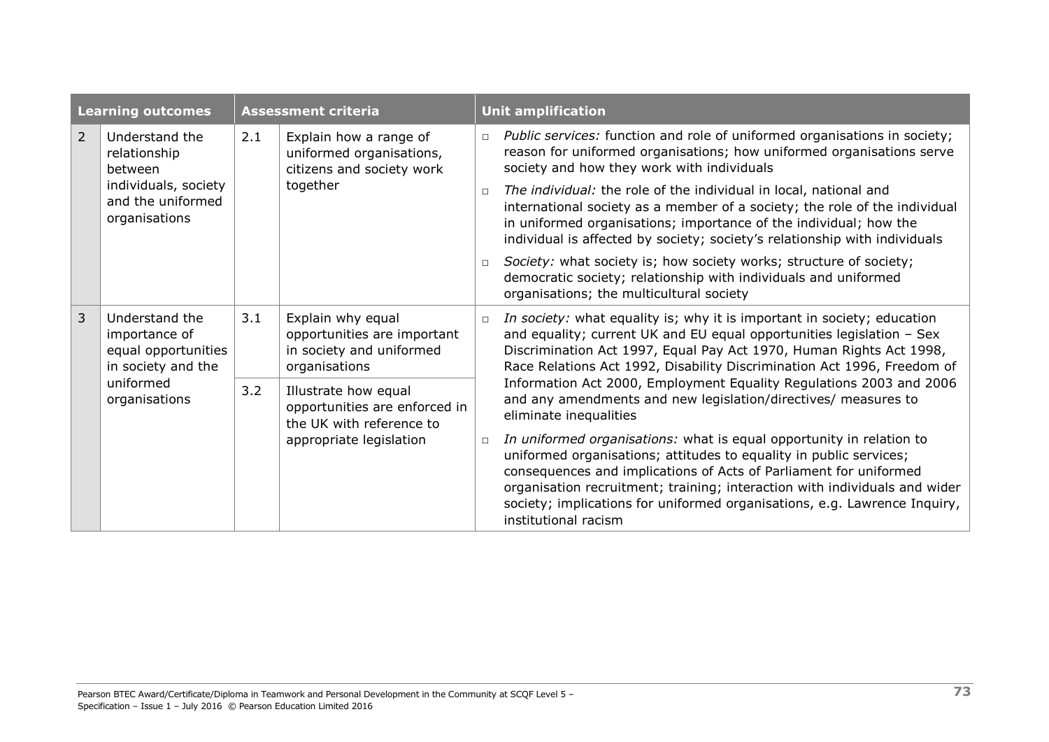| Learning outcomes | | Assessment criteria | | Unit amplification |
|---|---|---|---|---|
| 2 | Understand the relationship between individuals, society and the uniformed organisations | 2.1 | Explain how a range of uniformed organisations, citizens and society work together | □ *Public services:* function and role of uniformed organisations in society; reason for uniformed organisations; how uniformed organisations serve society and how they work with individuals<br>□ *The individual:* the role of the individual in local, national and international society as a member of a society; the role of the individual in uniformed organisations; importance of the individual; how the individual is affected by society; society's relationship with individuals<br>□ *Society:* what society is; how society works; structure of society; democratic society; relationship with individuals and uniformed organisations; the multicultural society |
| 3 | Understand the importance of equal opportunities in society and the uniformed organisations | 3.1 | Explain why equal opportunities are important in society and uniformed organisations | □ *In society:* what equality is; why it is important in society; education and equality; current UK and EU equal opportunities legislation – Sex Discrimination Act 1997, Equal Pay Act 1970, Human Rights Act 1998, Race Relations Act 1992, Disability Discrimination Act 1996, Freedom of Information Act 2000, Employment Equality Regulations 2003 and 2006 and any amendments and new legislation/directives/ measures to eliminate inequalities<br>□ *In uniformed organisations:* what is equal opportunity in relation to uniformed organisations; attitudes to equality in public services; consequences and implications of Acts of Parliament for uniformed organisation recruitment; training; interaction with individuals and wider society; implications for uniformed organisations, e.g. Lawrence Inquiry, institutional racism |
| | | 3.2 | Illustrate how equal opportunities are enforced in the UK with reference to appropriate legislation | |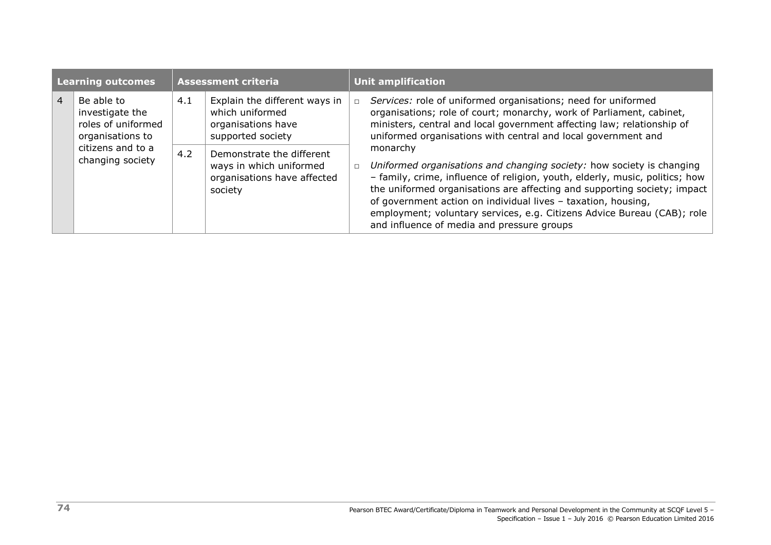| Learning outcomes | | Assessment criteria | | Unit amplification |
|---|---|---|---|---|
| 4 | Be able to investigate the roles of uniformed organisations to citizens and to a changing society | 4.1 | Explain the different ways in which uniformed organisations have supported society | □ *Services:* role of uniformed organisations; need for uniformed organisations; role of court; monarchy, work of Parliament, cabinet, ministers, central and local government affecting law; relationship of uniformed organisations with central and local government and monarchy<br>□ *Uniformed organisations and changing society:* how society is changing – family, crime, influence of religion, youth, elderly, music, politics; how the uniformed organisations are affecting and supporting society; impact of government action on individual lives – taxation, housing, employment; voluntary services, e.g. Citizens Advice Bureau (CAB); role and influence of media and pressure groups |
| | | 4.2 | Demonstrate the different ways in which uniformed organisations have affected society | |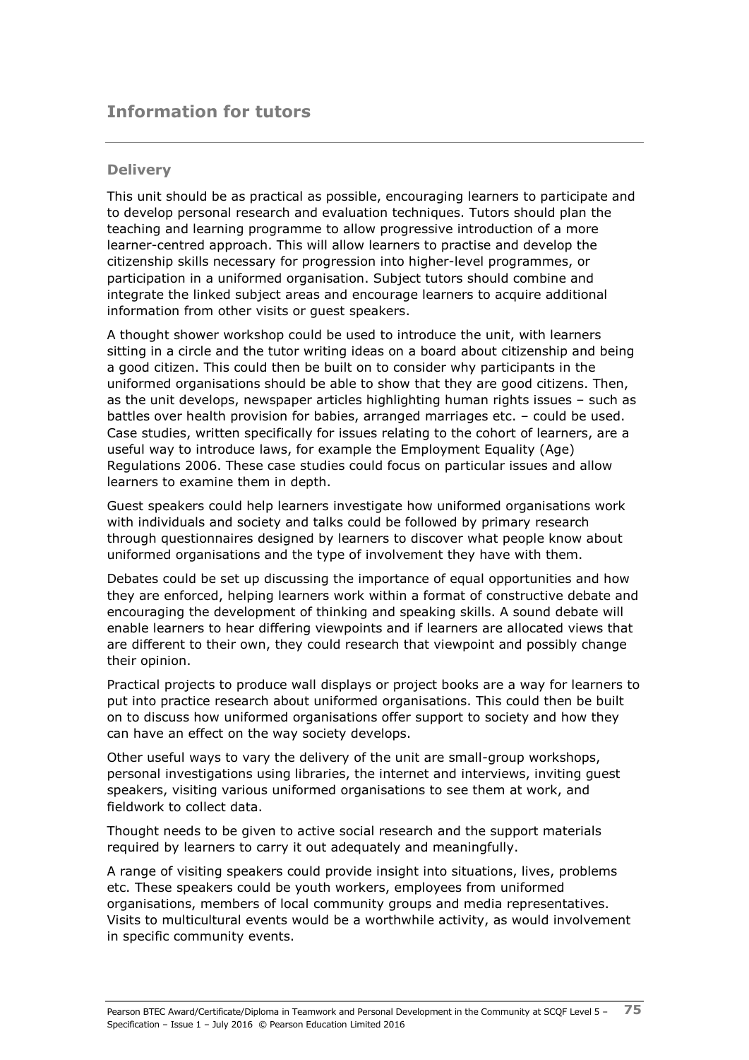## Information for tutors

### Delivery

This unit should be as practical as possible, encouraging learners to participate and to develop personal research and evaluation techniques. Tutors should plan the teaching and learning programme to allow progressive introduction of a more learner-centred approach. This will allow learners to practise and develop the citizenship skills necessary for progression into higher-level programmes, or participation in a uniformed organisation. Subject tutors should combine and integrate the linked subject areas and encourage learners to acquire additional information from other visits or guest speakers.

A thought shower workshop could be used to introduce the unit, with learners sitting in a circle and the tutor writing ideas on a board about citizenship and being a good citizen. This could then be built on to consider why participants in the uniformed organisations should be able to show that they are good citizens. Then, as the unit develops, newspaper articles highlighting human rights issues – such as battles over health provision for babies, arranged marriages etc. – could be used. Case studies, written specifically for issues relating to the cohort of learners, are a useful way to introduce laws, for example the Employment Equality (Age) Regulations 2006. These case studies could focus on particular issues and allow learners to examine them in depth.

Guest speakers could help learners investigate how uniformed organisations work with individuals and society and talks could be followed by primary research through questionnaires designed by learners to discover what people know about uniformed organisations and the type of involvement they have with them.

Debates could be set up discussing the importance of equal opportunities and how they are enforced, helping learners work within a format of constructive debate and encouraging the development of thinking and speaking skills. A sound debate will enable learners to hear differing viewpoints and if learners are allocated views that are different to their own, they could research that viewpoint and possibly change their opinion.

Practical projects to produce wall displays or project books are a way for learners to put into practice research about uniformed organisations. This could then be built on to discuss how uniformed organisations offer support to society and how they can have an effect on the way society develops.

Other useful ways to vary the delivery of the unit are small-group workshops, personal investigations using libraries, the internet and interviews, inviting guest speakers, visiting various uniformed organisations to see them at work, and fieldwork to collect data.

Thought needs to be given to active social research and the support materials required by learners to carry it out adequately and meaningfully.

A range of visiting speakers could provide insight into situations, lives, problems etc. These speakers could be youth workers, employees from uniformed organisations, members of local community groups and media representatives. Visits to multicultural events would be a worthwhile activity, as would involvement in specific community events.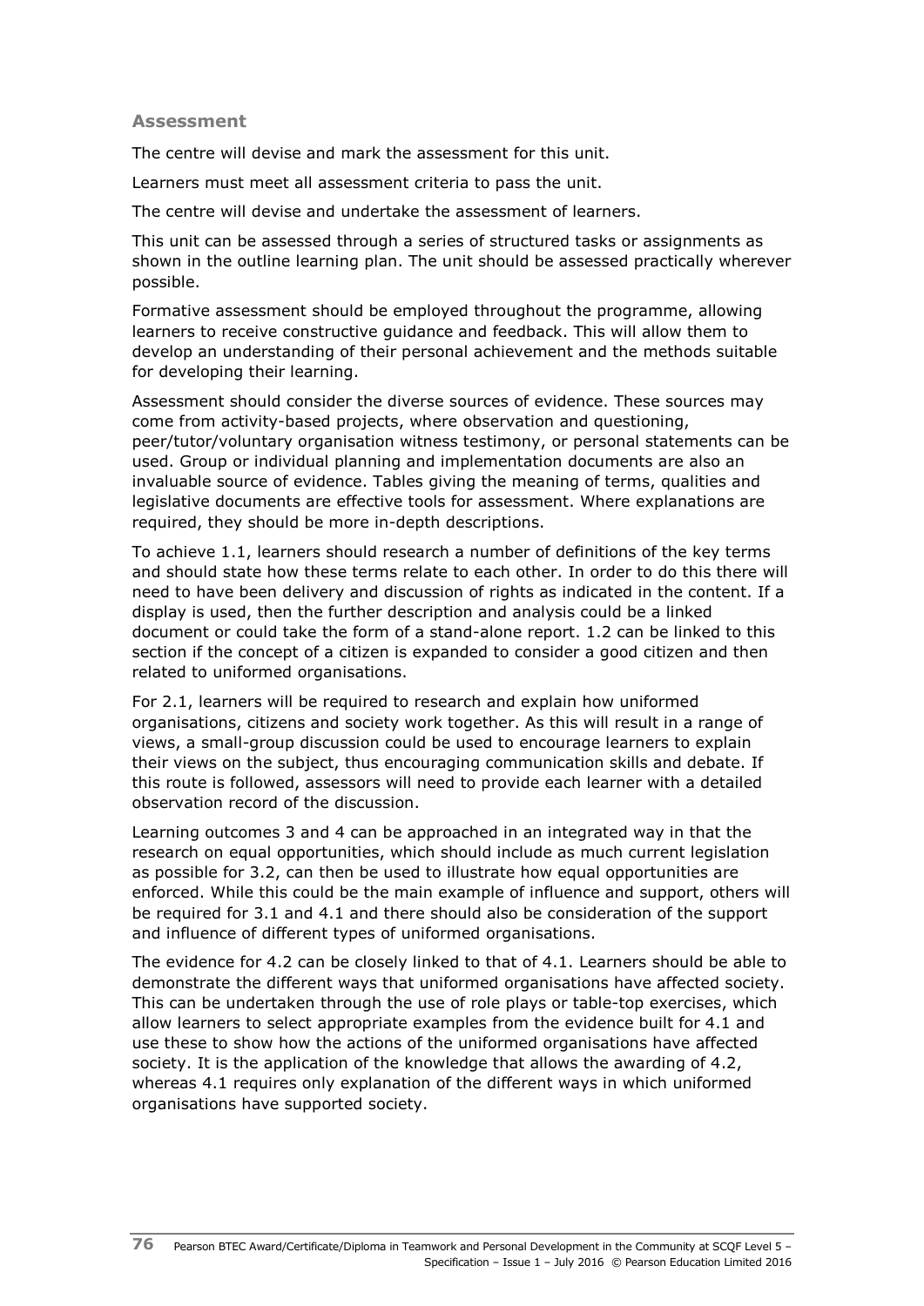### Assessment

The centre will devise and mark the assessment for this unit.

Learners must meet all assessment criteria to pass the unit.

The centre will devise and undertake the assessment of learners.

This unit can be assessed through a series of structured tasks or assignments as shown in the outline learning plan. The unit should be assessed practically wherever possible.

Formative assessment should be employed throughout the programme, allowing learners to receive constructive guidance and feedback. This will allow them to develop an understanding of their personal achievement and the methods suitable for developing their learning.

Assessment should consider the diverse sources of evidence. These sources may come from activity-based projects, where observation and questioning, peer/tutor/voluntary organisation witness testimony, or personal statements can be used. Group or individual planning and implementation documents are also an invaluable source of evidence. Tables giving the meaning of terms, qualities and legislative documents are effective tools for assessment. Where explanations are required, they should be more in-depth descriptions.

To achieve 1.1, learners should research a number of definitions of the key terms and should state how these terms relate to each other. In order to do this there will need to have been delivery and discussion of rights as indicated in the content. If a display is used, then the further description and analysis could be a linked document or could take the form of a stand-alone report. 1.2 can be linked to this section if the concept of a citizen is expanded to consider a good citizen and then related to uniformed organisations.

For 2.1, learners will be required to research and explain how uniformed organisations, citizens and society work together. As this will result in a range of views, a small-group discussion could be used to encourage learners to explain their views on the subject, thus encouraging communication skills and debate. If this route is followed, assessors will need to provide each learner with a detailed observation record of the discussion.

Learning outcomes 3 and 4 can be approached in an integrated way in that the research on equal opportunities, which should include as much current legislation as possible for 3.2, can then be used to illustrate how equal opportunities are enforced. While this could be the main example of influence and support, others will be required for 3.1 and 4.1 and there should also be consideration of the support and influence of different types of uniformed organisations.

The evidence for 4.2 can be closely linked to that of 4.1. Learners should be able to demonstrate the different ways that uniformed organisations have affected society. This can be undertaken through the use of role plays or table-top exercises, which allow learners to select appropriate examples from the evidence built for 4.1 and use these to show how the actions of the uniformed organisations have affected society. It is the application of the knowledge that allows the awarding of 4.2, whereas 4.1 requires only explanation of the different ways in which uniformed organisations have supported society.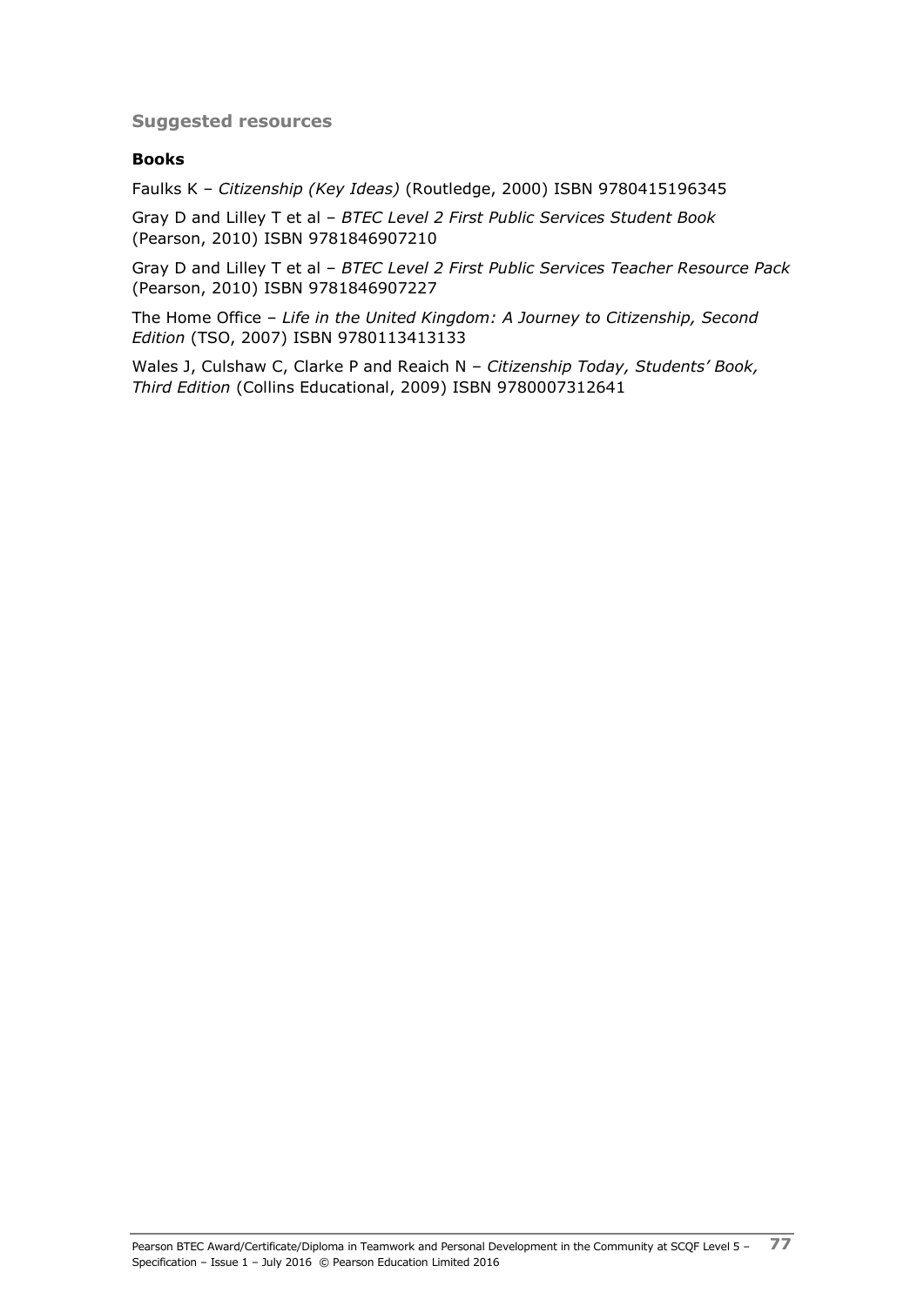## Suggested resources

### Books

Faulks K – *Citizenship (Key Ideas)* (Routledge, 2000) ISBN 9780415196345

Gray D and Lilley T et al – *BTEC Level 2 First Public Services Student Book* (Pearson, 2010) ISBN 9781846907210

Gray D and Lilley T et al – *BTEC Level 2 First Public Services Teacher Resource Pack* (Pearson, 2010) ISBN 9781846907227

The Home Office – *Life in the United Kingdom: A Journey to Citizenship, Second Edition* (TSO, 2007) ISBN 9780113413133

Wales J, Culshaw C, Clarke P and Reaich N – *Citizenship Today, Students' Book, Third Edition* (Collins Educational, 2009) ISBN 9780007312641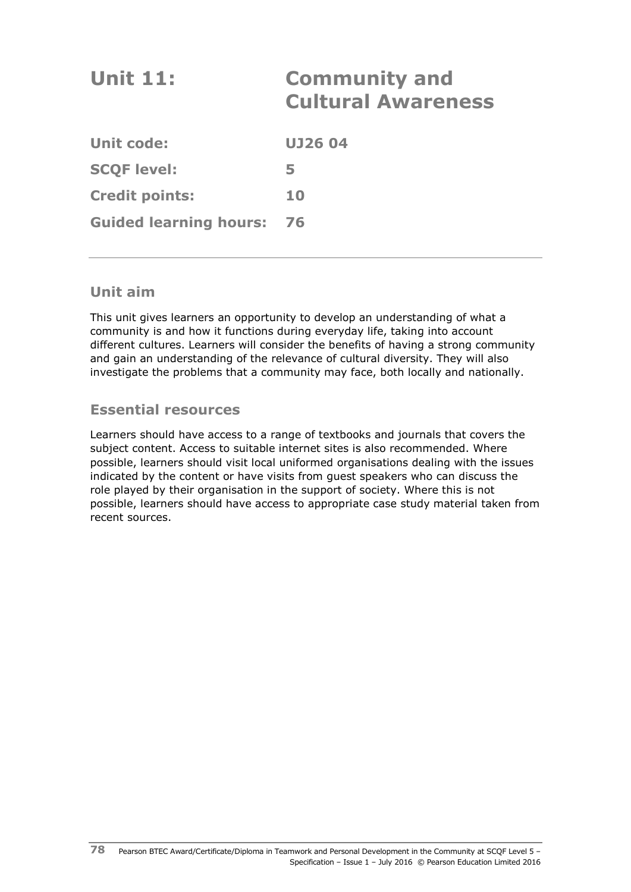# Unit 11: Community and Cultural Awareness

| | |
|---|---|
| **Unit code:** | **UJ26 04** |
| **SCQF level:** | **5** |
| **Credit points:** | **10** |
| **Guided learning hours:** | **76** |

## Unit aim

This unit gives learners an opportunity to develop an understanding of what a community is and how it functions during everyday life, taking into account different cultures. Learners will consider the benefits of having a strong community and gain an understanding of the relevance of cultural diversity. They will also investigate the problems that a community may face, both locally and nationally.

## Essential resources

Learners should have access to a range of textbooks and journals that covers the subject content. Access to suitable internet sites is also recommended. Where possible, learners should visit local uniformed organisations dealing with the issues indicated by the content or have visits from guest speakers who can discuss the role played by their organisation in the support of society. Where this is not possible, learners should have access to appropriate case study material taken from recent sources.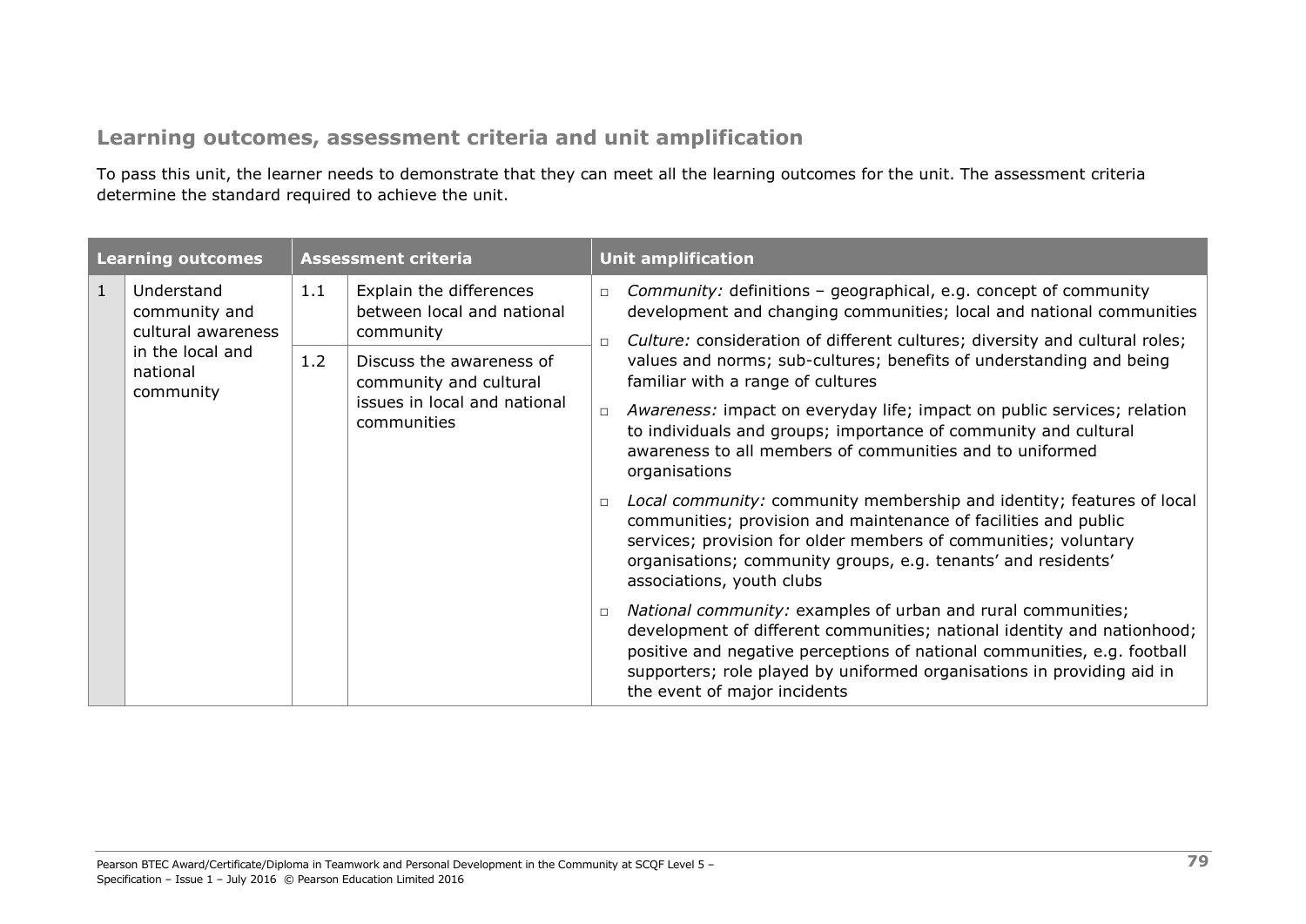## Learning outcomes, assessment criteria and unit amplification

To pass this unit, the learner needs to demonstrate that they can meet all the learning outcomes for the unit. The assessment criteria determine the standard required to achieve the unit.

| Learning outcomes | | Assessment criteria | | Unit amplification |
|---|---|---|---|---|
| 1 | Understand community and cultural awareness in the local and national community | 1.1 | Explain the differences between local and national community | ▫ *Community:* definitions – geographical, e.g. concept of community development and changing communities; local and national communities<br>▫ *Culture:* consideration of different cultures; diversity and cultural roles; values and norms; sub-cultures; benefits of understanding and being familiar with a range of cultures<br>▫ *Awareness:* impact on everyday life; impact on public services; relation to individuals and groups; importance of community and cultural awareness to all members of communities and to uniformed organisations<br>▫ *Local community:* community membership and identity; features of local communities; provision and maintenance of facilities and public services; provision for older members of communities; voluntary organisations; community groups, e.g. tenants' and residents' associations, youth clubs<br>▫ *National community:* examples of urban and rural communities; development of different communities; national identity and nationhood; positive and negative perceptions of national communities, e.g. football supporters; role played by uniformed organisations in providing aid in the event of major incidents |
| | | 1.2 | Discuss the awareness of community and cultural issues in local and national communities | |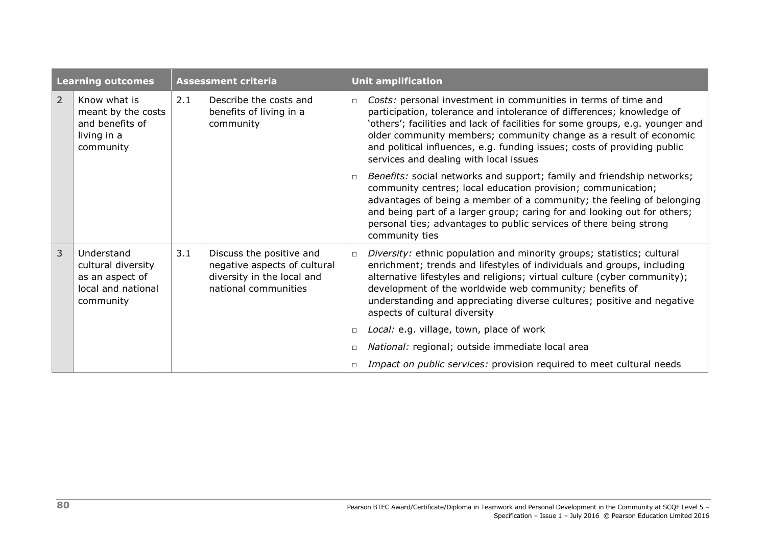| Learning outcomes | | Assessment criteria | | Unit amplification |
|---|---|---|---|---|
| 2 | Know what is meant by the costs and benefits of living in a community | 2.1 | Describe the costs and benefits of living in a community | □ *Costs:* personal investment in communities in terms of time and participation, tolerance and intolerance of differences; knowledge of 'others'; facilities and lack of facilities for some groups, e.g. younger and older community members; community change as a result of economic and political influences, e.g. funding issues; costs of providing public services and dealing with local issues<br>□ *Benefits:* social networks and support; family and friendship networks; community centres; local education provision; communication; advantages of being a member of a community; the feeling of belonging and being part of a larger group; caring for and looking out for others; personal ties; advantages to public services of there being strong community ties |
| 3 | Understand cultural diversity as an aspect of local and national community | 3.1 | Discuss the positive and negative aspects of cultural diversity in the local and national communities | □ *Diversity:* ethnic population and minority groups; statistics; cultural enrichment; trends and lifestyles of individuals and groups, including alternative lifestyles and religions; virtual culture (cyber community); development of the worldwide web community; benefits of understanding and appreciating diverse cultures; positive and negative aspects of cultural diversity<br>□ *Local:* e.g. village, town, place of work<br>□ *National:* regional; outside immediate local area<br>□ *Impact on public services:* provision required to meet cultural needs |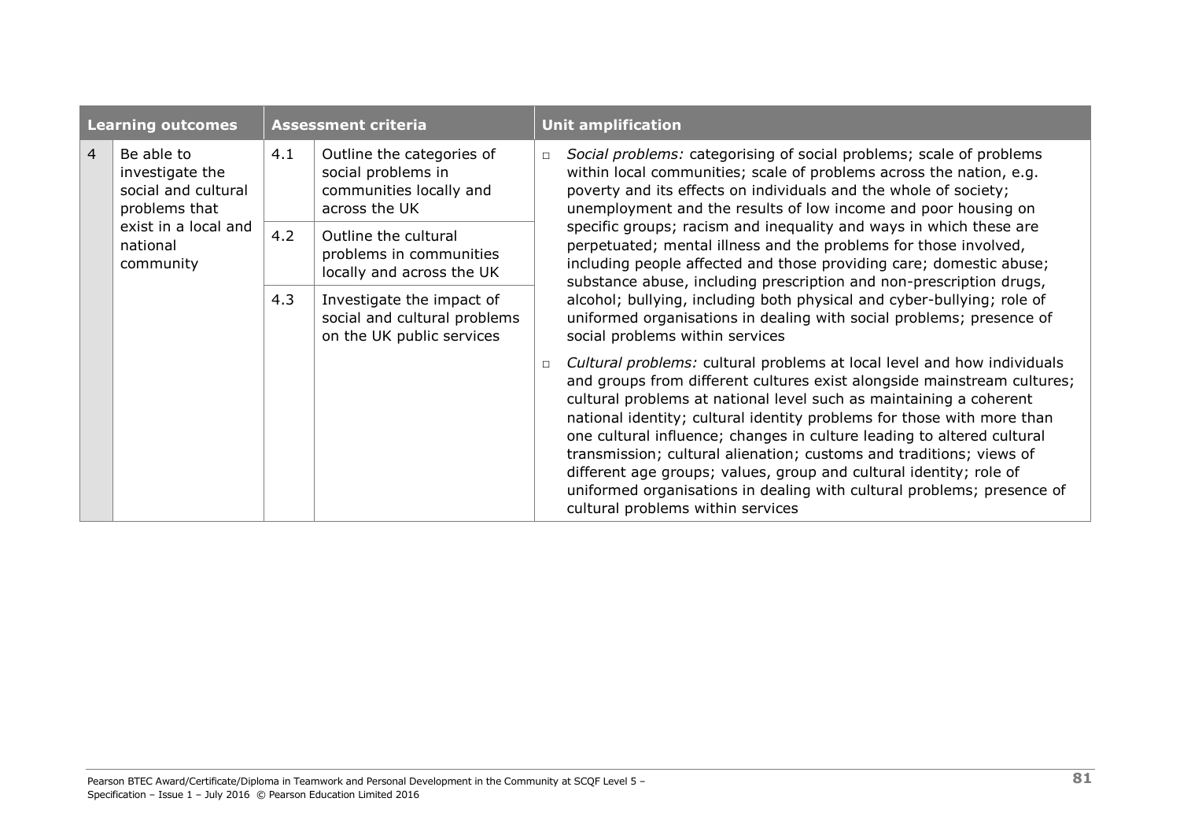| Learning outcomes | | Assessment criteria | | Unit amplification |
|---|---|---|---|---|
| 4 | Be able to investigate the social and cultural problems that exist in a local and national community | 4.1 | Outline the categories of social problems in communities locally and across the UK | ▫ *Social problems:* categorising of social problems; scale of problems within local communities; scale of problems across the nation, e.g. poverty and its effects on individuals and the whole of society; unemployment and the results of low income and poor housing on specific groups; racism and inequality and ways in which these are perpetuated; mental illness and the problems for those involved, including people affected and those providing care; domestic abuse; substance abuse, including prescription and non-prescription drugs, alcohol; bullying, including both physical and cyber-bullying; role of uniformed organisations in dealing with social problems; presence of social problems within services<br><br>▫ *Cultural problems:* cultural problems at local level and how individuals and groups from different cultures exist alongside mainstream cultures; cultural problems at national level such as maintaining a coherent national identity; cultural identity problems for those with more than one cultural influence; changes in culture leading to altered cultural transmission; cultural alienation; customs and traditions; views of different age groups; values, group and cultural identity; role of uniformed organisations in dealing with cultural problems; presence of cultural problems within services |
| | | 4.2 | Outline the cultural problems in communities locally and across the UK | |
| | | 4.3 | Investigate the impact of social and cultural problems on the UK public services | |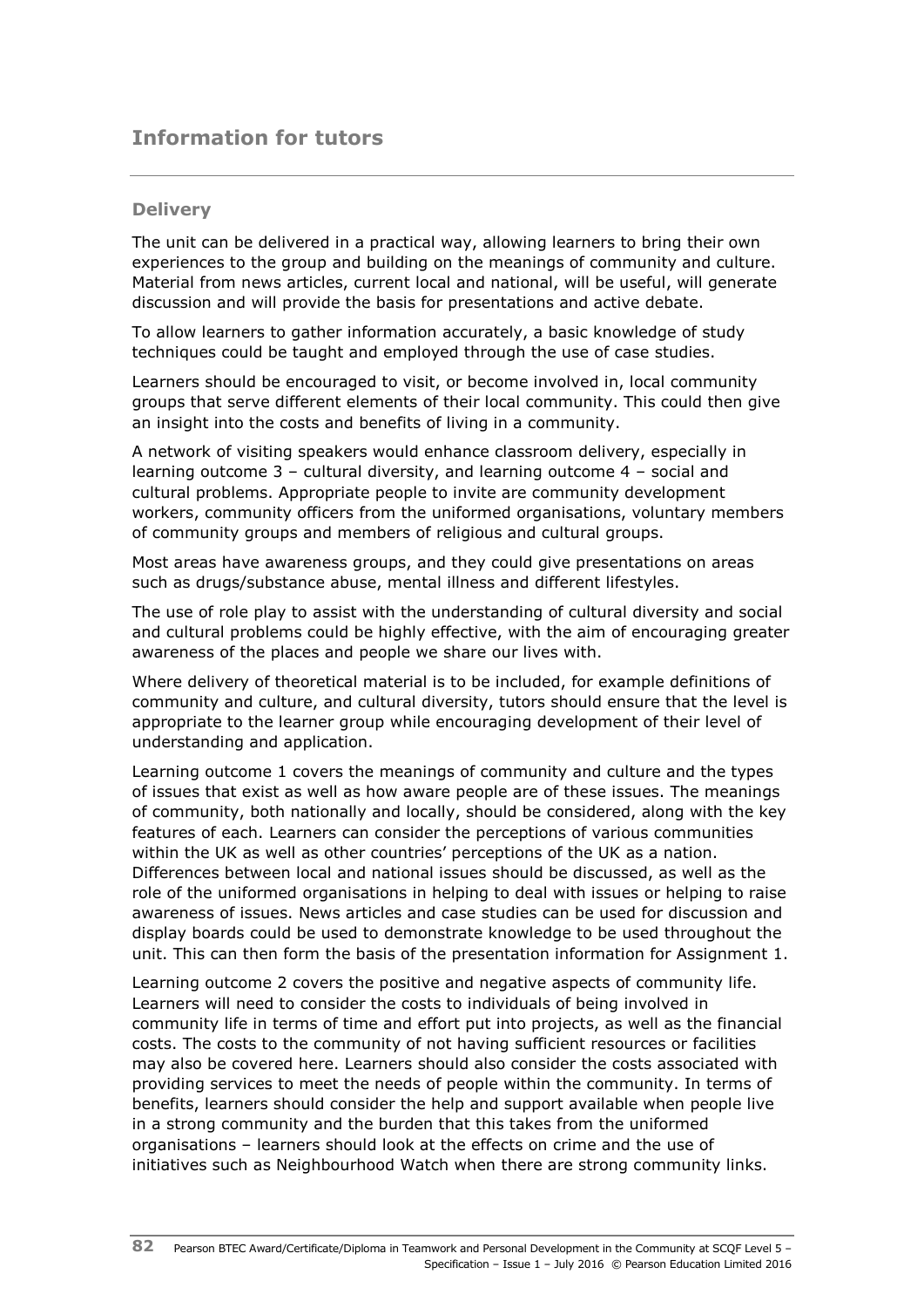# Information for tutors

## Delivery

The unit can be delivered in a practical way, allowing learners to bring their own experiences to the group and building on the meanings of community and culture. Material from news articles, current local and national, will be useful, will generate discussion and will provide the basis for presentations and active debate.

To allow learners to gather information accurately, a basic knowledge of study techniques could be taught and employed through the use of case studies.

Learners should be encouraged to visit, or become involved in, local community groups that serve different elements of their local community. This could then give an insight into the costs and benefits of living in a community.

A network of visiting speakers would enhance classroom delivery, especially in learning outcome 3 – cultural diversity, and learning outcome 4 – social and cultural problems. Appropriate people to invite are community development workers, community officers from the uniformed organisations, voluntary members of community groups and members of religious and cultural groups.

Most areas have awareness groups, and they could give presentations on areas such as drugs/substance abuse, mental illness and different lifestyles.

The use of role play to assist with the understanding of cultural diversity and social and cultural problems could be highly effective, with the aim of encouraging greater awareness of the places and people we share our lives with.

Where delivery of theoretical material is to be included, for example definitions of community and culture, and cultural diversity, tutors should ensure that the level is appropriate to the learner group while encouraging development of their level of understanding and application.

Learning outcome 1 covers the meanings of community and culture and the types of issues that exist as well as how aware people are of these issues. The meanings of community, both nationally and locally, should be considered, along with the key features of each. Learners can consider the perceptions of various communities within the UK as well as other countries' perceptions of the UK as a nation. Differences between local and national issues should be discussed, as well as the role of the uniformed organisations in helping to deal with issues or helping to raise awareness of issues. News articles and case studies can be used for discussion and display boards could be used to demonstrate knowledge to be used throughout the unit. This can then form the basis of the presentation information for Assignment 1.

Learning outcome 2 covers the positive and negative aspects of community life. Learners will need to consider the costs to individuals of being involved in community life in terms of time and effort put into projects, as well as the financial costs. The costs to the community of not having sufficient resources or facilities may also be covered here. Learners should also consider the costs associated with providing services to meet the needs of people within the community. In terms of benefits, learners should consider the help and support available when people live in a strong community and the burden that this takes from the uniformed organisations – learners should look at the effects on crime and the use of initiatives such as Neighbourhood Watch when there are strong community links.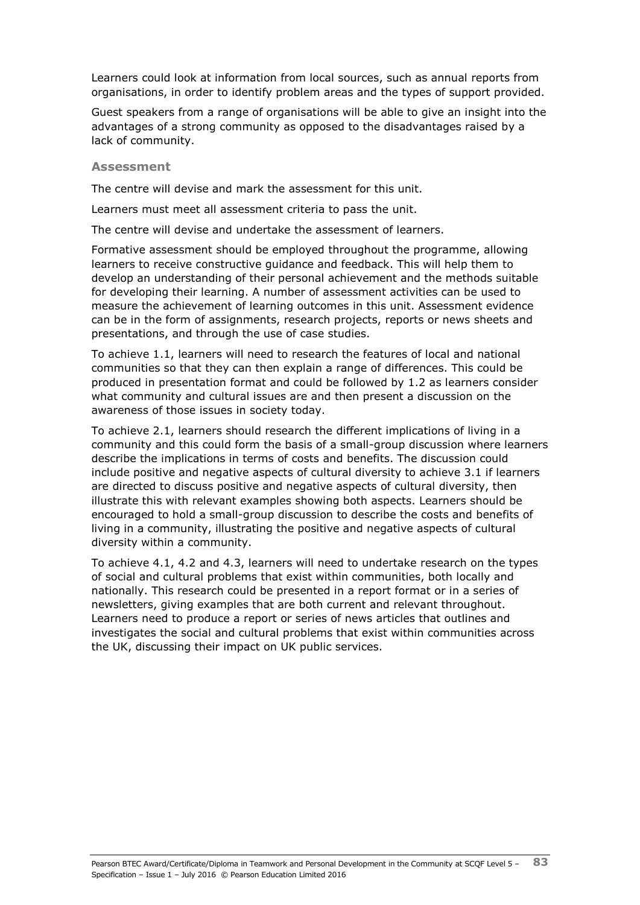Learners could look at information from local sources, such as annual reports from organisations, in order to identify problem areas and the types of support provided.

Guest speakers from a range of organisations will be able to give an insight into the advantages of a strong community as opposed to the disadvantages raised by a lack of community.

### Assessment

The centre will devise and mark the assessment for this unit.

Learners must meet all assessment criteria to pass the unit.

The centre will devise and undertake the assessment of learners.

Formative assessment should be employed throughout the programme, allowing learners to receive constructive guidance and feedback. This will help them to develop an understanding of their personal achievement and the methods suitable for developing their learning. A number of assessment activities can be used to measure the achievement of learning outcomes in this unit. Assessment evidence can be in the form of assignments, research projects, reports or news sheets and presentations, and through the use of case studies.

To achieve 1.1, learners will need to research the features of local and national communities so that they can then explain a range of differences. This could be produced in presentation format and could be followed by 1.2 as learners consider what community and cultural issues are and then present a discussion on the awareness of those issues in society today.

To achieve 2.1, learners should research the different implications of living in a community and this could form the basis of a small-group discussion where learners describe the implications in terms of costs and benefits. The discussion could include positive and negative aspects of cultural diversity to achieve 3.1 if learners are directed to discuss positive and negative aspects of cultural diversity, then illustrate this with relevant examples showing both aspects. Learners should be encouraged to hold a small-group discussion to describe the costs and benefits of living in a community, illustrating the positive and negative aspects of cultural diversity within a community.

To achieve 4.1, 4.2 and 4.3, learners will need to undertake research on the types of social and cultural problems that exist within communities, both locally and nationally. This research could be presented in a report format or in a series of newsletters, giving examples that are both current and relevant throughout. Learners need to produce a report or series of news articles that outlines and investigates the social and cultural problems that exist within communities across the UK, discussing their impact on UK public services.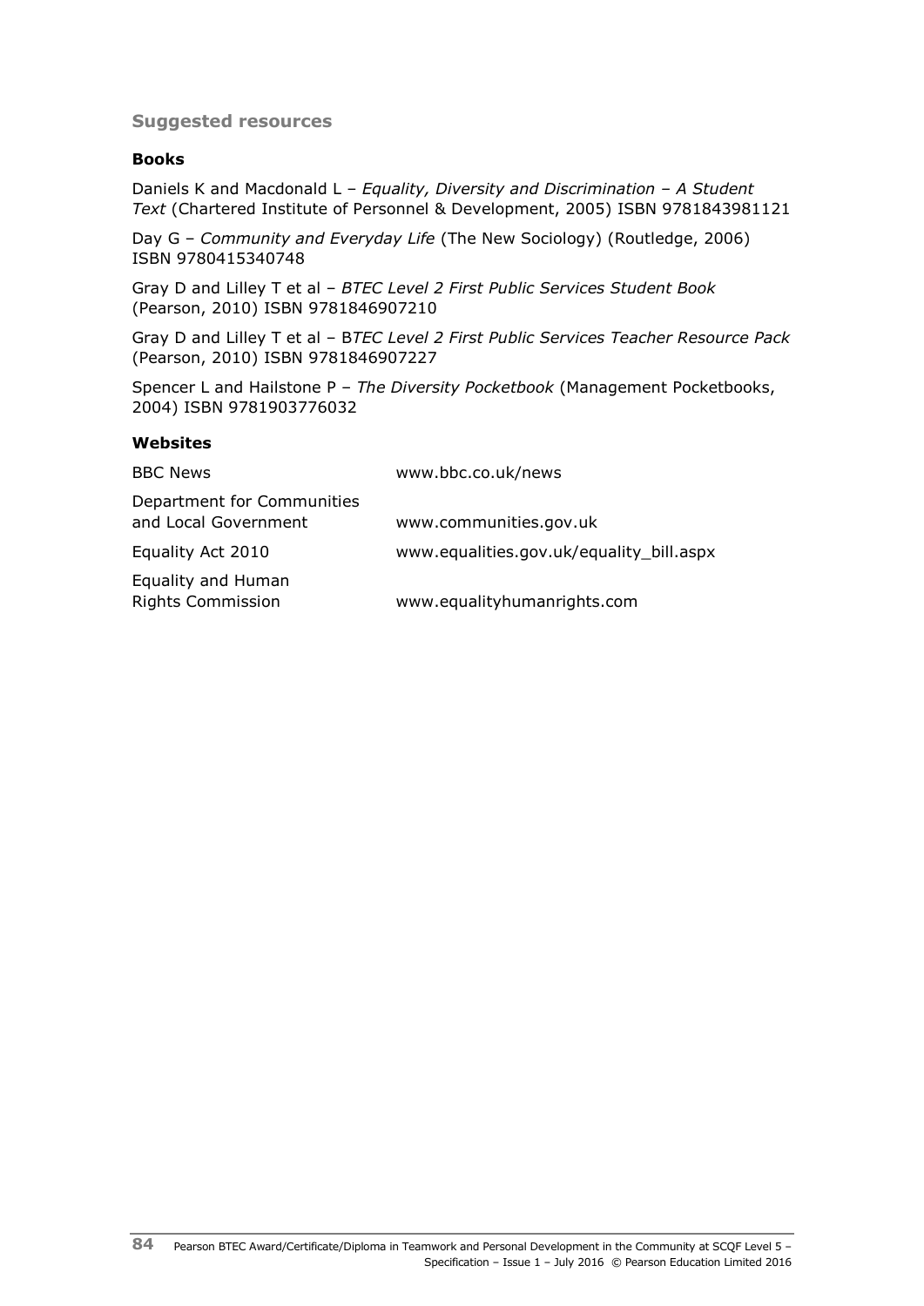## Suggested resources

### Books

Daniels K and Macdonald L – *Equality, Diversity and Discrimination – A Student Text* (Chartered Institute of Personnel & Development, 2005) ISBN 9781843981121

Day G – *Community and Everyday Life* (The New Sociology) (Routledge, 2006) ISBN 9780415340748

Gray D and Lilley T et al – *BTEC Level 2 First Public Services Student Book* (Pearson, 2010) ISBN 9781846907210

Gray D and Lilley T et al – B*TEC Level 2 First Public Services Teacher Resource Pack* (Pearson, 2010) ISBN 9781846907227

Spencer L and Hailstone P – *The Diversity Pocketbook* (Management Pocketbooks, 2004) ISBN 9781903776032

### Websites

| | |
|---|---|
| BBC News | www.bbc.co.uk/news |
| Department for Communities and Local Government | www.communities.gov.uk |
| Equality Act 2010 | www.equalities.gov.uk/equality_bill.aspx |
| Equality and Human Rights Commission | www.equalityhumanrights.com |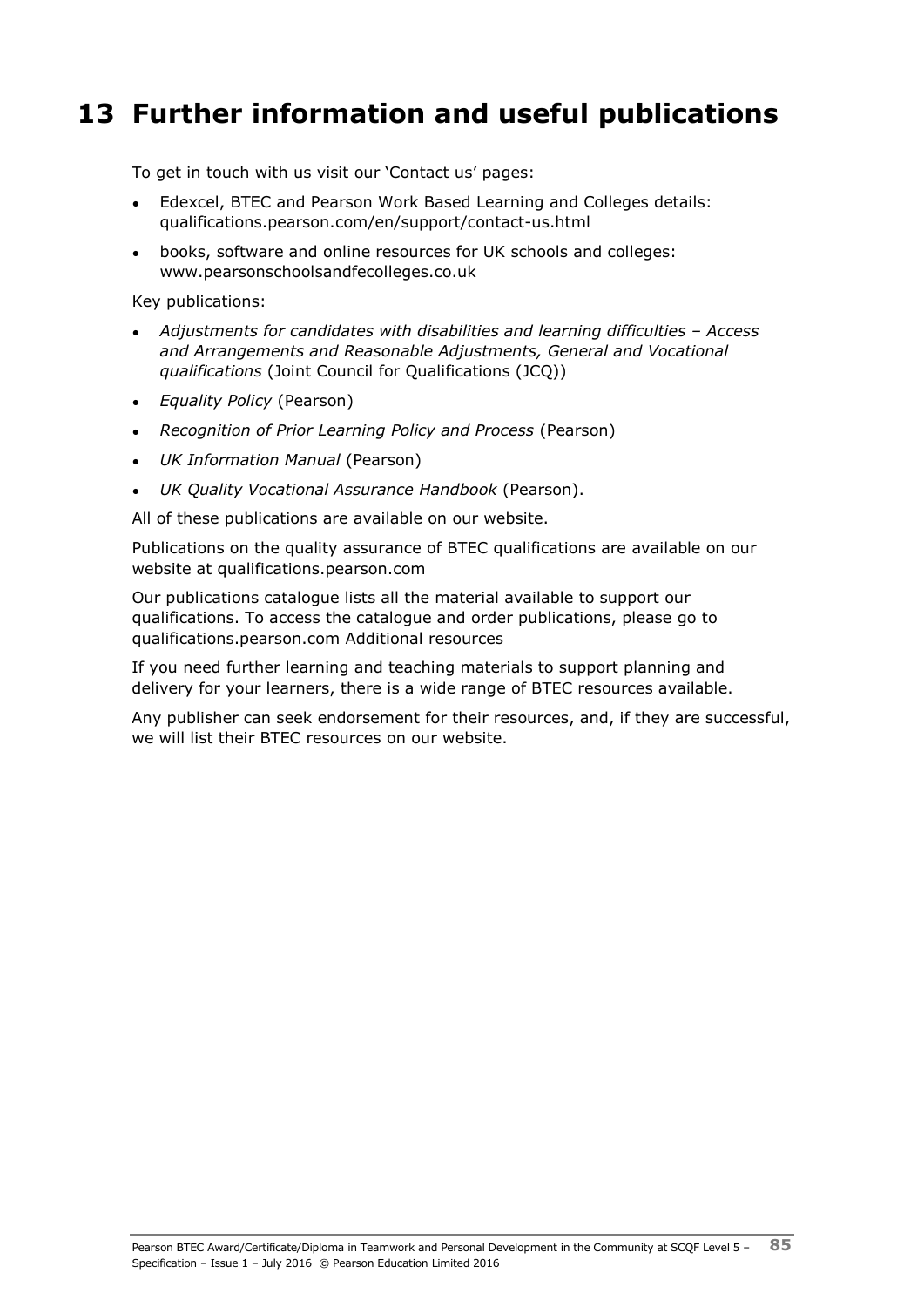# 13 Further information and useful publications

To get in touch with us visit our 'Contact us' pages:

- Edexcel, BTEC and Pearson Work Based Learning and Colleges details: qualifications.pearson.com/en/support/contact-us.html
- books, software and online resources for UK schools and colleges: www.pearsonschoolsandfecolleges.co.uk

Key publications:

- *Adjustments for candidates with disabilities and learning difficulties – Access and Arrangements and Reasonable Adjustments, General and Vocational qualifications* (Joint Council for Qualifications (JCQ))
- *Equality Policy* (Pearson)
- *Recognition of Prior Learning Policy and Process* (Pearson)
- *UK Information Manual* (Pearson)
- *UK Quality Vocational Assurance Handbook* (Pearson).

All of these publications are available on our website.

Publications on the quality assurance of BTEC qualifications are available on our website at qualifications.pearson.com

Our publications catalogue lists all the material available to support our qualifications. To access the catalogue and order publications, please go to qualifications.pearson.com Additional resources

If you need further learning and teaching materials to support planning and delivery for your learners, there is a wide range of BTEC resources available.

Any publisher can seek endorsement for their resources, and, if they are successful, we will list their BTEC resources on our website.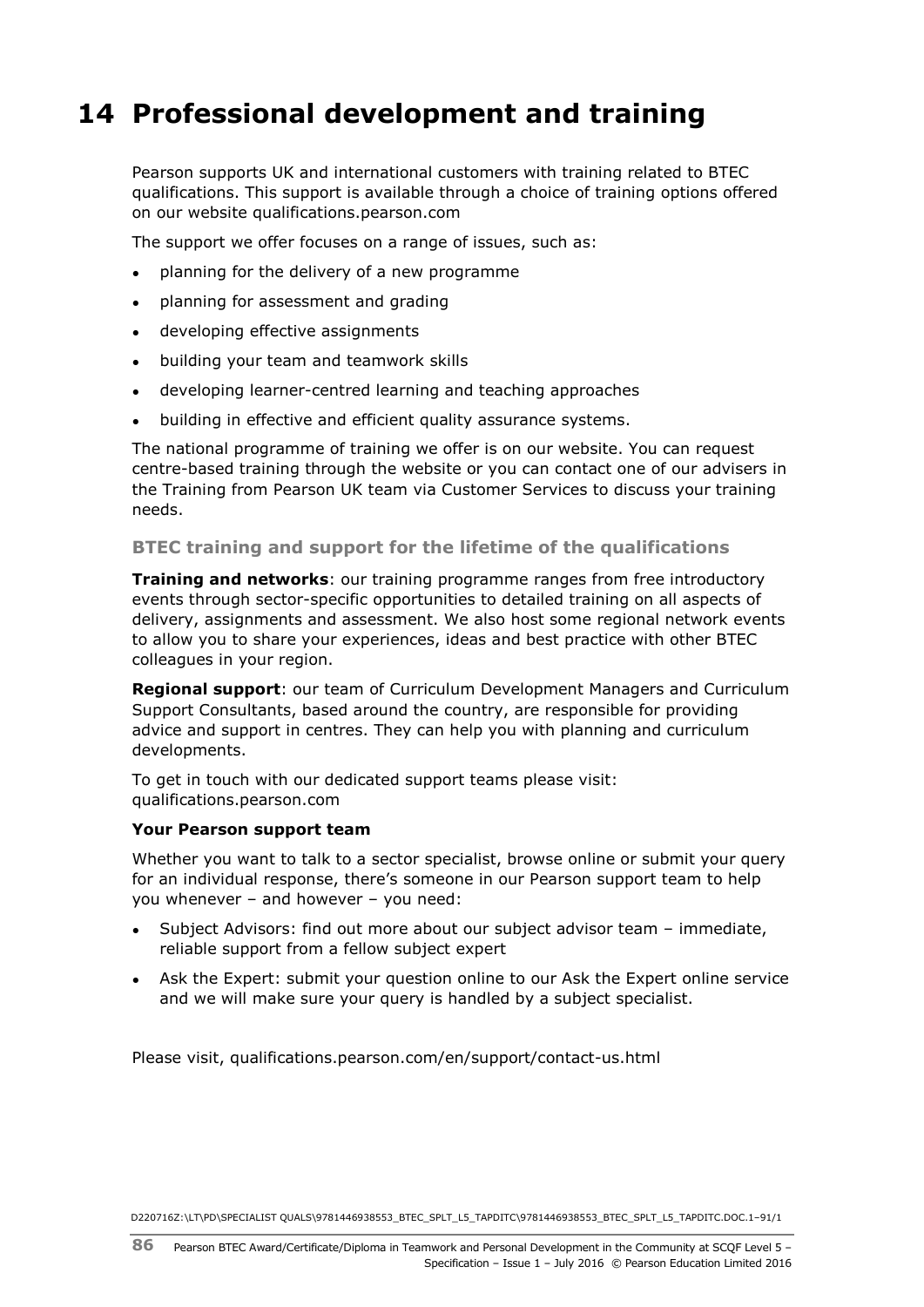# 14 Professional development and training

Pearson supports UK and international customers with training related to BTEC qualifications. This support is available through a choice of training options offered on our website qualifications.pearson.com

The support we offer focuses on a range of issues, such as:

- planning for the delivery of a new programme
- planning for assessment and grading
- developing effective assignments
- building your team and teamwork skills
- developing learner-centred learning and teaching approaches
- building in effective and efficient quality assurance systems.

The national programme of training we offer is on our website. You can request centre-based training through the website or you can contact one of our advisers in the Training from Pearson UK team via Customer Services to discuss your training needs.

### BTEC training and support for the lifetime of the qualifications

**Training and networks**: our training programme ranges from free introductory events through sector-specific opportunities to detailed training on all aspects of delivery, assignments and assessment. We also host some regional network events to allow you to share your experiences, ideas and best practice with other BTEC colleagues in your region.

**Regional support**: our team of Curriculum Development Managers and Curriculum Support Consultants, based around the country, are responsible for providing advice and support in centres. They can help you with planning and curriculum developments.

To get in touch with our dedicated support teams please visit: qualifications.pearson.com

**Your Pearson support team**

Whether you want to talk to a sector specialist, browse online or submit your query for an individual response, there's someone in our Pearson support team to help you whenever – and however – you need:

- Subject Advisors: find out more about our subject advisor team – immediate, reliable support from a fellow subject expert
- Ask the Expert: submit your question online to our Ask the Expert online service and we will make sure your query is handled by a subject specialist.

Please visit, qualifications.pearson.com/en/support/contact-us.html

D220716Z:\LT\PD\SPECIALIST QUALS\9781446938553_BTEC_SPLT_L5_TAPDITC\9781446938553_BTEC_SPLT_L5_TAPDITC.DOC.1–91/1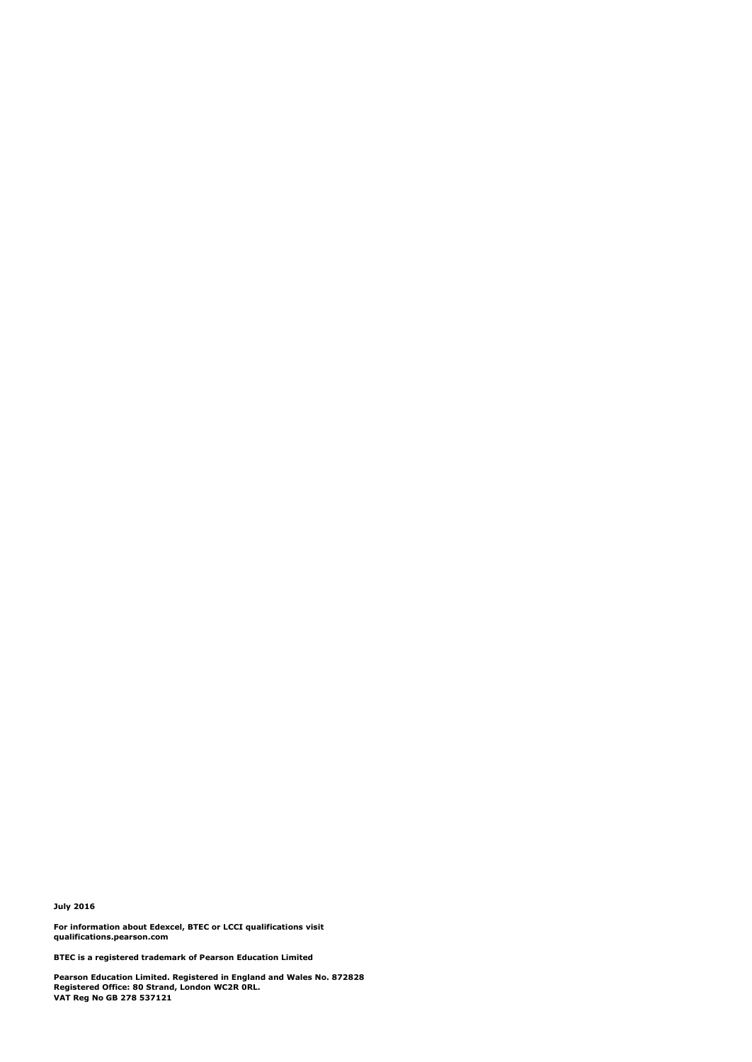**July 2016**

**For information about Edexcel, BTEC or LCCI qualifications visit qualifications.pearson.com**

**BTEC is a registered trademark of Pearson Education Limited**

**Pearson Education Limited. Registered in England and Wales No. 872828**
**Registered Office: 80 Strand, London WC2R 0RL.**
**VAT Reg No GB 278 537121**